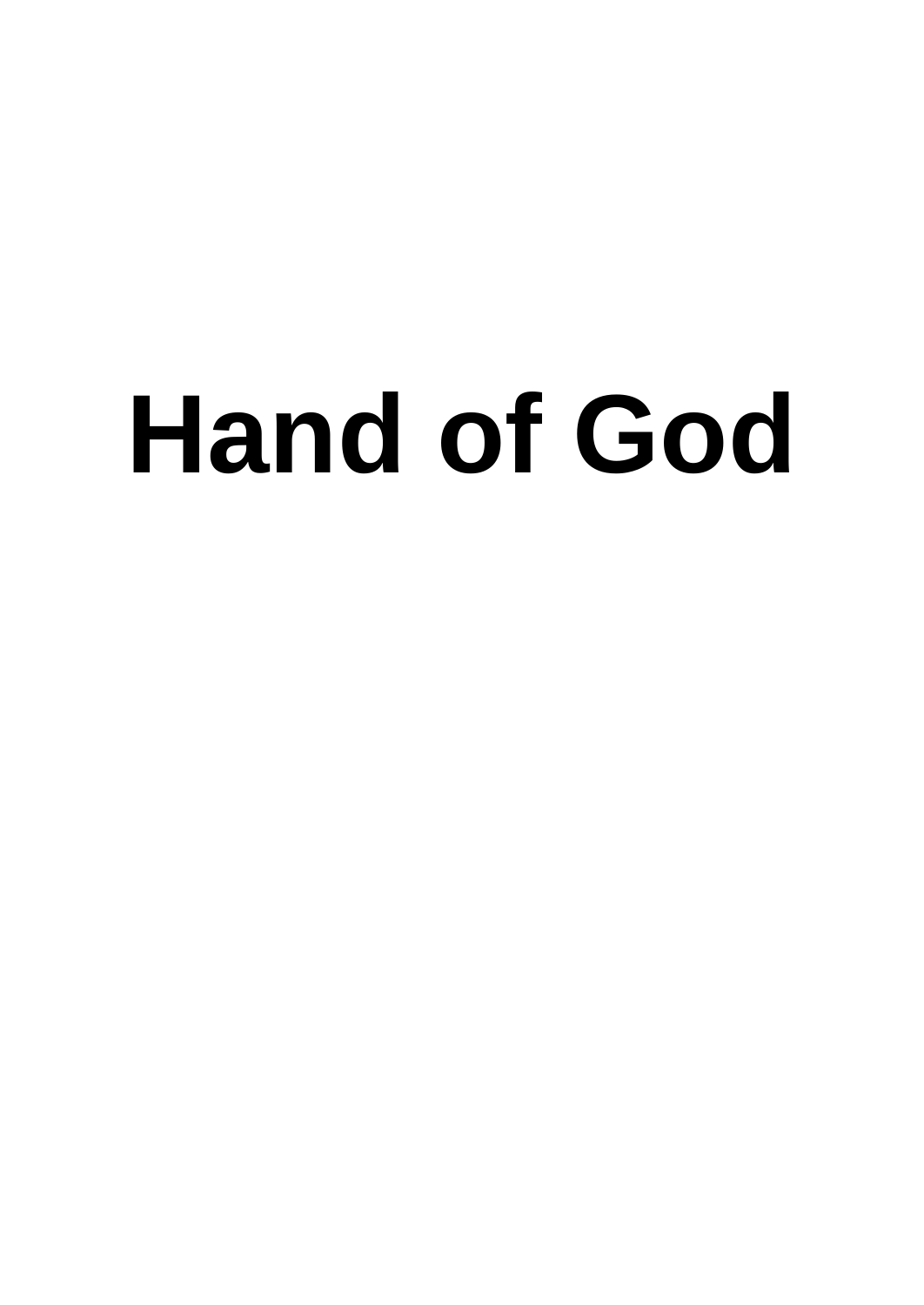# Hand of God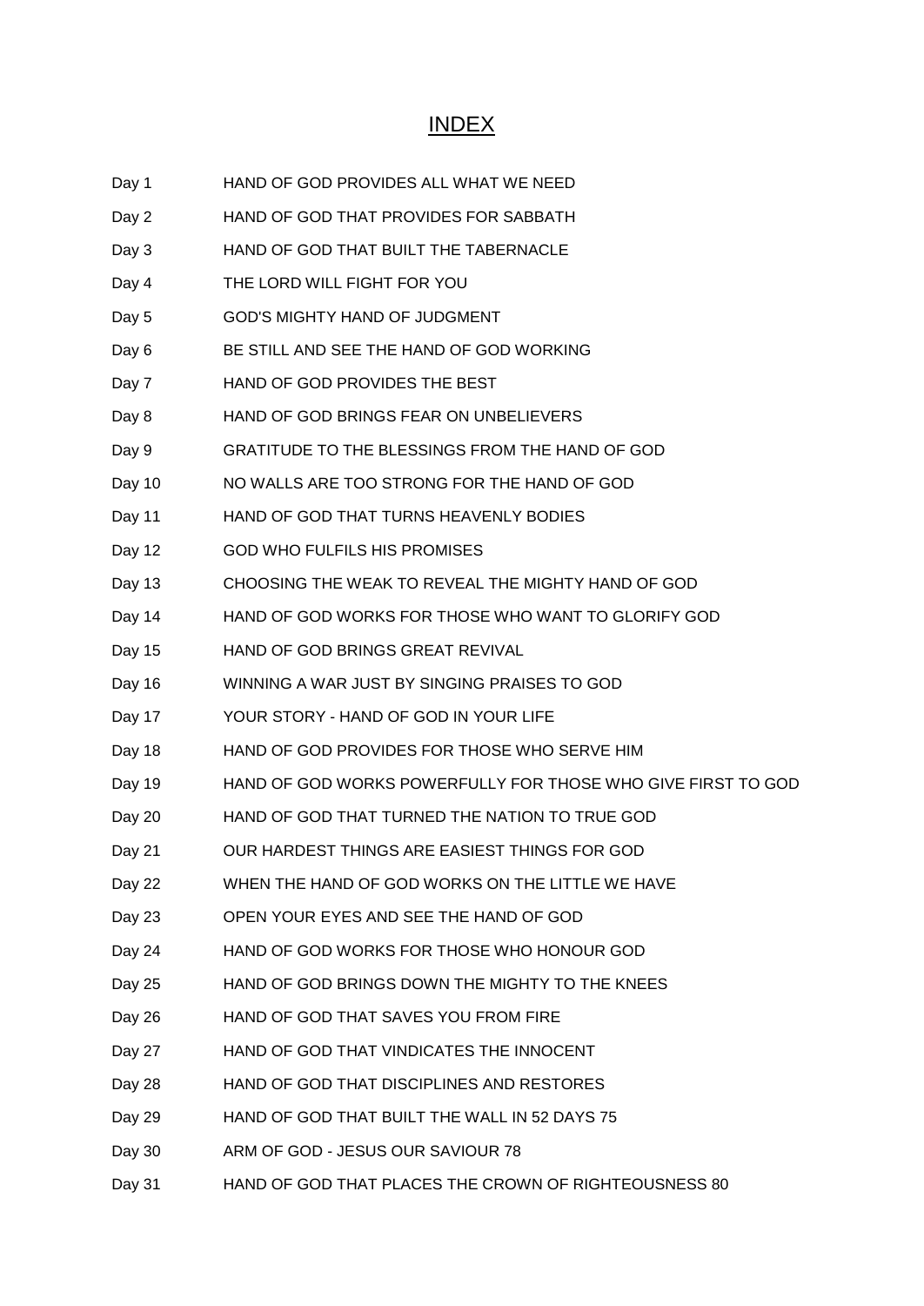# INDEX

| | |
|---|---|
| Day 1 | HAND OF GOD PROVIDES ALL WHAT WE NEED |
| Day 2 | HAND OF GOD THAT PROVIDES FOR SABBATH |
| Day 3 | HAND OF GOD THAT BUILT THE TABERNACLE |
| Day 4 | THE LORD WILL FIGHT FOR YOU |
| Day 5 | GOD'S MIGHTY HAND OF JUDGMENT |
| Day 6 | BE STILL AND SEE THE HAND OF GOD WORKING |
| Day 7 | HAND OF GOD PROVIDES THE BEST |
| Day 8 | HAND OF GOD BRINGS FEAR ON UNBELIEVERS |
| Day 9 | GRATITUDE TO THE BLESSINGS FROM THE HAND OF GOD |
| Day 10 | NO WALLS ARE TOO STRONG FOR THE HAND OF GOD |
| Day 11 | HAND OF GOD THAT TURNS HEAVENLY BODIES |
| Day 12 | GOD WHO FULFILS HIS PROMISES |
| Day 13 | CHOOSING THE WEAK TO REVEAL THE MIGHTY HAND OF GOD |
| Day 14 | HAND OF GOD WORKS FOR THOSE WHO WANT TO GLORIFY GOD |
| Day 15 | HAND OF GOD BRINGS GREAT REVIVAL |
| Day 16 | WINNING A WAR JUST BY SINGING PRAISES TO GOD |
| Day 17 | YOUR STORY - HAND OF GOD IN YOUR LIFE |
| Day 18 | HAND OF GOD PROVIDES FOR THOSE WHO SERVE HIM |
| Day 19 | HAND OF GOD WORKS POWERFULLY FOR THOSE WHO GIVE FIRST TO GOD |
| Day 20 | HAND OF GOD THAT TURNED THE NATION TO TRUE GOD |
| Day 21 | OUR HARDEST THINGS ARE EASIEST THINGS FOR GOD |
| Day 22 | WHEN THE HAND OF GOD WORKS ON THE LITTLE WE HAVE |
| Day 23 | OPEN YOUR EYES AND SEE THE HAND OF GOD |
| Day 24 | HAND OF GOD WORKS FOR THOSE WHO HONOUR GOD |
| Day 25 | HAND OF GOD BRINGS DOWN THE MIGHTY TO THE KNEES |
| Day 26 | HAND OF GOD THAT SAVES YOU FROM FIRE |
| Day 27 | HAND OF GOD THAT VINDICATES THE INNOCENT |
| Day 28 | HAND OF GOD THAT DISCIPLINES AND RESTORES |
| Day 29 | HAND OF GOD THAT BUILT THE WALL IN 52 DAYS 75 |
| Day 30 | ARM OF GOD - JESUS OUR SAVIOUR 78 |
| Day 31 | HAND OF GOD THAT PLACES THE CROWN OF RIGHTEOUSNESS 80 |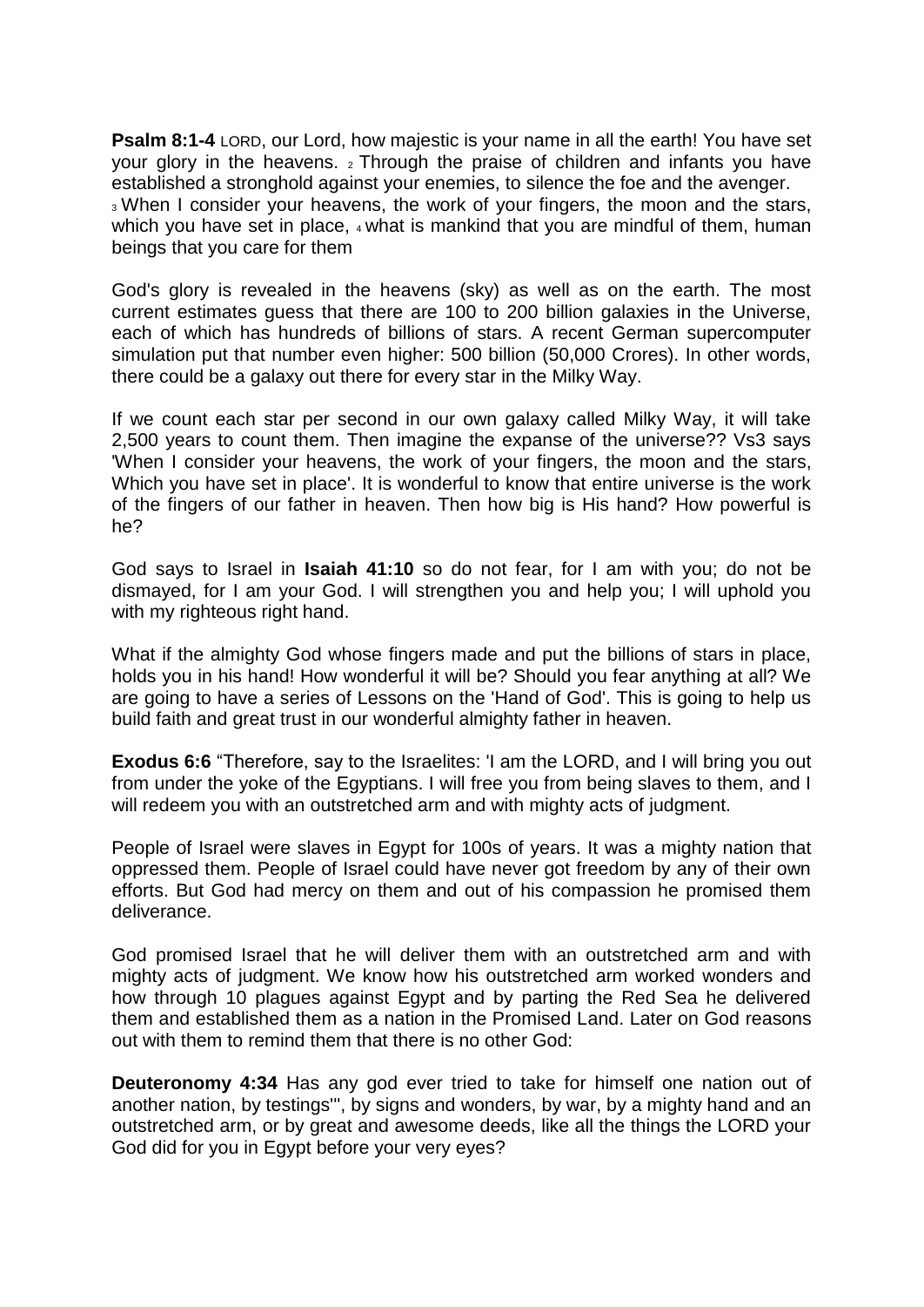**Psalm 8:1-4** LORD, our Lord, how majestic is your name in all the earth! You have set your glory in the heavens. 2 Through the praise of children and infants you have established a stronghold against your enemies, to silence the foe and the avenger. 3 When I consider your heavens, the work of your fingers, the moon and the stars, which you have set in place, 4 what is mankind that you are mindful of them, human beings that you care for them

God's glory is revealed in the heavens (sky) as well as on the earth. The most current estimates guess that there are 100 to 200 billion galaxies in the Universe, each of which has hundreds of billions of stars. A recent German supercomputer simulation put that number even higher: 500 billion (50,000 Crores). In other words, there could be a galaxy out there for every star in the Milky Way.

If we count each star per second in our own galaxy called Milky Way, it will take 2,500 years to count them. Then imagine the expanse of the universe?? Vs3 says 'When I consider your heavens, the work of your fingers, the moon and the stars, Which you have set in place'. It is wonderful to know that entire universe is the work of the fingers of our father in heaven. Then how big is His hand? How powerful is he?

God says to Israel in **Isaiah 41:10** so do not fear, for I am with you; do not be dismayed, for I am your God. I will strengthen you and help you; I will uphold you with my righteous right hand.

What if the almighty God whose fingers made and put the billions of stars in place, holds you in his hand! How wonderful it will be? Should you fear anything at all? We are going to have a series of Lessons on the 'Hand of God'. This is going to help us build faith and great trust in our wonderful almighty father in heaven.

**Exodus 6:6** "Therefore, say to the Israelites: 'I am the LORD, and I will bring you out from under the yoke of the Egyptians. I will free you from being slaves to them, and I will redeem you with an outstretched arm and with mighty acts of judgment.

People of Israel were slaves in Egypt for 100s of years. It was a mighty nation that oppressed them. People of Israel could have never got freedom by any of their own efforts. But God had mercy on them and out of his compassion he promised them deliverance.

God promised Israel that he will deliver them with an outstretched arm and with mighty acts of judgment. We know how his outstretched arm worked wonders and how through 10 plagues against Egypt and by parting the Red Sea he delivered them and established them as a nation in the Promised Land. Later on God reasons out with them to remind them that there is no other God:

**Deuteronomy 4:34** Has any god ever tried to take for himself one nation out of another nation, by testings'", by signs and wonders, by war, by a mighty hand and an outstretched arm, or by great and awesome deeds, like all the things the LORD your God did for you in Egypt before your very eyes?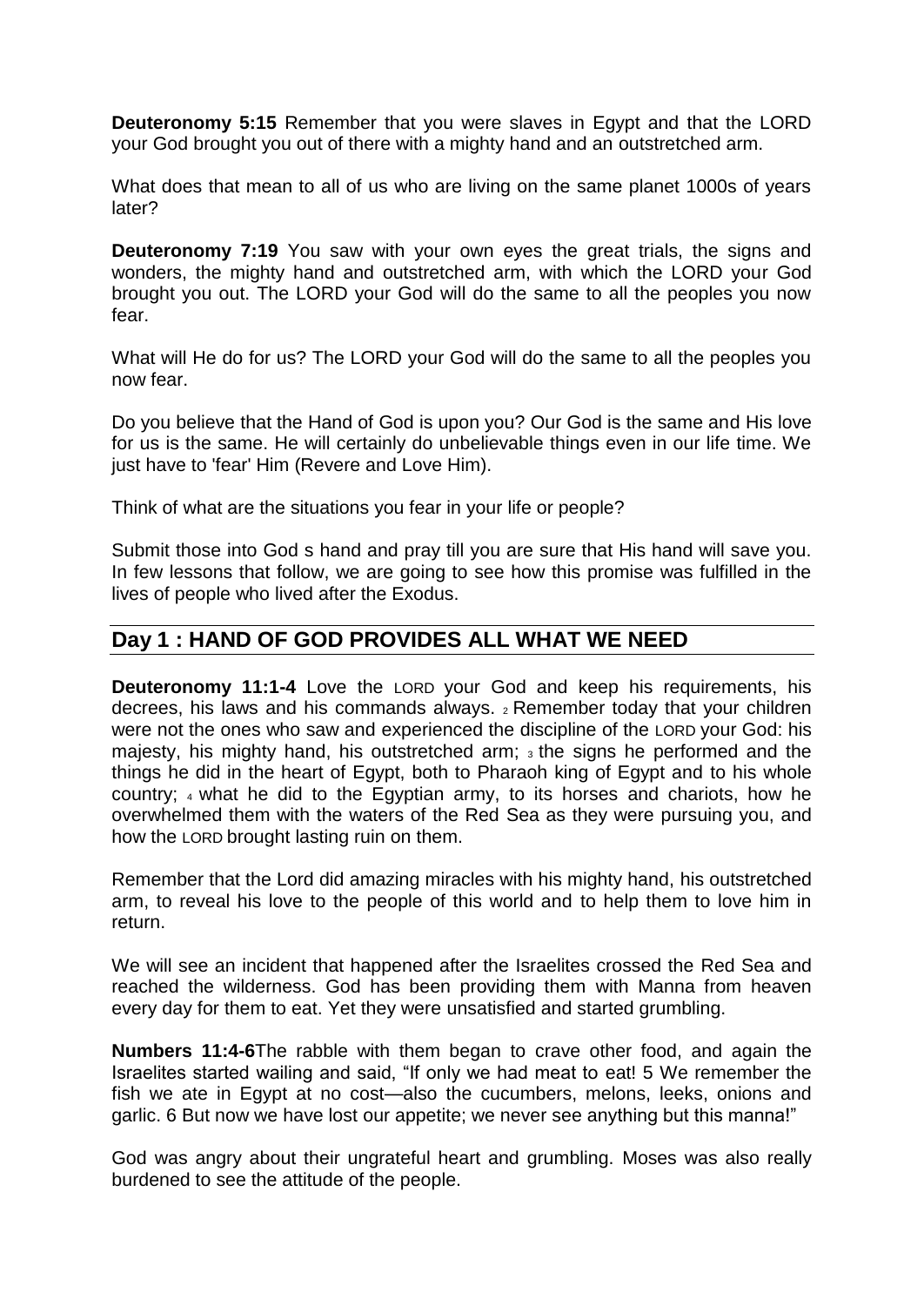**Deuteronomy 5:15** Remember that you were slaves in Egypt and that the LORD your God brought you out of there with a mighty hand and an outstretched arm.

What does that mean to all of us who are living on the same planet 1000s of years later?

**Deuteronomy 7:19** You saw with your own eyes the great trials, the signs and wonders, the mighty hand and outstretched arm, with which the LORD your God brought you out. The LORD your God will do the same to all the peoples you now fear.

What will He do for us? The LORD your God will do the same to all the peoples you now fear.

Do you believe that the Hand of God is upon you? Our God is the same and His love for us is the same. He will certainly do unbelievable things even in our life time. We just have to 'fear' Him (Revere and Love Him).

Think of what are the situations you fear in your life or people?

Submit those into God s hand and pray till you are sure that His hand will save you. In few lessons that follow, we are going to see how this promise was fulfilled in the lives of people who lived after the Exodus.

## Day 1 : HAND OF GOD PROVIDES ALL WHAT WE NEED

**Deuteronomy 11:1-4** Love the LORD your God and keep his requirements, his decrees, his laws and his commands always. 2 Remember today that your children were not the ones who saw and experienced the discipline of the LORD your God: his majesty, his mighty hand, his outstretched arm; 3 the signs he performed and the things he did in the heart of Egypt, both to Pharaoh king of Egypt and to his whole country; 4 what he did to the Egyptian army, to its horses and chariots, how he overwhelmed them with the waters of the Red Sea as they were pursuing you, and how the LORD brought lasting ruin on them.

Remember that the Lord did amazing miracles with his mighty hand, his outstretched arm, to reveal his love to the people of this world and to help them to love him in return.

We will see an incident that happened after the Israelites crossed the Red Sea and reached the wilderness. God has been providing them with Manna from heaven every day for them to eat. Yet they were unsatisfied and started grumbling.

**Numbers 11:4-6**The rabble with them began to crave other food, and again the Israelites started wailing and said, "If only we had meat to eat! 5 We remember the fish we ate in Egypt at no cost—also the cucumbers, melons, leeks, onions and garlic. 6 But now we have lost our appetite; we never see anything but this manna!"

God was angry about their ungrateful heart and grumbling. Moses was also really burdened to see the attitude of the people.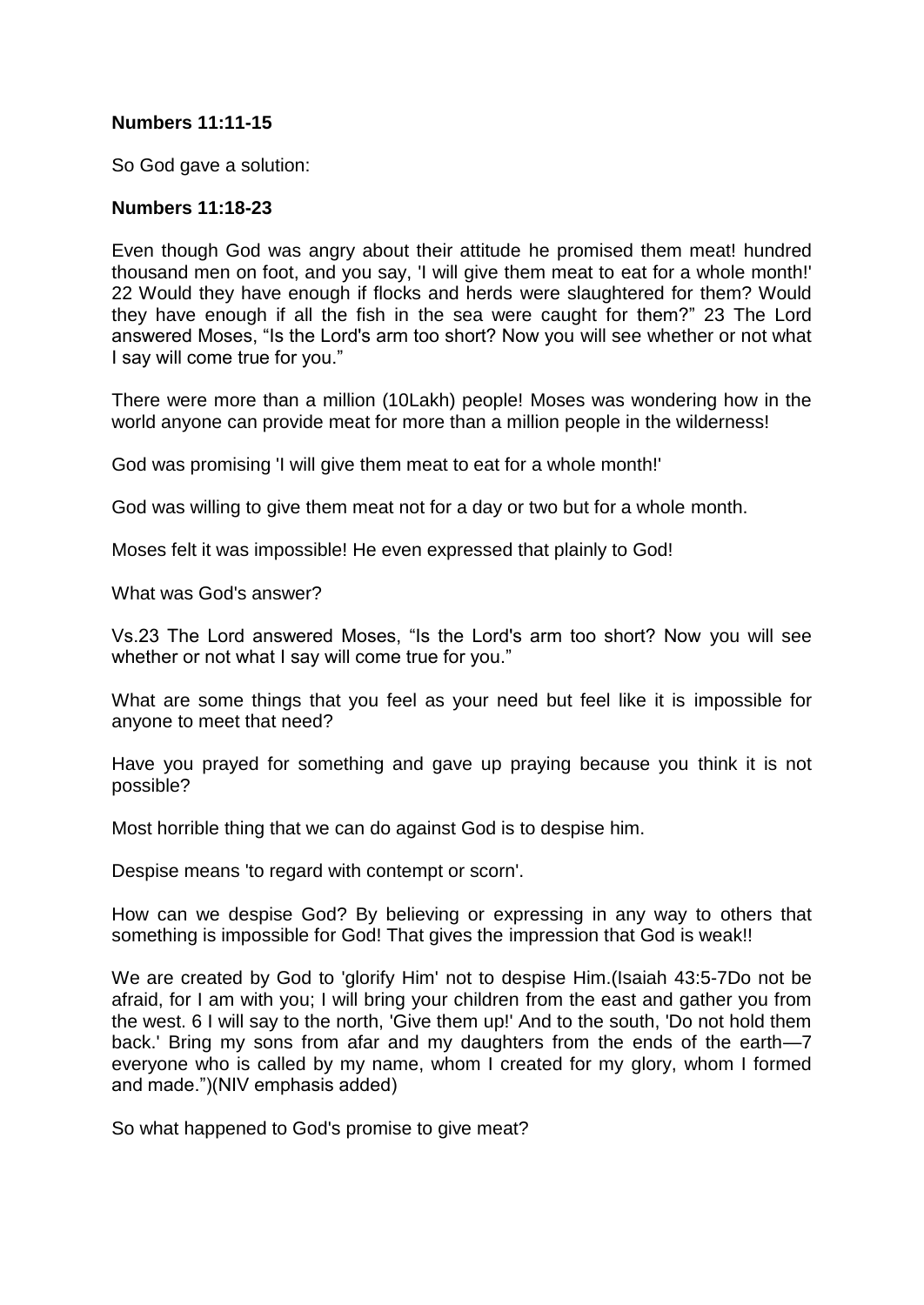**Numbers 11:11-15**

So God gave a solution:

**Numbers 11:18-23**

Even though God was angry about their attitude he promised them meat! hundred thousand men on foot, and you say, 'I will give them meat to eat for a whole month!' 22 Would they have enough if flocks and herds were slaughtered for them? Would they have enough if all the fish in the sea were caught for them?" 23 The Lord answered Moses, "Is the Lord's arm too short? Now you will see whether or not what I say will come true for you."

There were more than a million (10Lakh) people! Moses was wondering how in the world anyone can provide meat for more than a million people in the wilderness!

God was promising 'I will give them meat to eat for a whole month!'

God was willing to give them meat not for a day or two but for a whole month.

Moses felt it was impossible! He even expressed that plainly to God!

What was God's answer?

Vs.23 The Lord answered Moses, "Is the Lord's arm too short? Now you will see whether or not what I say will come true for you."

What are some things that you feel as your need but feel like it is impossible for anyone to meet that need?

Have you prayed for something and gave up praying because you think it is not possible?

Most horrible thing that we can do against God is to despise him.

Despise means 'to regard with contempt or scorn'.

How can we despise God? By believing or expressing in any way to others that something is impossible for God! That gives the impression that God is weak!!

We are created by God to 'glorify Him' not to despise Him.(Isaiah 43:5-7Do not be afraid, for I am with you; I will bring your children from the east and gather you from the west. 6 I will say to the north, 'Give them up!' And to the south, 'Do not hold them back.' Bring my sons from afar and my daughters from the ends of the earth—7 everyone who is called by my name, whom I created for my glory, whom I formed and made.")(NIV emphasis added)

So what happened to God's promise to give meat?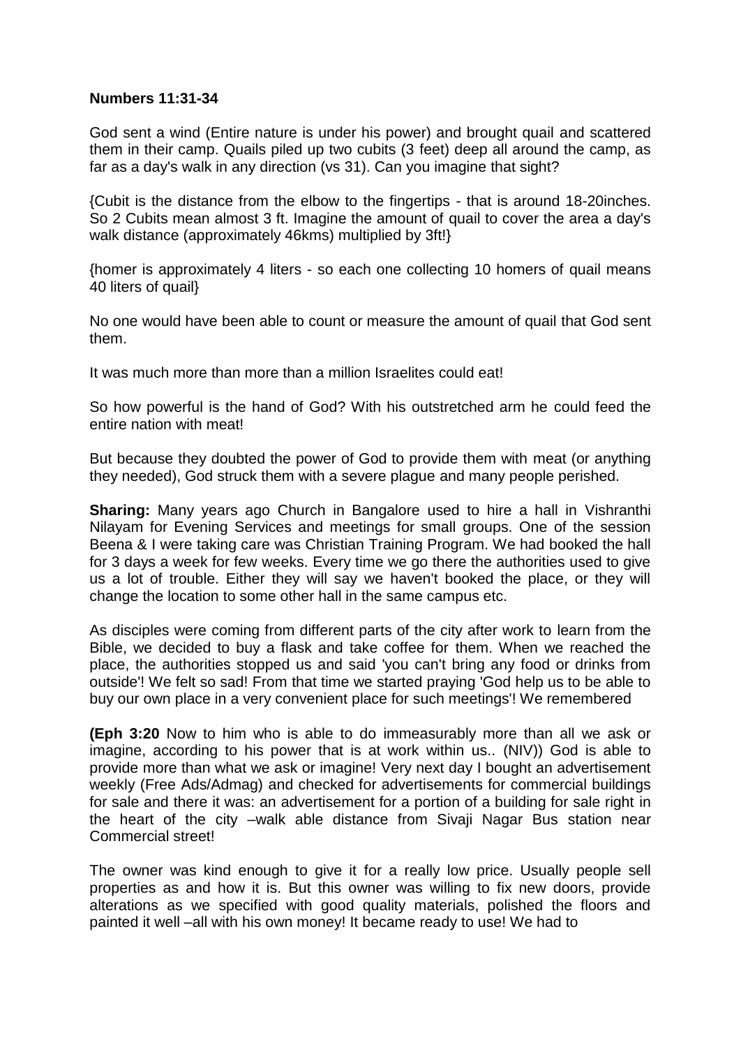**Numbers 11:31-34**

God sent a wind (Entire nature is under his power) and brought quail and scattered them in their camp. Quails piled up two cubits (3 feet) deep all around the camp, as far as a day's walk in any direction (vs 31). Can you imagine that sight?

{Cubit is the distance from the elbow to the fingertips - that is around 18-20inches. So 2 Cubits mean almost 3 ft. Imagine the amount of quail to cover the area a day's walk distance (approximately 46kms) multiplied by 3ft!}

{homer is approximately 4 liters - so each one collecting 10 homers of quail means 40 liters of quail}

No one would have been able to count or measure the amount of quail that God sent them.

It was much more than more than a million Israelites could eat!

So how powerful is the hand of God? With his outstretched arm he could feed the entire nation with meat!

But because they doubted the power of God to provide them with meat (or anything they needed), God struck them with a severe plague and many people perished.

**Sharing:** Many years ago Church in Bangalore used to hire a hall in Vishranthi Nilayam for Evening Services and meetings for small groups. One of the session Beena & I were taking care was Christian Training Program. We had booked the hall for 3 days a week for few weeks. Every time we go there the authorities used to give us a lot of trouble. Either they will say we haven't booked the place, or they will change the location to some other hall in the same campus etc.

As disciples were coming from different parts of the city after work to learn from the Bible, we decided to buy a flask and take coffee for them. When we reached the place, the authorities stopped us and said 'you can't bring any food or drinks from outside'! We felt so sad! From that time we started praying 'God help us to be able to buy our own place in a very convenient place for such meetings'! We remembered

**(Eph 3:20** Now to him who is able to do immeasurably more than all we ask or imagine, according to his power that is at work within us.. (NIV)) God is able to provide more than what we ask or imagine! Very next day I bought an advertisement weekly (Free Ads/Admag) and checked for advertisements for commercial buildings for sale and there it was: an advertisement for a portion of a building for sale right in the heart of the city –walk able distance from Sivaji Nagar Bus station near Commercial street!

The owner was kind enough to give it for a really low price. Usually people sell properties as and how it is. But this owner was willing to fix new doors, provide alterations as we specified with good quality materials, polished the floors and painted it well –all with his own money! It became ready to use! We had to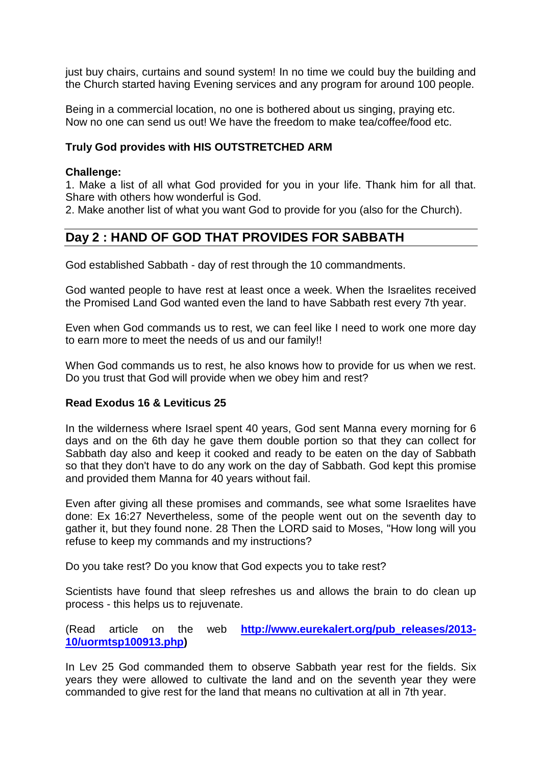just buy chairs, curtains and sound system! In no time we could buy the building and the Church started having Evening services and any program for around 100 people.

Being in a commercial location, no one is bothered about us singing, praying etc. Now no one can send us out! We have the freedom to make tea/coffee/food etc.

**Truly God provides with HIS OUTSTRETCHED ARM**

**Challenge:**

1. Make a list of all what God provided for you in your life. Thank him for all that. Share with others how wonderful is God.
2. Make another list of what you want God to provide for you (also for the Church).

## Day 2 : HAND OF GOD THAT PROVIDES FOR SABBATH

God established Sabbath - day of rest through the 10 commandments.

God wanted people to have rest at least once a week. When the Israelites received the Promised Land God wanted even the land to have Sabbath rest every 7th year.

Even when God commands us to rest, we can feel like I need to work one more day to earn more to meet the needs of us and our family!!

When God commands us to rest, he also knows how to provide for us when we rest. Do you trust that God will provide when we obey him and rest?

**Read Exodus 16 & Leviticus 25**

In the wilderness where Israel spent 40 years, God sent Manna every morning for 6 days and on the 6th day he gave them double portion so that they can collect for Sabbath day also and keep it cooked and ready to be eaten on the day of Sabbath so that they don't have to do any work on the day of Sabbath. God kept this promise and provided them Manna for 40 years without fail.

Even after giving all these promises and commands, see what some Israelites have done: Ex 16:27 Nevertheless, some of the people went out on the seventh day to gather it, but they found none. 28 Then the LORD said to Moses, "How long will you refuse to keep my commands and my instructions?

Do you take rest? Do you know that God expects you to take rest?

Scientists have found that sleep refreshes us and allows the brain to do clean up process - this helps us to rejuvenate.

(Read article on the web **[http://www.eurekalert.org/pub_releases/2013-10/uormtsp100913.php](http://www.eurekalert.org/pub_releases/2013-10/uormtsp100913.php))**

In Lev 25 God commanded them to observe Sabbath year rest for the fields. Six years they were allowed to cultivate the land and on the seventh year they were commanded to give rest for the land that means no cultivation at all in 7th year.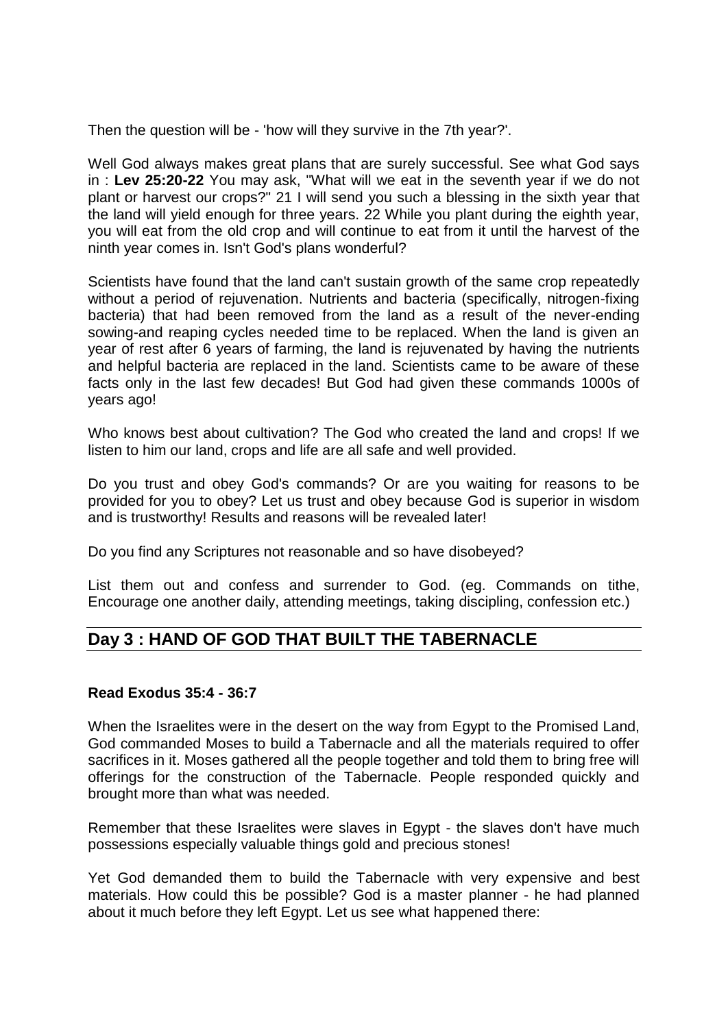Then the question will be - 'how will they survive in the 7th year?'.

Well God always makes great plans that are surely successful. See what God says in : **Lev 25:20-22** You may ask, "What will we eat in the seventh year if we do not plant or harvest our crops?" 21 I will send you such a blessing in the sixth year that the land will yield enough for three years. 22 While you plant during the eighth year, you will eat from the old crop and will continue to eat from it until the harvest of the ninth year comes in. Isn't God's plans wonderful?

Scientists have found that the land can't sustain growth of the same crop repeatedly without a period of rejuvenation. Nutrients and bacteria (specifically, nitrogen-fixing bacteria) that had been removed from the land as a result of the never-ending sowing-and reaping cycles needed time to be replaced. When the land is given an year of rest after 6 years of farming, the land is rejuvenated by having the nutrients and helpful bacteria are replaced in the land. Scientists came to be aware of these facts only in the last few decades! But God had given these commands 1000s of years ago!

Who knows best about cultivation? The God who created the land and crops! If we listen to him our land, crops and life are all safe and well provided.

Do you trust and obey God's commands? Or are you waiting for reasons to be provided for you to obey? Let us trust and obey because God is superior in wisdom and is trustworthy! Results and reasons will be revealed later!

Do you find any Scriptures not reasonable and so have disobeyed?

List them out and confess and surrender to God. (eg. Commands on tithe, Encourage one another daily, attending meetings, taking discipling, confession etc.)

## Day 3 : HAND OF GOD THAT BUILT THE TABERNACLE

**Read Exodus 35:4 - 36:7**

When the Israelites were in the desert on the way from Egypt to the Promised Land, God commanded Moses to build a Tabernacle and all the materials required to offer sacrifices in it. Moses gathered all the people together and told them to bring free will offerings for the construction of the Tabernacle. People responded quickly and brought more than what was needed.

Remember that these Israelites were slaves in Egypt - the slaves don't have much possessions especially valuable things gold and precious stones!

Yet God demanded them to build the Tabernacle with very expensive and best materials. How could this be possible? God is a master planner - he had planned about it much before they left Egypt. Let us see what happened there: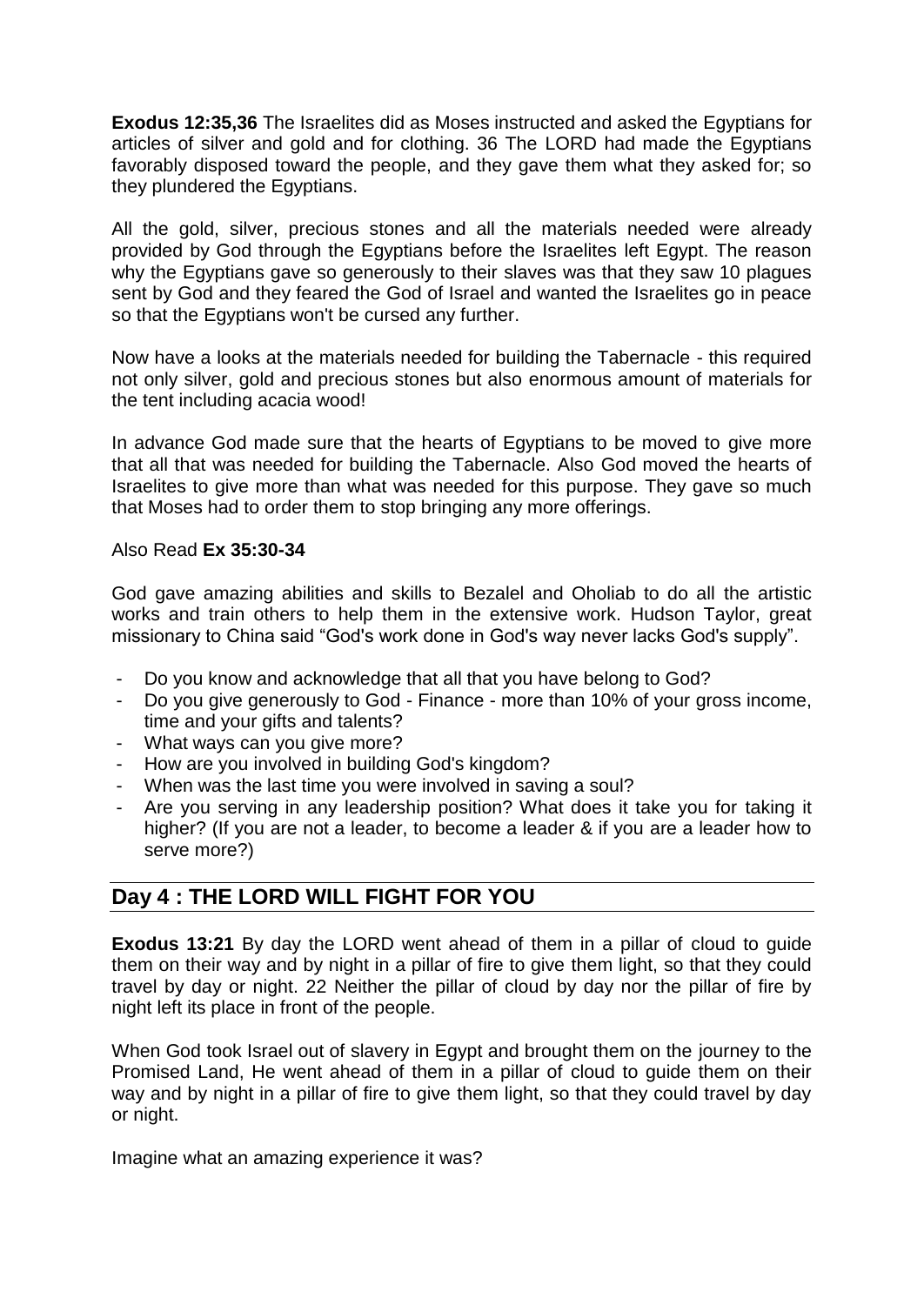**Exodus 12:35,36** The Israelites did as Moses instructed and asked the Egyptians for articles of silver and gold and for clothing. 36 The LORD had made the Egyptians favorably disposed toward the people, and they gave them what they asked for; so they plundered the Egyptians.

All the gold, silver, precious stones and all the materials needed were already provided by God through the Egyptians before the Israelites left Egypt. The reason why the Egyptians gave so generously to their slaves was that they saw 10 plagues sent by God and they feared the God of Israel and wanted the Israelites go in peace so that the Egyptians won't be cursed any further.

Now have a looks at the materials needed for building the Tabernacle - this required not only silver, gold and precious stones but also enormous amount of materials for the tent including acacia wood!

In advance God made sure that the hearts of Egyptians to be moved to give more that all that was needed for building the Tabernacle. Also God moved the hearts of Israelites to give more than what was needed for this purpose. They gave so much that Moses had to order them to stop bringing any more offerings.

Also Read **Ex 35:30-34**

God gave amazing abilities and skills to Bezalel and Oholiab to do all the artistic works and train others to help them in the extensive work. Hudson Taylor, great missionary to China said “God's work done in God's way never lacks God's supply”.

- Do you know and acknowledge that all that you have belong to God?
- Do you give generously to God - Finance - more than 10% of your gross income, time and your gifts and talents?
- What ways can you give more?
- How are you involved in building God's kingdom?
- When was the last time you were involved in saving a soul?
- Are you serving in any leadership position? What does it take you for taking it higher? (If you are not a leader, to become a leader & if you are a leader how to serve more?)

## Day 4 : THE LORD WILL FIGHT FOR YOU

**Exodus 13:21** By day the LORD went ahead of them in a pillar of cloud to guide them on their way and by night in a pillar of fire to give them light, so that they could travel by day or night. 22 Neither the pillar of cloud by day nor the pillar of fire by night left its place in front of the people.

When God took Israel out of slavery in Egypt and brought them on the journey to the Promised Land, He went ahead of them in a pillar of cloud to guide them on their way and by night in a pillar of fire to give them light, so that they could travel by day or night.

Imagine what an amazing experience it was?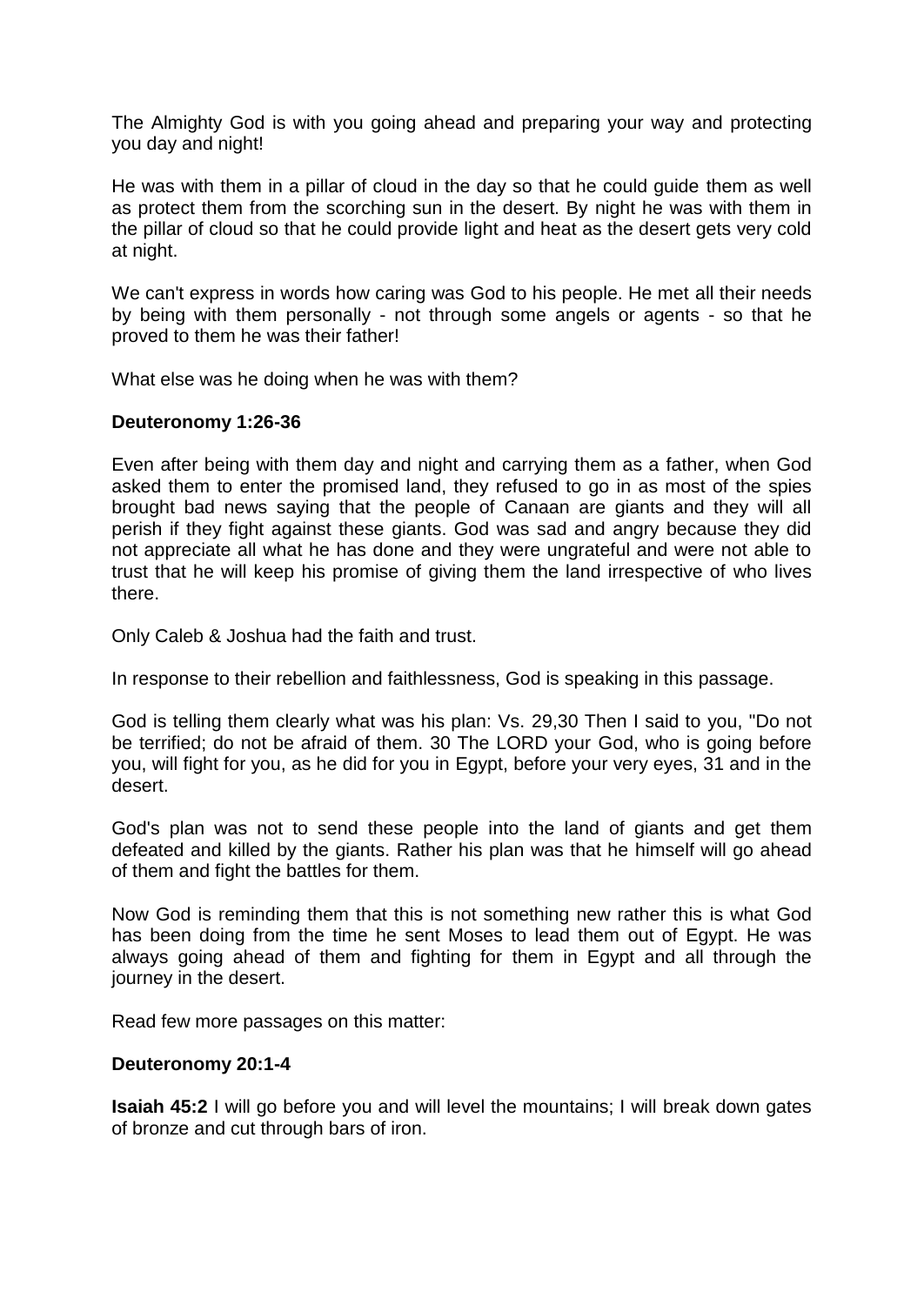The Almighty God is with you going ahead and preparing your way and protecting you day and night!

He was with them in a pillar of cloud in the day so that he could guide them as well as protect them from the scorching sun in the desert. By night he was with them in the pillar of cloud so that he could provide light and heat as the desert gets very cold at night.

We can't express in words how caring was God to his people. He met all their needs by being with them personally - not through some angels or agents - so that he proved to them he was their father!

What else was he doing when he was with them?

**Deuteronomy 1:26-36**

Even after being with them day and night and carrying them as a father, when God asked them to enter the promised land, they refused to go in as most of the spies brought bad news saying that the people of Canaan are giants and they will all perish if they fight against these giants. God was sad and angry because they did not appreciate all what he has done and they were ungrateful and were not able to trust that he will keep his promise of giving them the land irrespective of who lives there.

Only Caleb & Joshua had the faith and trust.

In response to their rebellion and faithlessness, God is speaking in this passage.

God is telling them clearly what was his plan: Vs. 29,30 Then I said to you, "Do not be terrified; do not be afraid of them. 30 The LORD your God, who is going before you, will fight for you, as he did for you in Egypt, before your very eyes, 31 and in the desert.

God's plan was not to send these people into the land of giants and get them defeated and killed by the giants. Rather his plan was that he himself will go ahead of them and fight the battles for them.

Now God is reminding them that this is not something new rather this is what God has been doing from the time he sent Moses to lead them out of Egypt. He was always going ahead of them and fighting for them in Egypt and all through the journey in the desert.

Read few more passages on this matter:

**Deuteronomy 20:1-4**

**Isaiah 45:2** I will go before you and will level the mountains; I will break down gates of bronze and cut through bars of iron.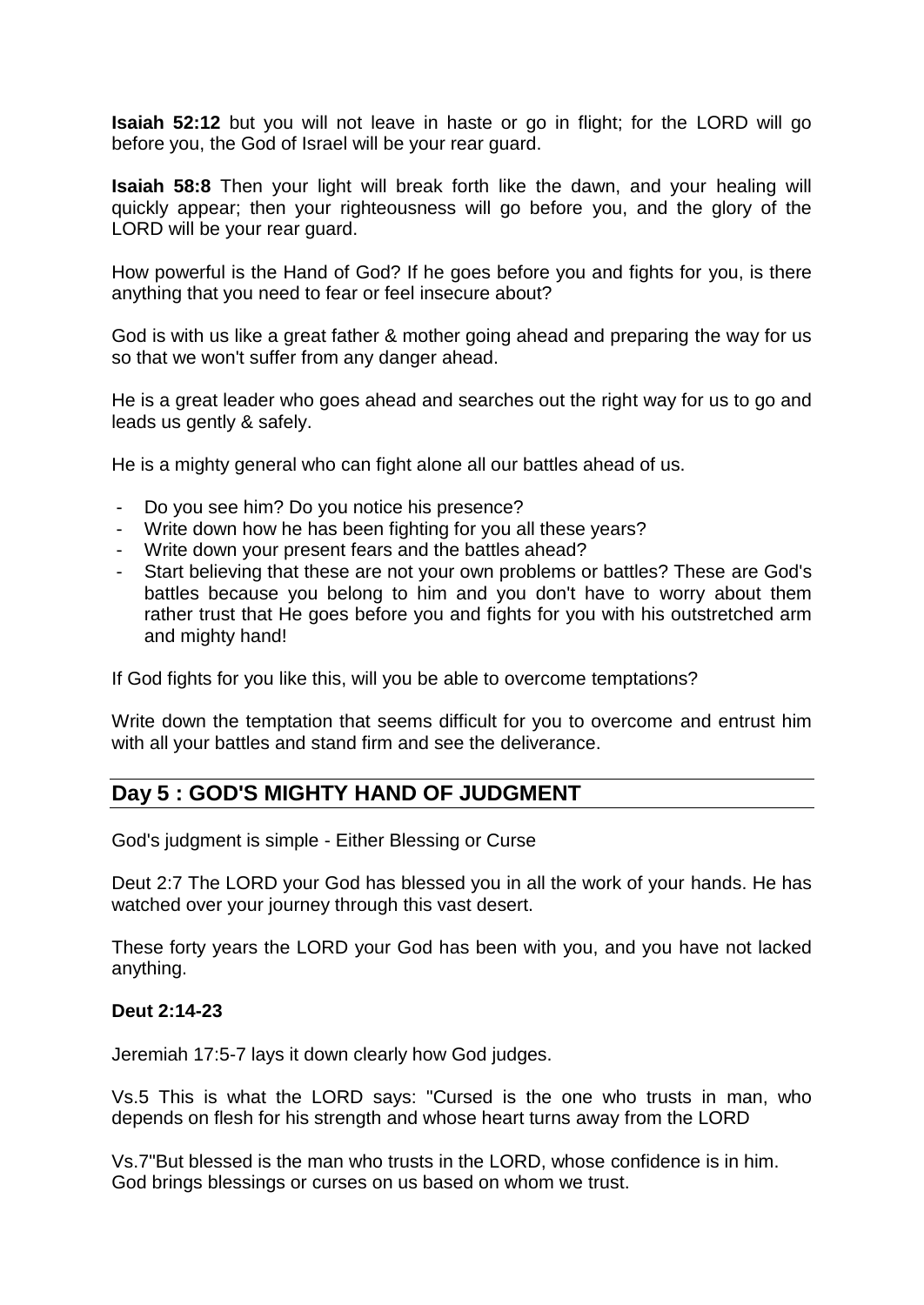**Isaiah 52:12** but you will not leave in haste or go in flight; for the LORD will go before you, the God of Israel will be your rear guard.

**Isaiah 58:8** Then your light will break forth like the dawn, and your healing will quickly appear; then your righteousness will go before you, and the glory of the LORD will be your rear guard.

How powerful is the Hand of God? If he goes before you and fights for you, is there anything that you need to fear or feel insecure about?

God is with us like a great father & mother going ahead and preparing the way for us so that we won't suffer from any danger ahead.

He is a great leader who goes ahead and searches out the right way for us to go and leads us gently & safely.

He is a mighty general who can fight alone all our battles ahead of us.

- Do you see him? Do you notice his presence?
- Write down how he has been fighting for you all these years?
- Write down your present fears and the battles ahead?
- Start believing that these are not your own problems or battles? These are God's battles because you belong to him and you don't have to worry about them rather trust that He goes before you and fights for you with his outstretched arm and mighty hand!

If God fights for you like this, will you be able to overcome temptations?

Write down the temptation that seems difficult for you to overcome and entrust him with all your battles and stand firm and see the deliverance.

## Day 5 : GOD'S MIGHTY HAND OF JUDGMENT

God's judgment is simple - Either Blessing or Curse

Deut 2:7 The LORD your God has blessed you in all the work of your hands. He has watched over your journey through this vast desert.

These forty years the LORD your God has been with you, and you have not lacked anything.

**Deut 2:14-23**

Jeremiah 17:5-7 lays it down clearly how God judges.

Vs.5 This is what the LORD says: "Cursed is the one who trusts in man, who depends on flesh for his strength and whose heart turns away from the LORD

Vs.7"But blessed is the man who trusts in the LORD, whose confidence is in him.
God brings blessings or curses on us based on whom we trust.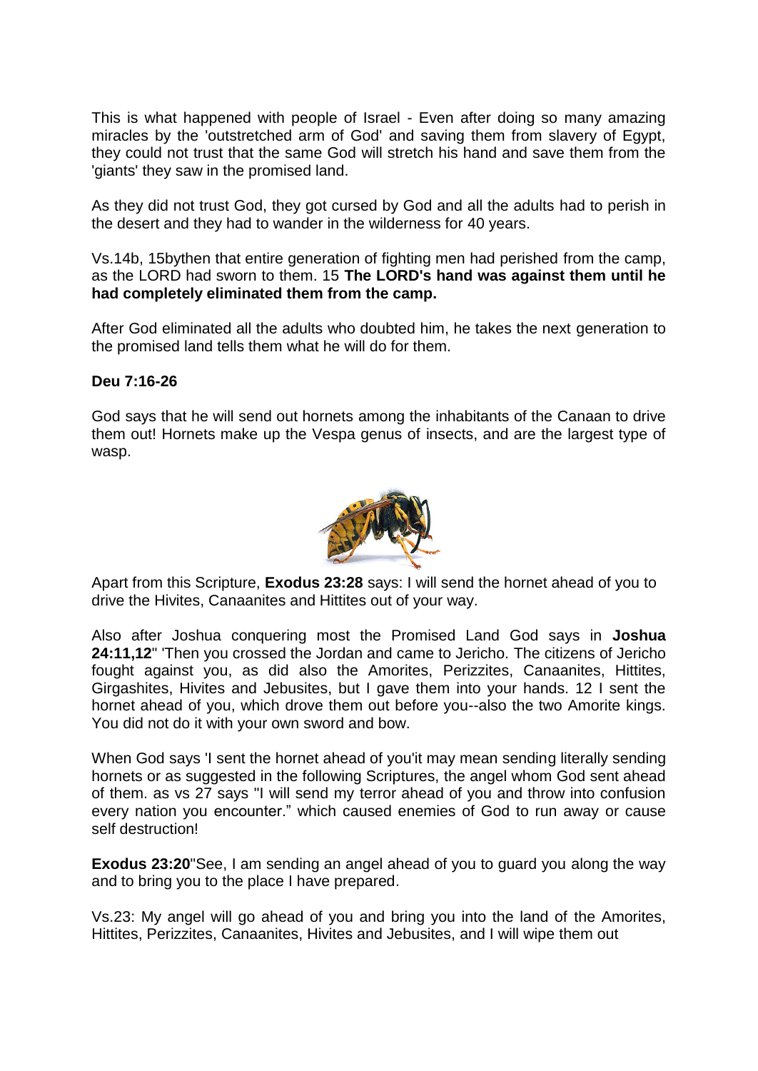This is what happened with people of Israel - Even after doing so many amazing miracles by the 'outstretched arm of God' and saving them from slavery of Egypt, they could not trust that the same God will stretch his hand and save them from the 'giants' they saw in the promised land.

As they did not trust God, they got cursed by God and all the adults had to perish in the desert and they had to wander in the wilderness for 40 years.

Vs.14b, 15bythen that entire generation of fighting men had perished from the camp, as the LORD had sworn to them. 15 **The LORD's hand was against them until he had completely eliminated them from the camp.**

After God eliminated all the adults who doubted him, he takes the next generation to the promised land tells them what he will do for them.

**Deu 7:16-26**

God says that he will send out hornets among the inhabitants of the Canaan to drive them out! Hornets make up the Vespa genus of insects, and are the largest type of wasp.

Apart from this Scripture, **Exodus 23:28** says: I will send the hornet ahead of you to drive the Hivites, Canaanites and Hittites out of your way.

Also after Joshua conquering most the Promised Land God says in **Joshua 24:11,12**" 'Then you crossed the Jordan and came to Jericho. The citizens of Jericho fought against you, as did also the Amorites, Perizzites, Canaanites, Hittites, Girgashites, Hivites and Jebusites, but I gave them into your hands. 12 I sent the hornet ahead of you, which drove them out before you--also the two Amorite kings. You did not do it with your own sword and bow.

When God says 'I sent the hornet ahead of you'it may mean sending literally sending hornets or as suggested in the following Scriptures, the angel whom God sent ahead of them. as vs 27 says "I will send my terror ahead of you and throw into confusion every nation you encounter." which caused enemies of God to run away or cause self destruction!

**Exodus 23:20**"See, I am sending an angel ahead of you to guard you along the way and to bring you to the place I have prepared.

Vs.23: My angel will go ahead of you and bring you into the land of the Amorites, Hittites, Perizzites, Canaanites, Hivites and Jebusites, and I will wipe them out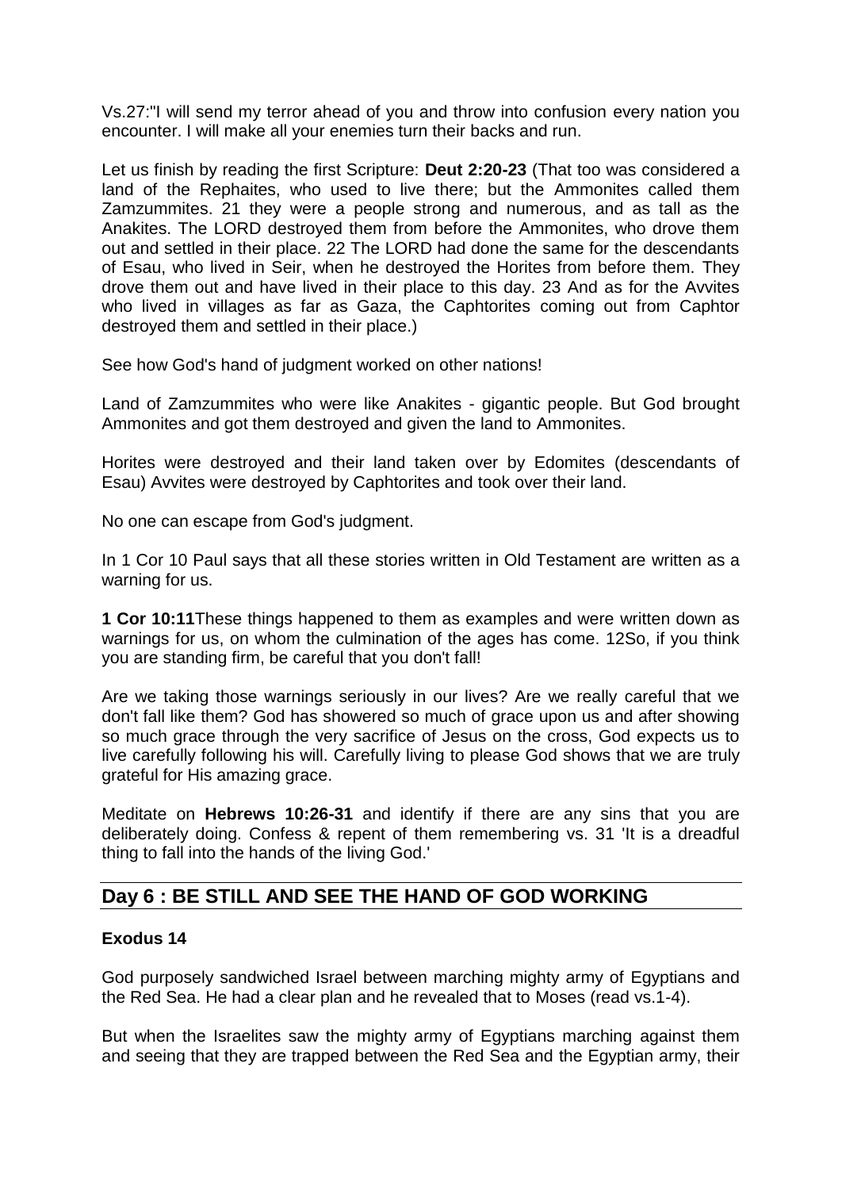Vs.27:"I will send my terror ahead of you and throw into confusion every nation you encounter. I will make all your enemies turn their backs and run.

Let us finish by reading the first Scripture: **Deut 2:20-23** (That too was considered a land of the Rephaites, who used to live there; but the Ammonites called them Zamzummites. 21 they were a people strong and numerous, and as tall as the Anakites. The LORD destroyed them from before the Ammonites, who drove them out and settled in their place. 22 The LORD had done the same for the descendants of Esau, who lived in Seir, when he destroyed the Horites from before them. They drove them out and have lived in their place to this day. 23 And as for the Avvites who lived in villages as far as Gaza, the Caphtorites coming out from Caphtor destroyed them and settled in their place.)

See how God's hand of judgment worked on other nations!

Land of Zamzummites who were like Anakites - gigantic people. But God brought Ammonites and got them destroyed and given the land to Ammonites.

Horites were destroyed and their land taken over by Edomites (descendants of Esau) Avvites were destroyed by Caphtorites and took over their land.

No one can escape from God's judgment.

In 1 Cor 10 Paul says that all these stories written in Old Testament are written as a warning for us.

**1 Cor 10:11**These things happened to them as examples and were written down as warnings for us, on whom the culmination of the ages has come. 12So, if you think you are standing firm, be careful that you don't fall!

Are we taking those warnings seriously in our lives? Are we really careful that we don't fall like them? God has showered so much of grace upon us and after showing so much grace through the very sacrifice of Jesus on the cross, God expects us to live carefully following his will. Carefully living to please God shows that we are truly grateful for His amazing grace.

Meditate on **Hebrews 10:26-31** and identify if there are any sins that you are deliberately doing. Confess & repent of them remembering vs. 31 'It is a dreadful thing to fall into the hands of the living God.'

## Day 6 : BE STILL AND SEE THE HAND OF GOD WORKING

**Exodus 14**

God purposely sandwiched Israel between marching mighty army of Egyptians and the Red Sea. He had a clear plan and he revealed that to Moses (read vs.1-4).

But when the Israelites saw the mighty army of Egyptians marching against them and seeing that they are trapped between the Red Sea and the Egyptian army, their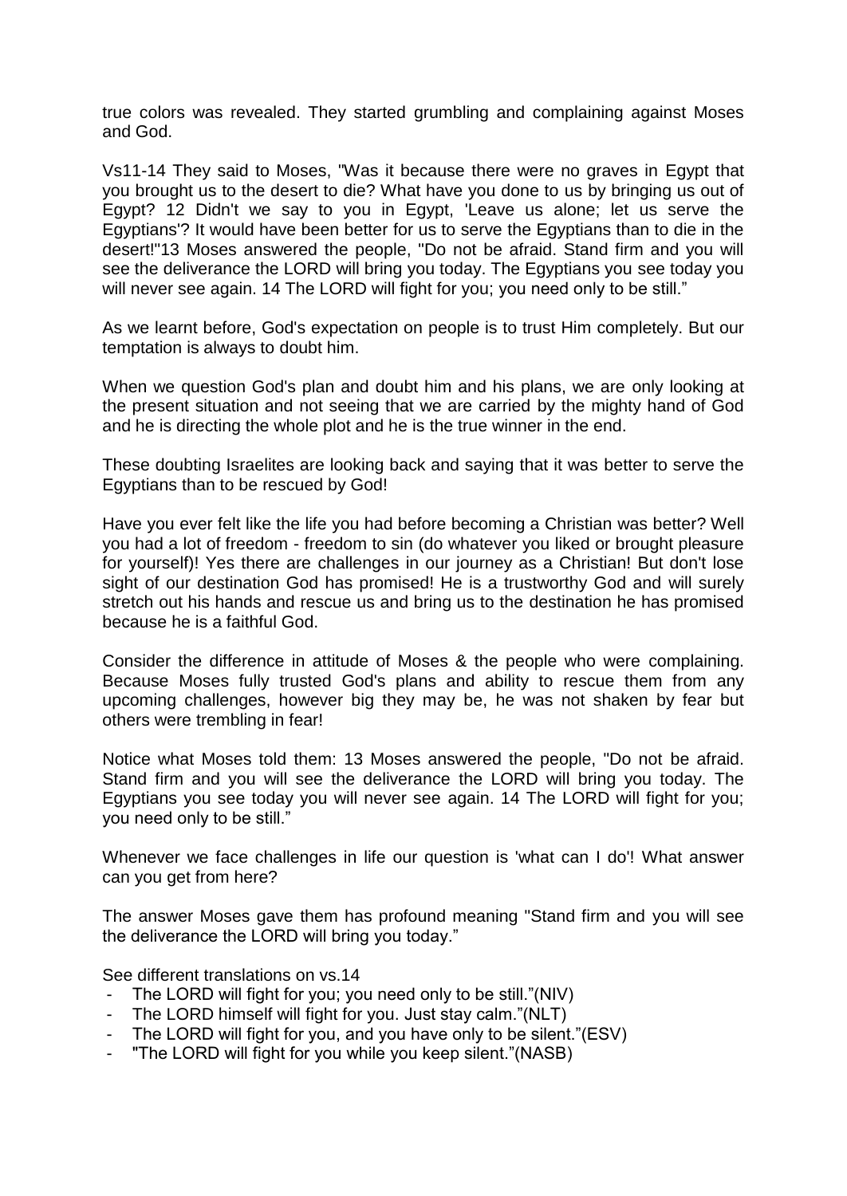true colors was revealed. They started grumbling and complaining against Moses and God.

Vs11-14 They said to Moses, "Was it because there were no graves in Egypt that you brought us to the desert to die? What have you done to us by bringing us out of Egypt? 12 Didn't we say to you in Egypt, 'Leave us alone; let us serve the Egyptians'? It would have been better for us to serve the Egyptians than to die in the desert!"13 Moses answered the people, "Do not be afraid. Stand firm and you will see the deliverance the LORD will bring you today. The Egyptians you see today you will never see again. 14 The LORD will fight for you; you need only to be still."

As we learnt before, God's expectation on people is to trust Him completely. But our temptation is always to doubt him.

When we question God's plan and doubt him and his plans, we are only looking at the present situation and not seeing that we are carried by the mighty hand of God and he is directing the whole plot and he is the true winner in the end.

These doubting Israelites are looking back and saying that it was better to serve the Egyptians than to be rescued by God!

Have you ever felt like the life you had before becoming a Christian was better? Well you had a lot of freedom - freedom to sin (do whatever you liked or brought pleasure for yourself)! Yes there are challenges in our journey as a Christian! But don't lose sight of our destination God has promised! He is a trustworthy God and will surely stretch out his hands and rescue us and bring us to the destination he has promised because he is a faithful God.

Consider the difference in attitude of Moses & the people who were complaining. Because Moses fully trusted God's plans and ability to rescue them from any upcoming challenges, however big they may be, he was not shaken by fear but others were trembling in fear!

Notice what Moses told them: 13 Moses answered the people, "Do not be afraid. Stand firm and you will see the deliverance the LORD will bring you today. The Egyptians you see today you will never see again. 14 The LORD will fight for you; you need only to be still."

Whenever we face challenges in life our question is 'what can I do'! What answer can you get from here?

The answer Moses gave them has profound meaning "Stand firm and you will see the deliverance the LORD will bring you today."

See different translations on vs.14

- The LORD will fight for you; you need only to be still."(NIV)
- The LORD himself will fight for you. Just stay calm."(NLT)
- The LORD will fight for you, and you have only to be silent."(ESV)
- "The LORD will fight for you while you keep silent."(NASB)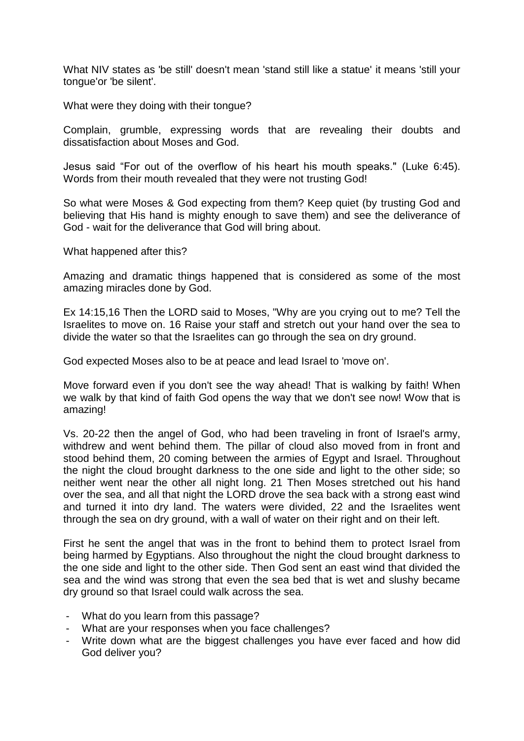What NIV states as 'be still' doesn't mean 'stand still like a statue' it means 'still your tongue'or 'be silent'.

What were they doing with their tongue?

Complain, grumble, expressing words that are revealing their doubts and dissatisfaction about Moses and God.

Jesus said "For out of the overflow of his heart his mouth speaks." (Luke 6:45). Words from their mouth revealed that they were not trusting God!

So what were Moses & God expecting from them? Keep quiet (by trusting God and believing that His hand is mighty enough to save them) and see the deliverance of God - wait for the deliverance that God will bring about.

What happened after this?

Amazing and dramatic things happened that is considered as some of the most amazing miracles done by God.

Ex 14:15,16 Then the LORD said to Moses, "Why are you crying out to me? Tell the Israelites to move on. 16 Raise your staff and stretch out your hand over the sea to divide the water so that the Israelites can go through the sea on dry ground.

God expected Moses also to be at peace and lead Israel to 'move on'.

Move forward even if you don't see the way ahead! That is walking by faith! When we walk by that kind of faith God opens the way that we don't see now! Wow that is amazing!

Vs. 20-22 then the angel of God, who had been traveling in front of Israel's army, withdrew and went behind them. The pillar of cloud also moved from in front and stood behind them, 20 coming between the armies of Egypt and Israel. Throughout the night the cloud brought darkness to the one side and light to the other side; so neither went near the other all night long. 21 Then Moses stretched out his hand over the sea, and all that night the LORD drove the sea back with a strong east wind and turned it into dry land. The waters were divided, 22 and the Israelites went through the sea on dry ground, with a wall of water on their right and on their left.

First he sent the angel that was in the front to behind them to protect Israel from being harmed by Egyptians. Also throughout the night the cloud brought darkness to the one side and light to the other side. Then God sent an east wind that divided the sea and the wind was strong that even the sea bed that is wet and slushy became dry ground so that Israel could walk across the sea.

- What do you learn from this passage?
- What are your responses when you face challenges?
- Write down what are the biggest challenges you have ever faced and how did God deliver you?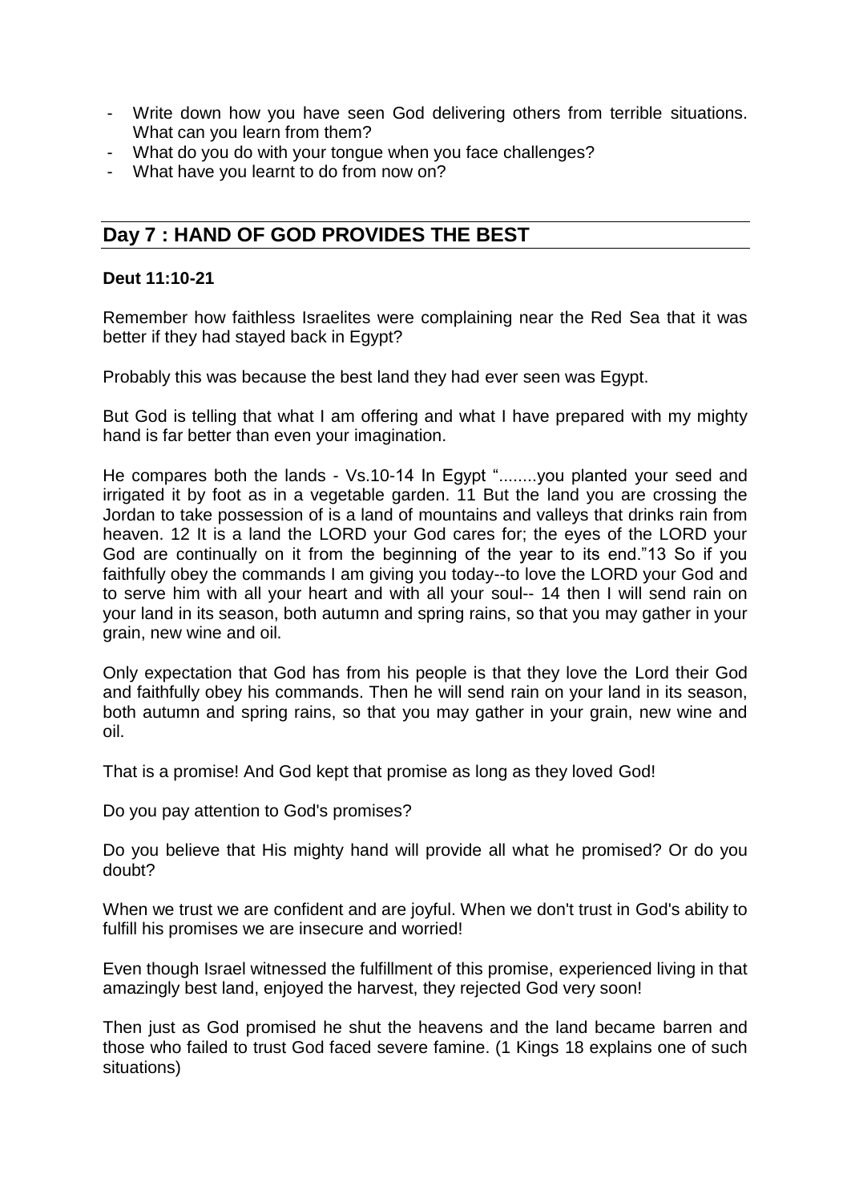- Write down how you have seen God delivering others from terrible situations. What can you learn from them?
- What do you do with your tongue when you face challenges?
- What have you learnt to do from now on?

## Day 7 : HAND OF GOD PROVIDES THE BEST

**Deut 11:10-21**

Remember how faithless Israelites were complaining near the Red Sea that it was better if they had stayed back in Egypt?

Probably this was because the best land they had ever seen was Egypt.

But God is telling that what I am offering and what I have prepared with my mighty hand is far better than even your imagination.

He compares both the lands - Vs.10-14 In Egypt "........you planted your seed and irrigated it by foot as in a vegetable garden. 11 But the land you are crossing the Jordan to take possession of is a land of mountains and valleys that drinks rain from heaven. 12 It is a land the LORD your God cares for; the eyes of the LORD your God are continually on it from the beginning of the year to its end."13 So if you faithfully obey the commands I am giving you today--to love the LORD your God and to serve him with all your heart and with all your soul-- 14 then I will send rain on your land in its season, both autumn and spring rains, so that you may gather in your grain, new wine and oil.

Only expectation that God has from his people is that they love the Lord their God and faithfully obey his commands. Then he will send rain on your land in its season, both autumn and spring rains, so that you may gather in your grain, new wine and oil.

That is a promise! And God kept that promise as long as they loved God!

Do you pay attention to God's promises?

Do you believe that His mighty hand will provide all what he promised? Or do you doubt?

When we trust we are confident and are joyful. When we don't trust in God's ability to fulfill his promises we are insecure and worried!

Even though Israel witnessed the fulfillment of this promise, experienced living in that amazingly best land, enjoyed the harvest, they rejected God very soon!

Then just as God promised he shut the heavens and the land became barren and those who failed to trust God faced severe famine. (1 Kings 18 explains one of such situations)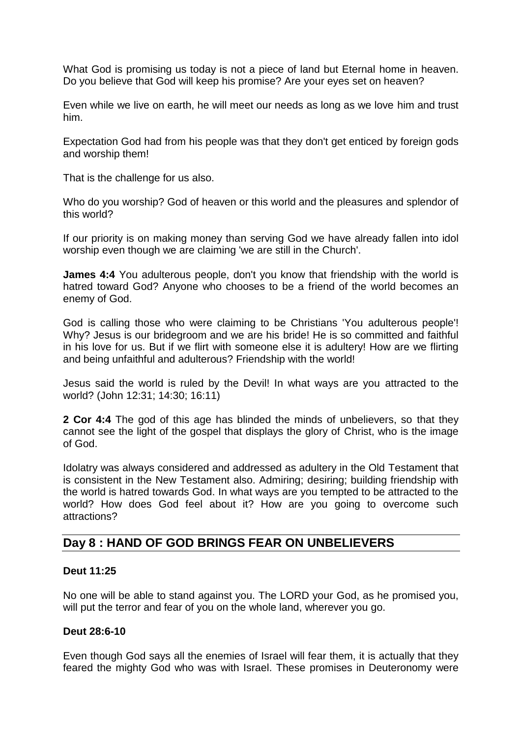What God is promising us today is not a piece of land but Eternal home in heaven. Do you believe that God will keep his promise? Are your eyes set on heaven?

Even while we live on earth, he will meet our needs as long as we love him and trust him.

Expectation God had from his people was that they don't get enticed by foreign gods and worship them!

That is the challenge for us also.

Who do you worship? God of heaven or this world and the pleasures and splendor of this world?

If our priority is on making money than serving God we have already fallen into idol worship even though we are claiming 'we are still in the Church'.

**James 4:4** You adulterous people, don't you know that friendship with the world is hatred toward God? Anyone who chooses to be a friend of the world becomes an enemy of God.

God is calling those who were claiming to be Christians 'You adulterous people'! Why? Jesus is our bridegroom and we are his bride! He is so committed and faithful in his love for us. But if we flirt with someone else it is adultery! How are we flirting and being unfaithful and adulterous? Friendship with the world!

Jesus said the world is ruled by the Devil! In what ways are you attracted to the world? (John 12:31; 14:30; 16:11)

**2 Cor 4:4** The god of this age has blinded the minds of unbelievers, so that they cannot see the light of the gospel that displays the glory of Christ, who is the image of God.

Idolatry was always considered and addressed as adultery in the Old Testament that is consistent in the New Testament also. Admiring; desiring; building friendship with the world is hatred towards God. In what ways are you tempted to be attracted to the world? How does God feel about it? How are you going to overcome such attractions?

## Day 8 : HAND OF GOD BRINGS FEAR ON UNBELIEVERS

**Deut 11:25**

No one will be able to stand against you. The LORD your God, as he promised you, will put the terror and fear of you on the whole land, wherever you go.

**Deut 28:6-10**

Even though God says all the enemies of Israel will fear them, it is actually that they feared the mighty God who was with Israel. These promises in Deuteronomy were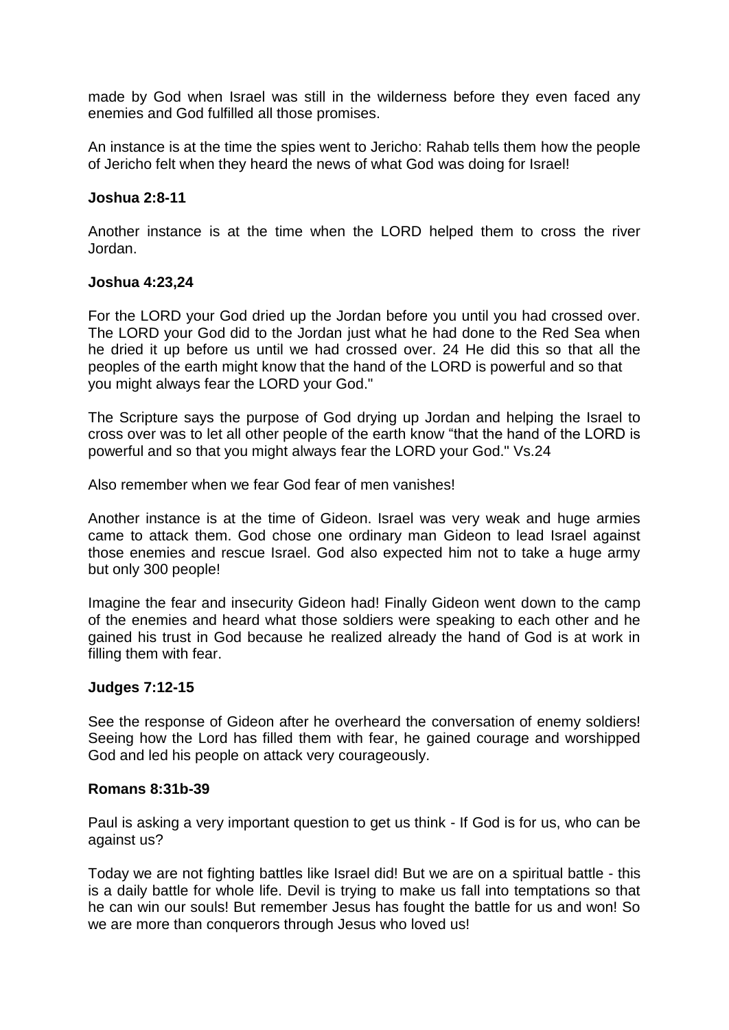made by God when Israel was still in the wilderness before they even faced any enemies and God fulfilled all those promises.

An instance is at the time the spies went to Jericho: Rahab tells them how the people of Jericho felt when they heard the news of what God was doing for Israel!

**Joshua 2:8-11**

Another instance is at the time when the LORD helped them to cross the river Jordan.

**Joshua 4:23,24**

For the LORD your God dried up the Jordan before you until you had crossed over. The LORD your God did to the Jordan just what he had done to the Red Sea when he dried it up before us until we had crossed over. 24 He did this so that all the peoples of the earth might know that the hand of the LORD is powerful and so that you might always fear the LORD your God."

The Scripture says the purpose of God drying up Jordan and helping the Israel to cross over was to let all other people of the earth know "that the hand of the LORD is powerful and so that you might always fear the LORD your God." Vs.24

Also remember when we fear God fear of men vanishes!

Another instance is at the time of Gideon. Israel was very weak and huge armies came to attack them. God chose one ordinary man Gideon to lead Israel against those enemies and rescue Israel. God also expected him not to take a huge army but only 300 people!

Imagine the fear and insecurity Gideon had! Finally Gideon went down to the camp of the enemies and heard what those soldiers were speaking to each other and he gained his trust in God because he realized already the hand of God is at work in filling them with fear.

**Judges 7:12-15**

See the response of Gideon after he overheard the conversation of enemy soldiers! Seeing how the Lord has filled them with fear, he gained courage and worshipped God and led his people on attack very courageously.

**Romans 8:31b-39**

Paul is asking a very important question to get us think - If God is for us, who can be against us?

Today we are not fighting battles like Israel did! But we are on a spiritual battle - this is a daily battle for whole life. Devil is trying to make us fall into temptations so that he can win our souls! But remember Jesus has fought the battle for us and won! So we are more than conquerors through Jesus who loved us!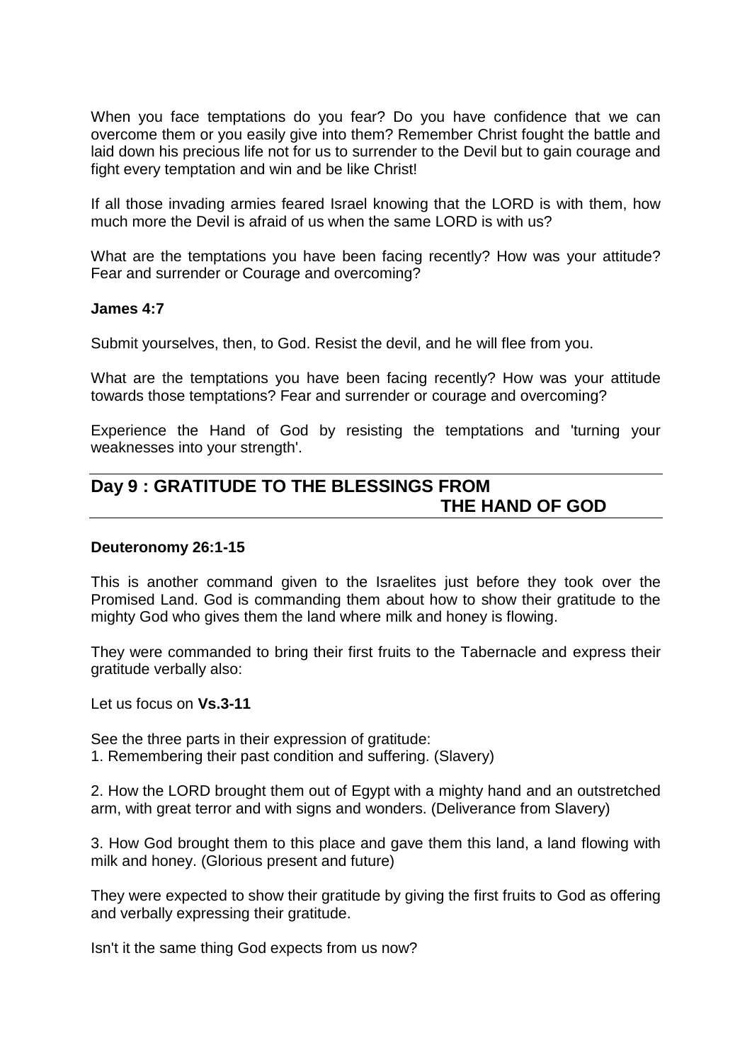When you face temptations do you fear? Do you have confidence that we can overcome them or you easily give into them? Remember Christ fought the battle and laid down his precious life not for us to surrender to the Devil but to gain courage and fight every temptation and win and be like Christ!

If all those invading armies feared Israel knowing that the LORD is with them, how much more the Devil is afraid of us when the same LORD is with us?

What are the temptations you have been facing recently? How was your attitude? Fear and surrender or Courage and overcoming?

**James 4:7**

Submit yourselves, then, to God. Resist the devil, and he will flee from you.

What are the temptations you have been facing recently? How was your attitude towards those temptations? Fear and surrender or courage and overcoming?

Experience the Hand of God by resisting the temptations and 'turning your weaknesses into your strength'.

## Day 9 : GRATITUDE TO THE BLESSINGS FROM THE HAND OF GOD

**Deuteronomy 26:1-15**

This is another command given to the Israelites just before they took over the Promised Land. God is commanding them about how to show their gratitude to the mighty God who gives them the land where milk and honey is flowing.

They were commanded to bring their first fruits to the Tabernacle and express their gratitude verbally also:

Let us focus on **Vs.3-11**

See the three parts in their expression of gratitude:

1. Remembering their past condition and suffering. (Slavery)

2. How the LORD brought them out of Egypt with a mighty hand and an outstretched arm, with great terror and with signs and wonders. (Deliverance from Slavery)

3. How God brought them to this place and gave them this land, a land flowing with milk and honey. (Glorious present and future)

They were expected to show their gratitude by giving the first fruits to God as offering and verbally expressing their gratitude.

Isn't it the same thing God expects from us now?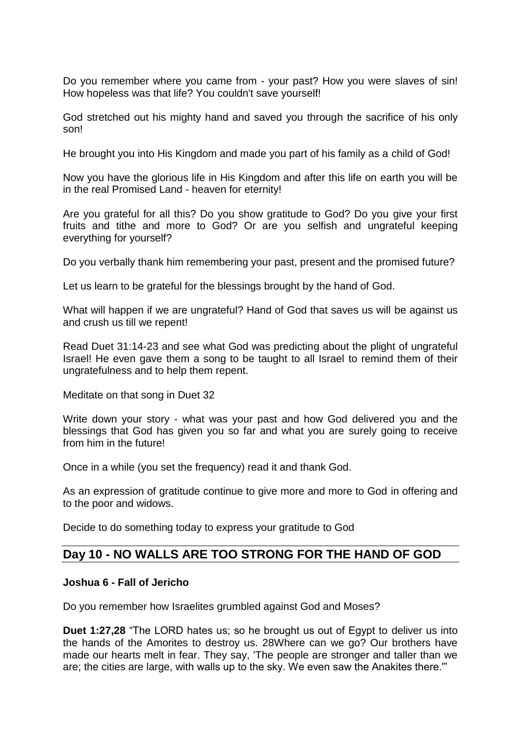Do you remember where you came from - your past? How you were slaves of sin! How hopeless was that life? You couldn't save yourself!

God stretched out his mighty hand and saved you through the sacrifice of his only son!

He brought you into His Kingdom and made you part of his family as a child of God!

Now you have the glorious life in His Kingdom and after this life on earth you will be in the real Promised Land - heaven for eternity!

Are you grateful for all this? Do you show gratitude to God? Do you give your first fruits and tithe and more to God? Or are you selfish and ungrateful keeping everything for yourself?

Do you verbally thank him remembering your past, present and the promised future?

Let us learn to be grateful for the blessings brought by the hand of God.

What will happen if we are ungrateful? Hand of God that saves us will be against us and crush us till we repent!

Read Duet 31:14-23 and see what God was predicting about the plight of ungrateful Israel! He even gave them a song to be taught to all Israel to remind them of their ungratefulness and to help them repent.

Meditate on that song in Duet 32

Write down your story - what was your past and how God delivered you and the blessings that God has given you so far and what you are surely going to receive from him in the future!

Once in a while (you set the frequency) read it and thank God.

As an expression of gratitude continue to give more and more to God in offering and to the poor and widows.

Decide to do something today to express your gratitude to God

## Day 10 - NO WALLS ARE TOO STRONG FOR THE HAND OF GOD

**Joshua 6 - Fall of Jericho**

Do you remember how Israelites grumbled against God and Moses?

**Duet 1:27,28** “The LORD hates us; so he brought us out of Egypt to deliver us into the hands of the Amorites to destroy us. 28Where can we go? Our brothers have made our hearts melt in fear. They say, 'The people are stronger and taller than we are; the cities are large, with walls up to the sky. We even saw the Anakites there.'”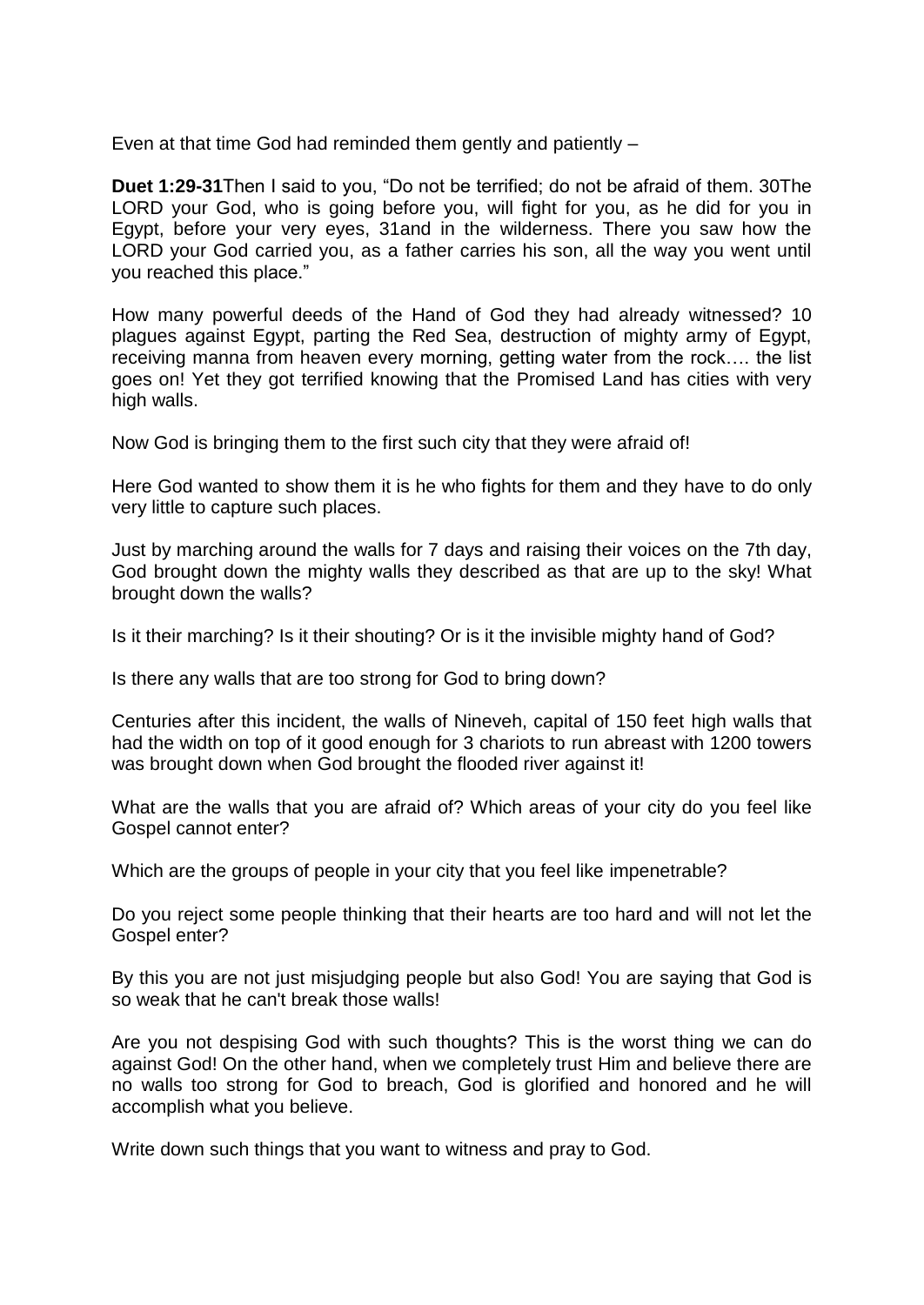Even at that time God had reminded them gently and patiently –

**Duet 1:29-31**Then I said to you, "Do not be terrified; do not be afraid of them. 30The LORD your God, who is going before you, will fight for you, as he did for you in Egypt, before your very eyes, 31and in the wilderness. There you saw how the LORD your God carried you, as a father carries his son, all the way you went until you reached this place."

How many powerful deeds of the Hand of God they had already witnessed? 10 plagues against Egypt, parting the Red Sea, destruction of mighty army of Egypt, receiving manna from heaven every morning, getting water from the rock…. the list goes on! Yet they got terrified knowing that the Promised Land has cities with very high walls.

Now God is bringing them to the first such city that they were afraid of!

Here God wanted to show them it is he who fights for them and they have to do only very little to capture such places.

Just by marching around the walls for 7 days and raising their voices on the 7th day, God brought down the mighty walls they described as that are up to the sky! What brought down the walls?

Is it their marching? Is it their shouting? Or is it the invisible mighty hand of God?

Is there any walls that are too strong for God to bring down?

Centuries after this incident, the walls of Nineveh, capital of 150 feet high walls that had the width on top of it good enough for 3 chariots to run abreast with 1200 towers was brought down when God brought the flooded river against it!

What are the walls that you are afraid of? Which areas of your city do you feel like Gospel cannot enter?

Which are the groups of people in your city that you feel like impenetrable?

Do you reject some people thinking that their hearts are too hard and will not let the Gospel enter?

By this you are not just misjudging people but also God! You are saying that God is so weak that he can't break those walls!

Are you not despising God with such thoughts? This is the worst thing we can do against God! On the other hand, when we completely trust Him and believe there are no walls too strong for God to breach, God is glorified and honored and he will accomplish what you believe.

Write down such things that you want to witness and pray to God.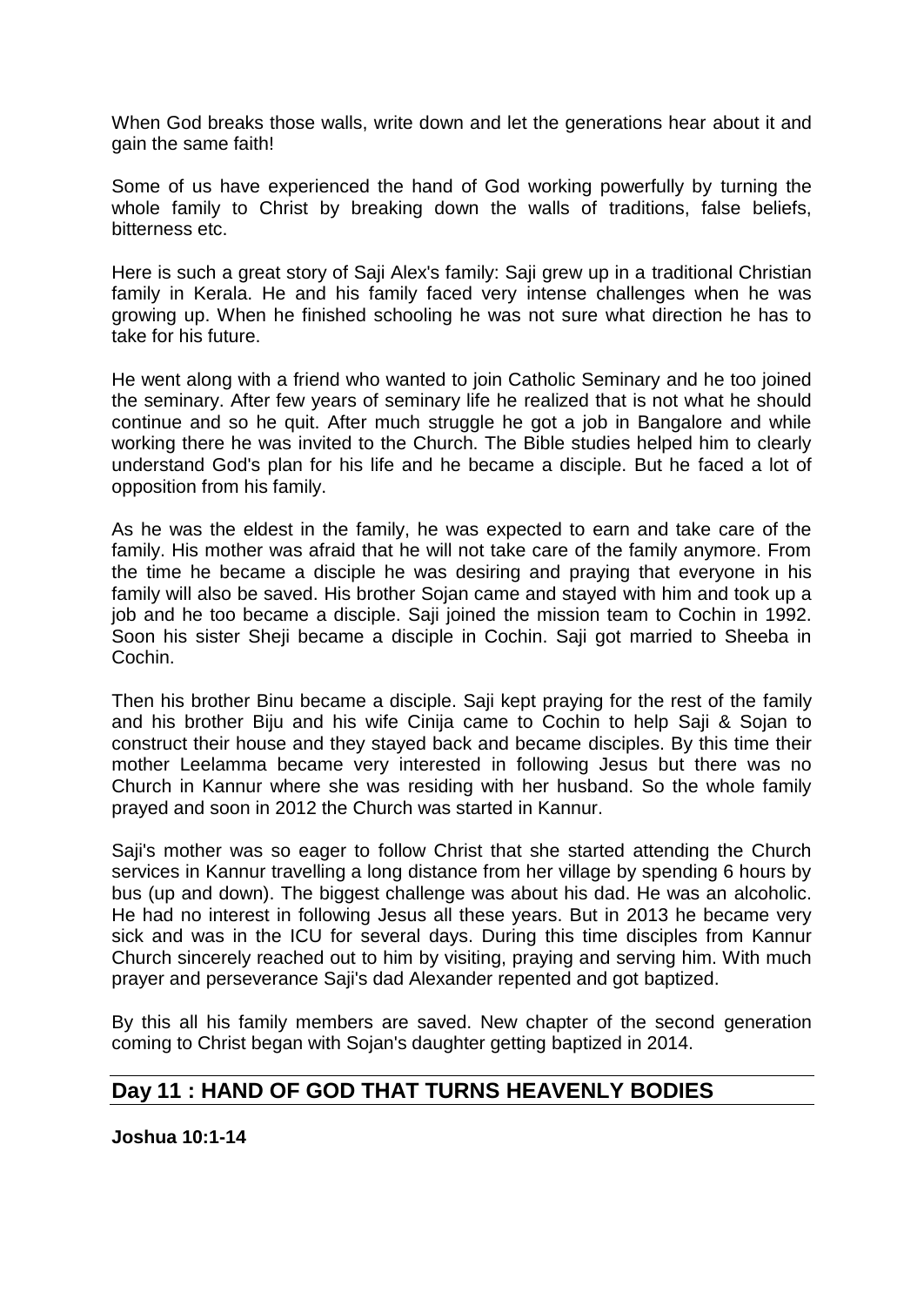When God breaks those walls, write down and let the generations hear about it and gain the same faith!

Some of us have experienced the hand of God working powerfully by turning the whole family to Christ by breaking down the walls of traditions, false beliefs, bitterness etc.

Here is such a great story of Saji Alex's family: Saji grew up in a traditional Christian family in Kerala. He and his family faced very intense challenges when he was growing up. When he finished schooling he was not sure what direction he has to take for his future.

He went along with a friend who wanted to join Catholic Seminary and he too joined the seminary. After few years of seminary life he realized that is not what he should continue and so he quit. After much struggle he got a job in Bangalore and while working there he was invited to the Church. The Bible studies helped him to clearly understand God's plan for his life and he became a disciple. But he faced a lot of opposition from his family.

As he was the eldest in the family, he was expected to earn and take care of the family. His mother was afraid that he will not take care of the family anymore. From the time he became a disciple he was desiring and praying that everyone in his family will also be saved. His brother Sojan came and stayed with him and took up a job and he too became a disciple. Saji joined the mission team to Cochin in 1992. Soon his sister Sheji became a disciple in Cochin. Saji got married to Sheeba in Cochin.

Then his brother Binu became a disciple. Saji kept praying for the rest of the family and his brother Biju and his wife Cinija came to Cochin to help Saji & Sojan to construct their house and they stayed back and became disciples. By this time their mother Leelamma became very interested in following Jesus but there was no Church in Kannur where she was residing with her husband. So the whole family prayed and soon in 2012 the Church was started in Kannur.

Saji's mother was so eager to follow Christ that she started attending the Church services in Kannur travelling a long distance from her village by spending 6 hours by bus (up and down). The biggest challenge was about his dad. He was an alcoholic. He had no interest in following Jesus all these years. But in 2013 he became very sick and was in the ICU for several days. During this time disciples from Kannur Church sincerely reached out to him by visiting, praying and serving him. With much prayer and perseverance Saji's dad Alexander repented and got baptized.

By this all his family members are saved. New chapter of the second generation coming to Christ began with Sojan's daughter getting baptized in 2014.

## Day 11 : HAND OF GOD THAT TURNS HEAVENLY BODIES

**Joshua 10:1-14**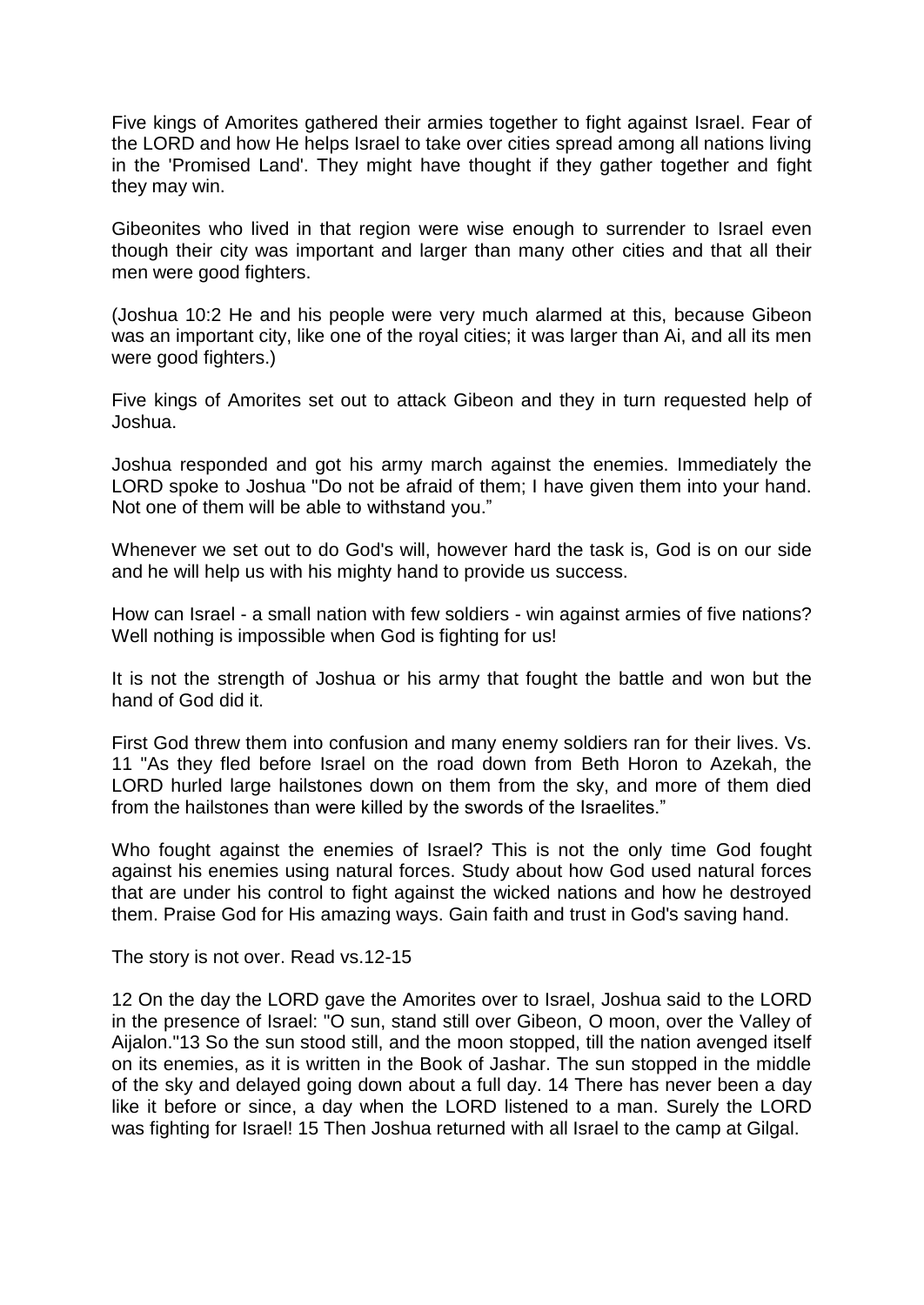Five kings of Amorites gathered their armies together to fight against Israel. Fear of the LORD and how He helps Israel to take over cities spread among all nations living in the 'Promised Land'. They might have thought if they gather together and fight they may win.

Gibeonites who lived in that region were wise enough to surrender to Israel even though their city was important and larger than many other cities and that all their men were good fighters.

(Joshua 10:2 He and his people were very much alarmed at this, because Gibeon was an important city, like one of the royal cities; it was larger than Ai, and all its men were good fighters.)

Five kings of Amorites set out to attack Gibeon and they in turn requested help of Joshua.

Joshua responded and got his army march against the enemies. Immediately the LORD spoke to Joshua "Do not be afraid of them; I have given them into your hand. Not one of them will be able to withstand you."

Whenever we set out to do God's will, however hard the task is, God is on our side and he will help us with his mighty hand to provide us success.

How can Israel - a small nation with few soldiers - win against armies of five nations? Well nothing is impossible when God is fighting for us!

It is not the strength of Joshua or his army that fought the battle and won but the hand of God did it.

First God threw them into confusion and many enemy soldiers ran for their lives. Vs. 11 "As they fled before Israel on the road down from Beth Horon to Azekah, the LORD hurled large hailstones down on them from the sky, and more of them died from the hailstones than were killed by the swords of the Israelites."

Who fought against the enemies of Israel? This is not the only time God fought against his enemies using natural forces. Study about how God used natural forces that are under his control to fight against the wicked nations and how he destroyed them. Praise God for His amazing ways. Gain faith and trust in God's saving hand.

The story is not over. Read vs.12-15

12 On the day the LORD gave the Amorites over to Israel, Joshua said to the LORD in the presence of Israel: "O sun, stand still over Gibeon, O moon, over the Valley of Aijalon."13 So the sun stood still, and the moon stopped, till the nation avenged itself on its enemies, as it is written in the Book of Jashar. The sun stopped in the middle of the sky and delayed going down about a full day. 14 There has never been a day like it before or since, a day when the LORD listened to a man. Surely the LORD was fighting for Israel! 15 Then Joshua returned with all Israel to the camp at Gilgal.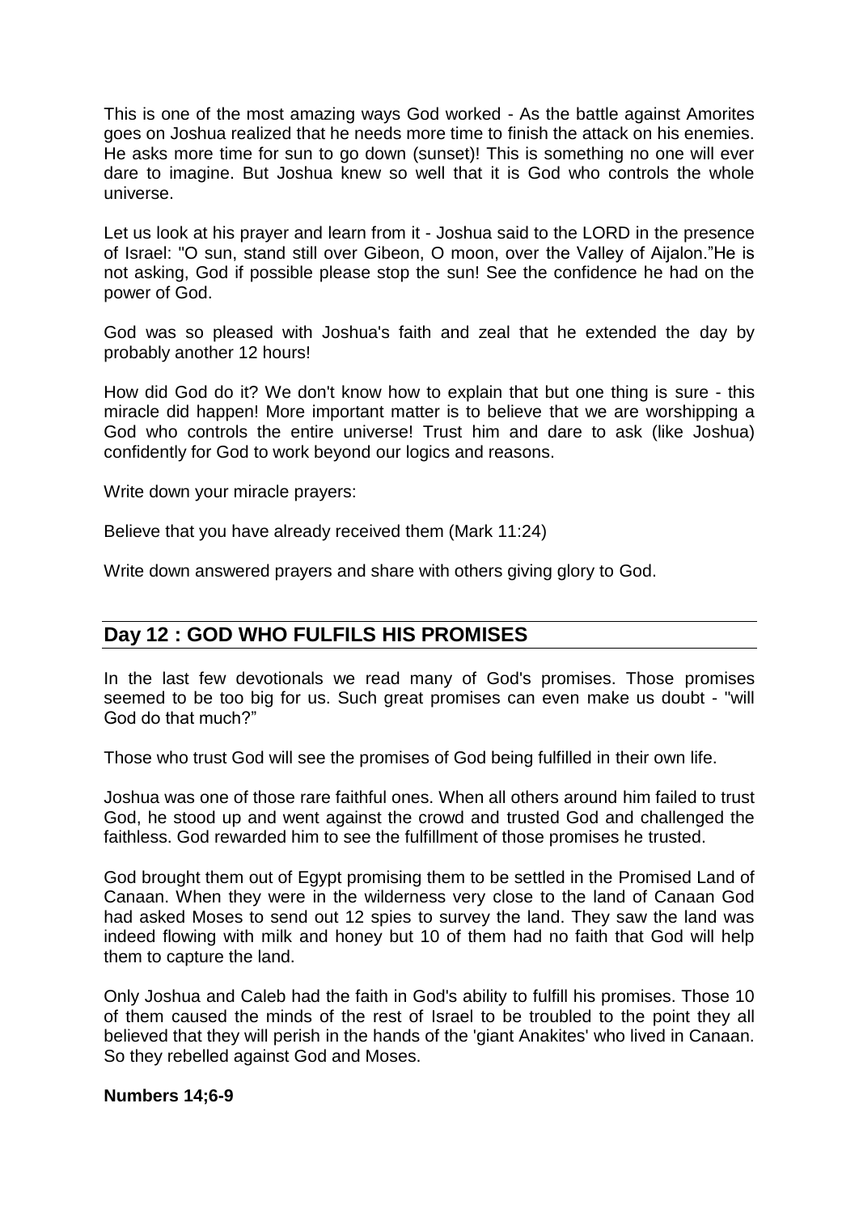This is one of the most amazing ways God worked - As the battle against Amorites goes on Joshua realized that he needs more time to finish the attack on his enemies. He asks more time for sun to go down (sunset)! This is something no one will ever dare to imagine. But Joshua knew so well that it is God who controls the whole universe.

Let us look at his prayer and learn from it - Joshua said to the LORD in the presence of Israel: "O sun, stand still over Gibeon, O moon, over the Valley of Aijalon."He is not asking, God if possible please stop the sun! See the confidence he had on the power of God.

God was so pleased with Joshua's faith and zeal that he extended the day by probably another 12 hours!

How did God do it? We don't know how to explain that but one thing is sure - this miracle did happen! More important matter is to believe that we are worshipping a God who controls the entire universe! Trust him and dare to ask (like Joshua) confidently for God to work beyond our logics and reasons.

Write down your miracle prayers:

Believe that you have already received them (Mark 11:24)

Write down answered prayers and share with others giving glory to God.

## Day 12 : GOD WHO FULFILS HIS PROMISES

In the last few devotionals we read many of God's promises. Those promises seemed to be too big for us. Such great promises can even make us doubt - "will God do that much?"

Those who trust God will see the promises of God being fulfilled in their own life.

Joshua was one of those rare faithful ones. When all others around him failed to trust God, he stood up and went against the crowd and trusted God and challenged the faithless. God rewarded him to see the fulfillment of those promises he trusted.

God brought them out of Egypt promising them to be settled in the Promised Land of Canaan. When they were in the wilderness very close to the land of Canaan God had asked Moses to send out 12 spies to survey the land. They saw the land was indeed flowing with milk and honey but 10 of them had no faith that God will help them to capture the land.

Only Joshua and Caleb had the faith in God's ability to fulfill his promises. Those 10 of them caused the minds of the rest of Israel to be troubled to the point they all believed that they will perish in the hands of the 'giant Anakites' who lived in Canaan. So they rebelled against God and Moses.

**Numbers 14;6-9**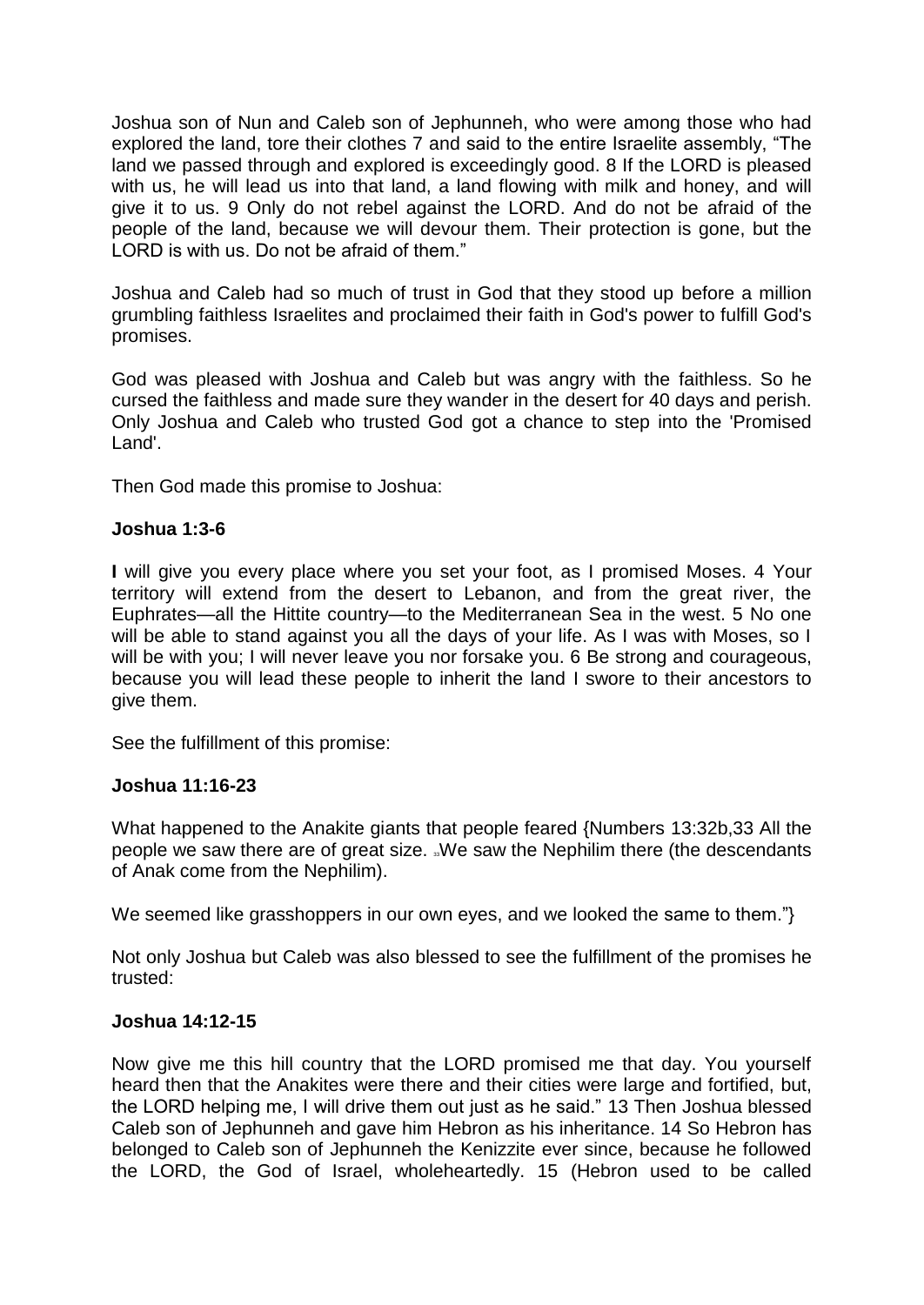Joshua son of Nun and Caleb son of Jephunneh, who were among those who had explored the land, tore their clothes 7 and said to the entire Israelite assembly, "The land we passed through and explored is exceedingly good. 8 If the LORD is pleased with us, he will lead us into that land, a land flowing with milk and honey, and will give it to us. 9 Only do not rebel against the LORD. And do not be afraid of the people of the land, because we will devour them. Their protection is gone, but the LORD is with us. Do not be afraid of them."

Joshua and Caleb had so much of trust in God that they stood up before a million grumbling faithless Israelites and proclaimed their faith in God's power to fulfill God's promises.

God was pleased with Joshua and Caleb but was angry with the faithless. So he cursed the faithless and made sure they wander in the desert for 40 days and perish. Only Joshua and Caleb who trusted God got a chance to step into the 'Promised Land'.

Then God made this promise to Joshua:

**Joshua 1:3-6**

**I** will give you every place where you set your foot, as I promised Moses. 4 Your territory will extend from the desert to Lebanon, and from the great river, the Euphrates—all the Hittite country—to the Mediterranean Sea in the west. 5 No one will be able to stand against you all the days of your life. As I was with Moses, so I will be with you; I will never leave you nor forsake you. 6 Be strong and courageous, because you will lead these people to inherit the land I swore to their ancestors to give them.

See the fulfillment of this promise:

**Joshua 11:16-23**

What happened to the Anakite giants that people feared {Numbers 13:32b,33 All the people we saw there are of great size. 33We saw the Nephilim there (the descendants of Anak come from the Nephilim).

We seemed like grasshoppers in our own eyes, and we looked the same to them."}

Not only Joshua but Caleb was also blessed to see the fulfillment of the promises he trusted:

**Joshua 14:12-15**

Now give me this hill country that the LORD promised me that day. You yourself heard then that the Anakites were there and their cities were large and fortified, but, the LORD helping me, I will drive them out just as he said." 13 Then Joshua blessed Caleb son of Jephunneh and gave him Hebron as his inheritance. 14 So Hebron has belonged to Caleb son of Jephunneh the Kenizzite ever since, because he followed the LORD, the God of Israel, wholeheartedly. 15 (Hebron used to be called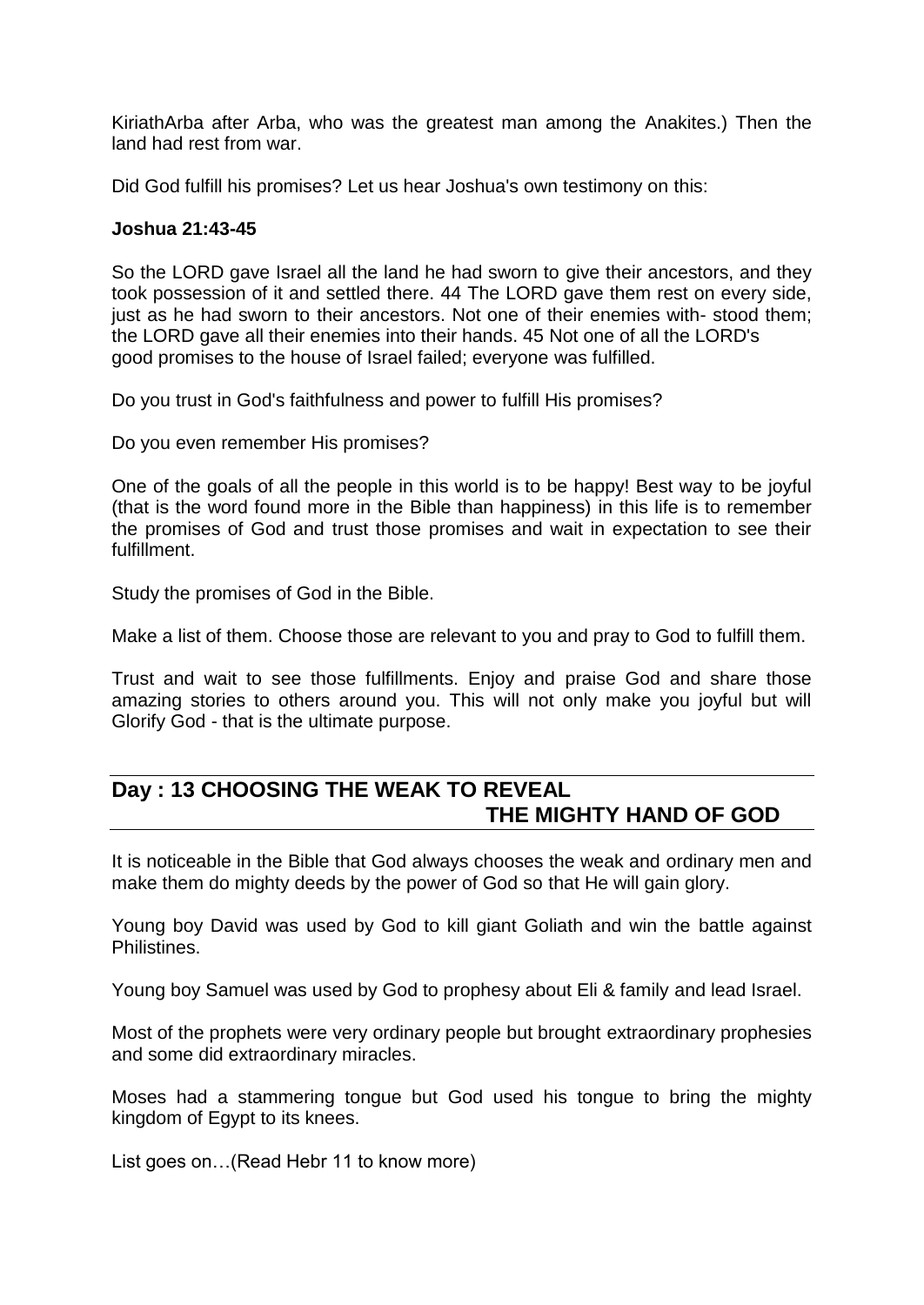KiriathArba after Arba, who was the greatest man among the Anakites.) Then the land had rest from war.

Did God fulfill his promises? Let us hear Joshua's own testimony on this:

**Joshua 21:43-45**

So the LORD gave Israel all the land he had sworn to give their ancestors, and they took possession of it and settled there. 44 The LORD gave them rest on every side, just as he had sworn to their ancestors. Not one of their enemies with- stood them; the LORD gave all their enemies into their hands. 45 Not one of all the LORD's good promises to the house of Israel failed; everyone was fulfilled.

Do you trust in God's faithfulness and power to fulfill His promises?

Do you even remember His promises?

One of the goals of all the people in this world is to be happy! Best way to be joyful (that is the word found more in the Bible than happiness) in this life is to remember the promises of God and trust those promises and wait in expectation to see their fulfillment.

Study the promises of God in the Bible.

Make a list of them. Choose those are relevant to you and pray to God to fulfill them.

Trust and wait to see those fulfillments. Enjoy and praise God and share those amazing stories to others around you. This will not only make you joyful but will Glorify God - that is the ultimate purpose.

## Day : 13 CHOOSING THE WEAK TO REVEAL THE MIGHTY HAND OF GOD

It is noticeable in the Bible that God always chooses the weak and ordinary men and make them do mighty deeds by the power of God so that He will gain glory.

Young boy David was used by God to kill giant Goliath and win the battle against Philistines.

Young boy Samuel was used by God to prophesy about Eli & family and lead Israel.

Most of the prophets were very ordinary people but brought extraordinary prophesies and some did extraordinary miracles.

Moses had a stammering tongue but God used his tongue to bring the mighty kingdom of Egypt to its knees.

List goes on…(Read Hebr 11 to know more)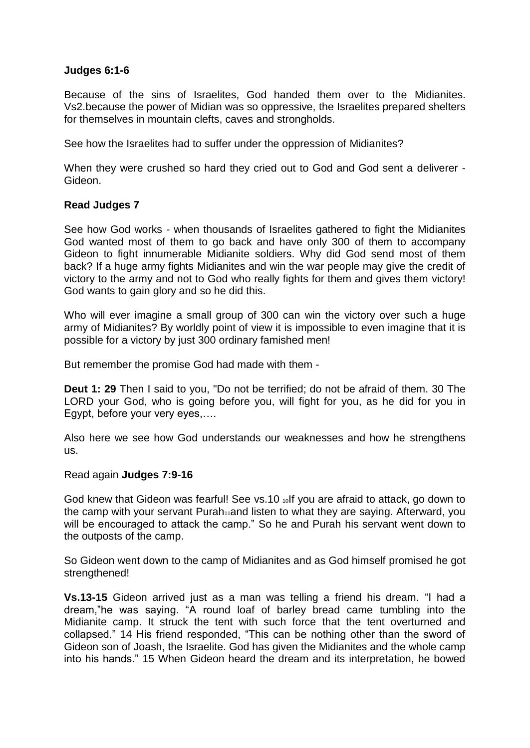**Judges 6:1-6**

Because of the sins of Israelites, God handed them over to the Midianites. Vs2.because the power of Midian was so oppressive, the Israelites prepared shelters for themselves in mountain clefts, caves and strongholds.

See how the Israelites had to suffer under the oppression of Midianites?

When they were crushed so hard they cried out to God and God sent a deliverer - Gideon.

**Read Judges 7**

See how God works - when thousands of Israelites gathered to fight the Midianites God wanted most of them to go back and have only 300 of them to accompany Gideon to fight innumerable Midianite soldiers. Why did God send most of them back? If a huge army fights Midianites and win the war people may give the credit of victory to the army and not to God who really fights for them and gives them victory! God wants to gain glory and so he did this.

Who will ever imagine a small group of 300 can win the victory over such a huge army of Midianites? By worldly point of view it is impossible to even imagine that it is possible for a victory by just 300 ordinary famished men!

But remember the promise God had made with them -

**Deut 1: 29** Then I said to you, "Do not be terrified; do not be afraid of them. 30 The LORD your God, who is going before you, will fight for you, as he did for you in Egypt, before your very eyes,….

Also here we see how God understands our weaknesses and how he strengthens us.

Read again **Judges 7:9-16**

God knew that Gideon was fearful! See vs.10 10If you are afraid to attack, go down to the camp with your servant Purah11and listen to what they are saying. Afterward, you will be encouraged to attack the camp." So he and Purah his servant went down to the outposts of the camp.

So Gideon went down to the camp of Midianites and as God himself promised he got strengthened!

**Vs.13-15** Gideon arrived just as a man was telling a friend his dream. "I had a dream,"he was saying. "A round loaf of barley bread came tumbling into the Midianite camp. It struck the tent with such force that the tent overturned and collapsed." 14 His friend responded, "This can be nothing other than the sword of Gideon son of Joash, the Israelite. God has given the Midianites and the whole camp into his hands." 15 When Gideon heard the dream and its interpretation, he bowed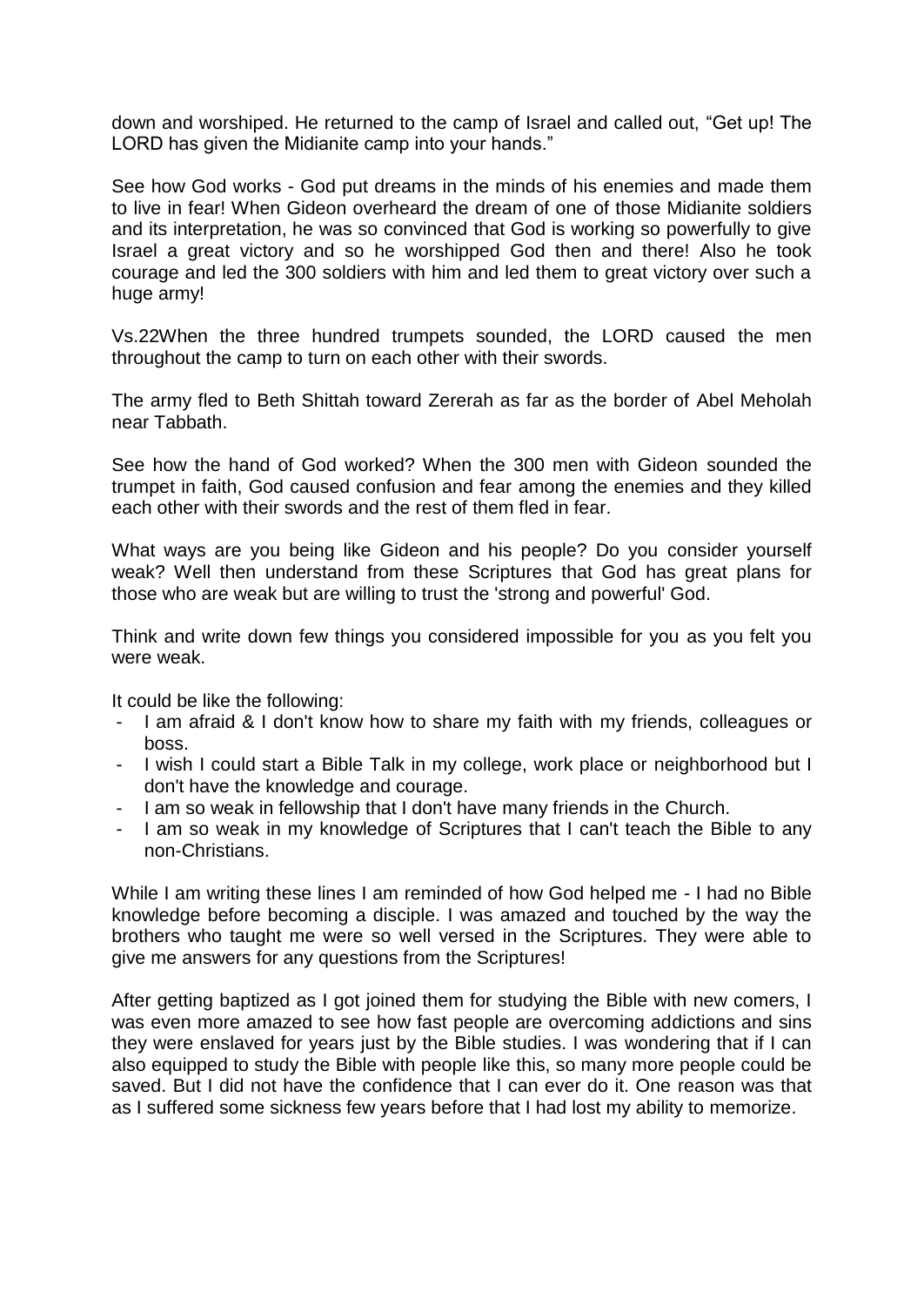down and worshiped. He returned to the camp of Israel and called out, "Get up! The LORD has given the Midianite camp into your hands."

See how God works - God put dreams in the minds of his enemies and made them to live in fear! When Gideon overheard the dream of one of those Midianite soldiers and its interpretation, he was so convinced that God is working so powerfully to give Israel a great victory and so he worshipped God then and there! Also he took courage and led the 300 soldiers with him and led them to great victory over such a huge army!

Vs.22When the three hundred trumpets sounded, the LORD caused the men throughout the camp to turn on each other with their swords.

The army fled to Beth Shittah toward Zererah as far as the border of Abel Meholah near Tabbath.

See how the hand of God worked? When the 300 men with Gideon sounded the trumpet in faith, God caused confusion and fear among the enemies and they killed each other with their swords and the rest of them fled in fear.

What ways are you being like Gideon and his people? Do you consider yourself weak? Well then understand from these Scriptures that God has great plans for those who are weak but are willing to trust the 'strong and powerful' God.

Think and write down few things you considered impossible for you as you felt you were weak.

It could be like the following:

- I am afraid & I don't know how to share my faith with my friends, colleagues or boss.
- I wish I could start a Bible Talk in my college, work place or neighborhood but I don't have the knowledge and courage.
- I am so weak in fellowship that I don't have many friends in the Church.
- I am so weak in my knowledge of Scriptures that I can't teach the Bible to any non-Christians.

While I am writing these lines I am reminded of how God helped me - I had no Bible knowledge before becoming a disciple. I was amazed and touched by the way the brothers who taught me were so well versed in the Scriptures. They were able to give me answers for any questions from the Scriptures!

After getting baptized as I got joined them for studying the Bible with new comers, I was even more amazed to see how fast people are overcoming addictions and sins they were enslaved for years just by the Bible studies. I was wondering that if I can also equipped to study the Bible with people like this, so many more people could be saved. But I did not have the confidence that I can ever do it. One reason was that as I suffered some sickness few years before that I had lost my ability to memorize.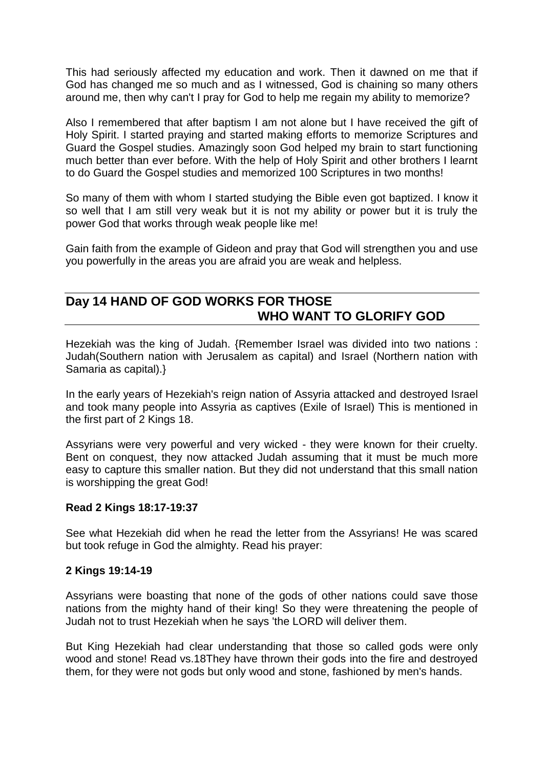This had seriously affected my education and work. Then it dawned on me that if God has changed me so much and as I witnessed, God is chaining so many others around me, then why can't I pray for God to help me regain my ability to memorize?

Also I remembered that after baptism I am not alone but I have received the gift of Holy Spirit. I started praying and started making efforts to memorize Scriptures and Guard the Gospel studies. Amazingly soon God helped my brain to start functioning much better than ever before. With the help of Holy Spirit and other brothers I learnt to do Guard the Gospel studies and memorized 100 Scriptures in two months!

So many of them with whom I started studying the Bible even got baptized. I know it so well that I am still very weak but it is not my ability or power but it is truly the power God that works through weak people like me!

Gain faith from the example of Gideon and pray that God will strengthen you and use you powerfully in the areas you are afraid you are weak and helpless.

## Day 14 HAND OF GOD WORKS FOR THOSE WHO WANT TO GLORIFY GOD

Hezekiah was the king of Judah. {Remember Israel was divided into two nations : Judah(Southern nation with Jerusalem as capital) and Israel (Northern nation with Samaria as capital).}

In the early years of Hezekiah's reign nation of Assyria attacked and destroyed Israel and took many people into Assyria as captives (Exile of Israel) This is mentioned in the first part of 2 Kings 18.

Assyrians were very powerful and very wicked - they were known for their cruelty. Bent on conquest, they now attacked Judah assuming that it must be much more easy to capture this smaller nation. But they did not understand that this small nation is worshipping the great God!

**Read 2 Kings 18:17-19:37**

See what Hezekiah did when he read the letter from the Assyrians! He was scared but took refuge in God the almighty. Read his prayer:

**2 Kings 19:14-19**

Assyrians were boasting that none of the gods of other nations could save those nations from the mighty hand of their king! So they were threatening the people of Judah not to trust Hezekiah when he says 'the LORD will deliver them.

But King Hezekiah had clear understanding that those so called gods were only wood and stone! Read vs.18They have thrown their gods into the fire and destroyed them, for they were not gods but only wood and stone, fashioned by men's hands.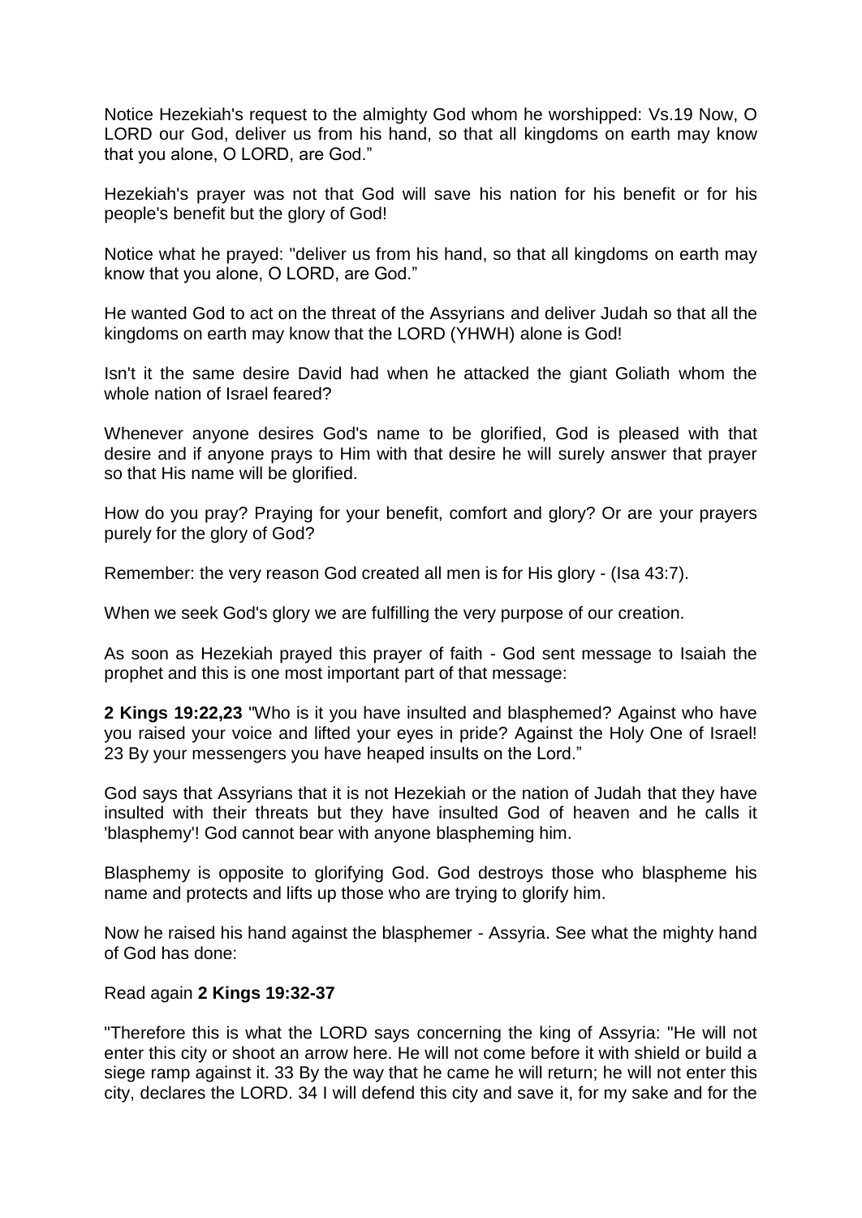Notice Hezekiah's request to the almighty God whom he worshipped: Vs.19 Now, O LORD our God, deliver us from his hand, so that all kingdoms on earth may know that you alone, O LORD, are God."

Hezekiah's prayer was not that God will save his nation for his benefit or for his people's benefit but the glory of God!

Notice what he prayed: "deliver us from his hand, so that all kingdoms on earth may know that you alone, O LORD, are God."

He wanted God to act on the threat of the Assyrians and deliver Judah so that all the kingdoms on earth may know that the LORD (YHWH) alone is God!

Isn't it the same desire David had when he attacked the giant Goliath whom the whole nation of Israel feared?

Whenever anyone desires God's name to be glorified, God is pleased with that desire and if anyone prays to Him with that desire he will surely answer that prayer so that His name will be glorified.

How do you pray? Praying for your benefit, comfort and glory? Or are your prayers purely for the glory of God?

Remember: the very reason God created all men is for His glory - (Isa 43:7).

When we seek God's glory we are fulfilling the very purpose of our creation.

As soon as Hezekiah prayed this prayer of faith - God sent message to Isaiah the prophet and this is one most important part of that message:

**2 Kings 19:22,23** "Who is it you have insulted and blasphemed? Against who have you raised your voice and lifted your eyes in pride? Against the Holy One of Israel! 23 By your messengers you have heaped insults on the Lord."

God says that Assyrians that it is not Hezekiah or the nation of Judah that they have insulted with their threats but they have insulted God of heaven and he calls it 'blasphemy'! God cannot bear with anyone blaspheming him.

Blasphemy is opposite to glorifying God. God destroys those who blaspheme his name and protects and lifts up those who are trying to glorify him.

Now he raised his hand against the blasphemer - Assyria. See what the mighty hand of God has done:

Read again **2 Kings 19:32-37**

"Therefore this is what the LORD says concerning the king of Assyria: "He will not enter this city or shoot an arrow here. He will not come before it with shield or build a siege ramp against it. 33 By the way that he came he will return; he will not enter this city, declares the LORD. 34 I will defend this city and save it, for my sake and for the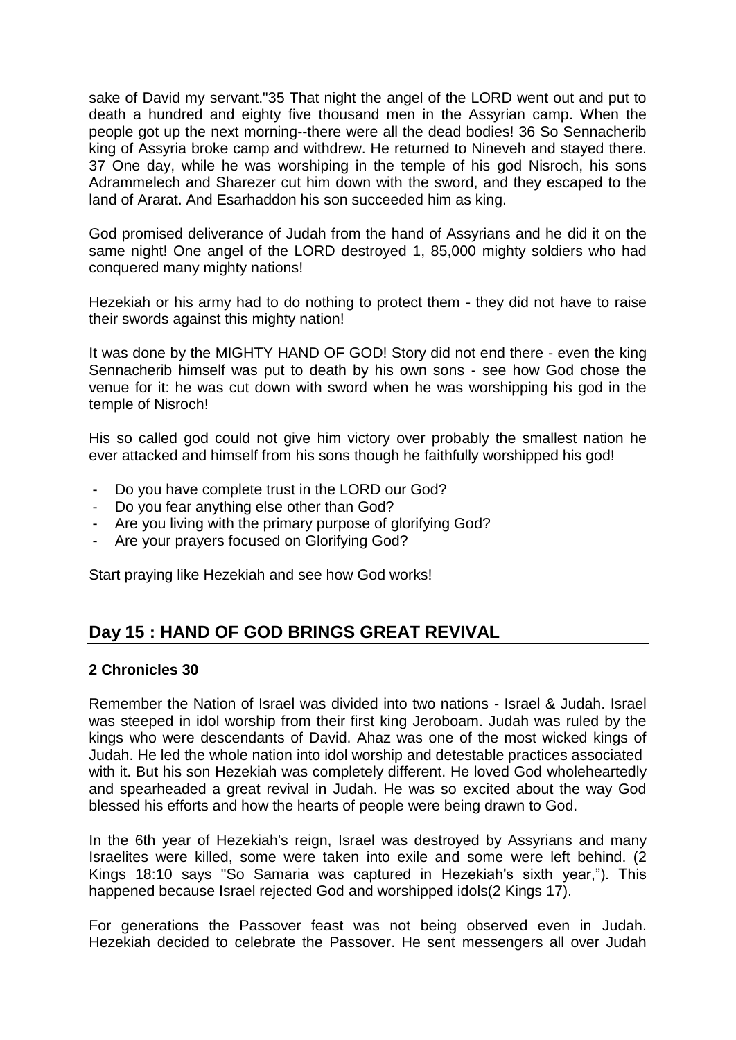sake of David my servant."35 That night the angel of the LORD went out and put to death a hundred and eighty five thousand men in the Assyrian camp. When the people got up the next morning--there were all the dead bodies! 36 So Sennacherib king of Assyria broke camp and withdrew. He returned to Nineveh and stayed there. 37 One day, while he was worshiping in the temple of his god Nisroch, his sons Adrammelech and Sharezer cut him down with the sword, and they escaped to the land of Ararat. And Esarhaddon his son succeeded him as king.

God promised deliverance of Judah from the hand of Assyrians and he did it on the same night! One angel of the LORD destroyed 1, 85,000 mighty soldiers who had conquered many mighty nations!

Hezekiah or his army had to do nothing to protect them - they did not have to raise their swords against this mighty nation!

It was done by the MIGHTY HAND OF GOD! Story did not end there - even the king Sennacherib himself was put to death by his own sons - see how God chose the venue for it: he was cut down with sword when he was worshipping his god in the temple of Nisroch!

His so called god could not give him victory over probably the smallest nation he ever attacked and himself from his sons though he faithfully worshipped his god!

- Do you have complete trust in the LORD our God?
- Do you fear anything else other than God?
- Are you living with the primary purpose of glorifying God?
- Are your prayers focused on Glorifying God?

Start praying like Hezekiah and see how God works!

## Day 15 : HAND OF GOD BRINGS GREAT REVIVAL

**2 Chronicles 30**

Remember the Nation of Israel was divided into two nations - Israel & Judah. Israel was steeped in idol worship from their first king Jeroboam. Judah was ruled by the kings who were descendants of David. Ahaz was one of the most wicked kings of Judah. He led the whole nation into idol worship and detestable practices associated with it. But his son Hezekiah was completely different. He loved God wholeheartedly and spearheaded a great revival in Judah. He was so excited about the way God blessed his efforts and how the hearts of people were being drawn to God.

In the 6th year of Hezekiah's reign, Israel was destroyed by Assyrians and many Israelites were killed, some were taken into exile and some were left behind. (2 Kings 18:10 says "So Samaria was captured in Hezekiah's sixth year,"). This happened because Israel rejected God and worshipped idols(2 Kings 17).

For generations the Passover feast was not being observed even in Judah. Hezekiah decided to celebrate the Passover. He sent messengers all over Judah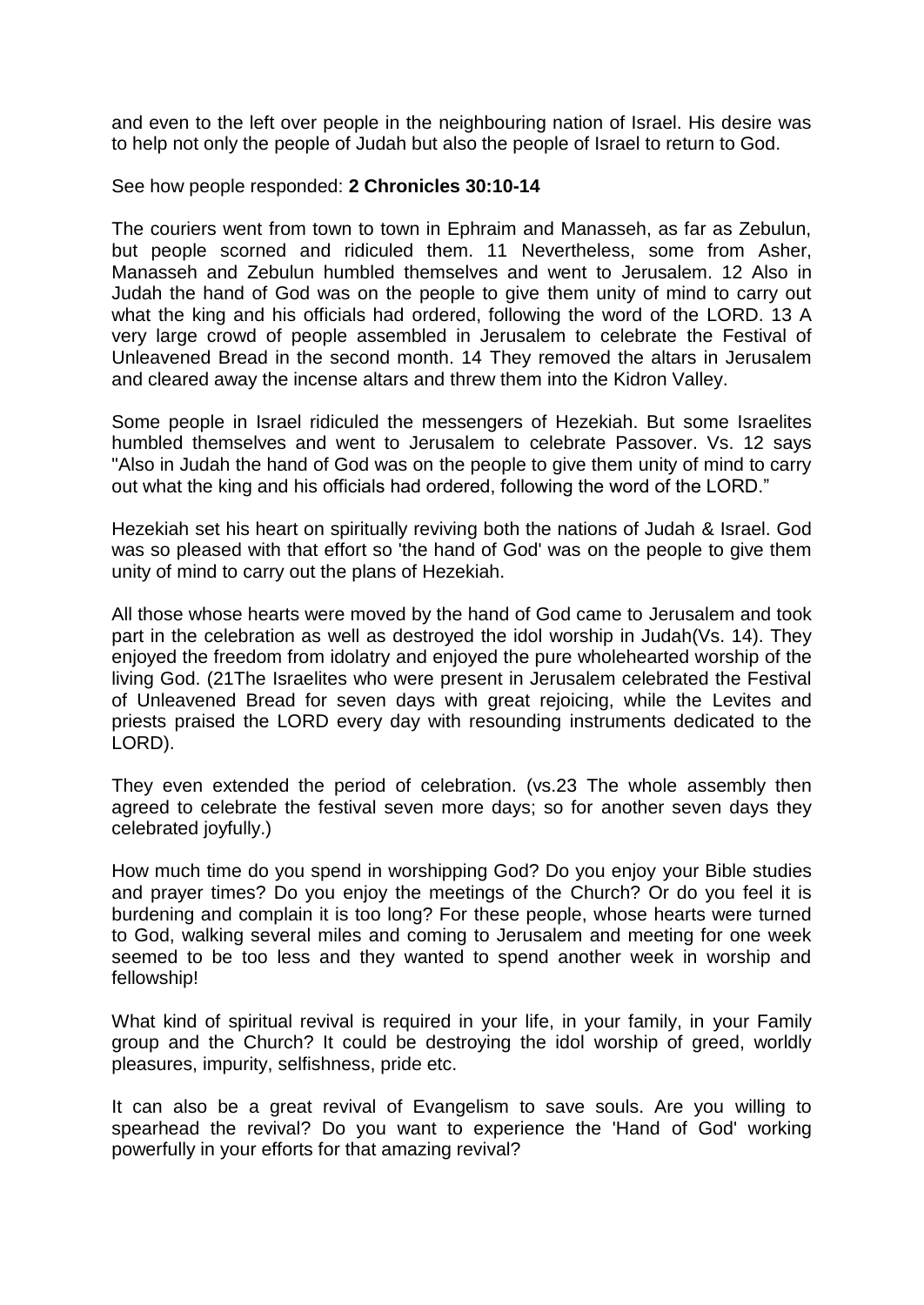and even to the left over people in the neighbouring nation of Israel. His desire was to help not only the people of Judah but also the people of Israel to return to God.

See how people responded: **2 Chronicles 30:10-14**

The couriers went from town to town in Ephraim and Manasseh, as far as Zebulun, but people scorned and ridiculed them. 11 Nevertheless, some from Asher, Manasseh and Zebulun humbled themselves and went to Jerusalem. 12 Also in Judah the hand of God was on the people to give them unity of mind to carry out what the king and his officials had ordered, following the word of the LORD. 13 A very large crowd of people assembled in Jerusalem to celebrate the Festival of Unleavened Bread in the second month. 14 They removed the altars in Jerusalem and cleared away the incense altars and threw them into the Kidron Valley.

Some people in Israel ridiculed the messengers of Hezekiah. But some Israelites humbled themselves and went to Jerusalem to celebrate Passover. Vs. 12 says "Also in Judah the hand of God was on the people to give them unity of mind to carry out what the king and his officials had ordered, following the word of the LORD."

Hezekiah set his heart on spiritually reviving both the nations of Judah & Israel. God was so pleased with that effort so 'the hand of God' was on the people to give them unity of mind to carry out the plans of Hezekiah.

All those whose hearts were moved by the hand of God came to Jerusalem and took part in the celebration as well as destroyed the idol worship in Judah(Vs. 14). They enjoyed the freedom from idolatry and enjoyed the pure wholehearted worship of the living God. (21The Israelites who were present in Jerusalem celebrated the Festival of Unleavened Bread for seven days with great rejoicing, while the Levites and priests praised the LORD every day with resounding instruments dedicated to the LORD).

They even extended the period of celebration. (vs.23 The whole assembly then agreed to celebrate the festival seven more days; so for another seven days they celebrated joyfully.)

How much time do you spend in worshipping God? Do you enjoy your Bible studies and prayer times? Do you enjoy the meetings of the Church? Or do you feel it is burdening and complain it is too long? For these people, whose hearts were turned to God, walking several miles and coming to Jerusalem and meeting for one week seemed to be too less and they wanted to spend another week in worship and fellowship!

What kind of spiritual revival is required in your life, in your family, in your Family group and the Church? It could be destroying the idol worship of greed, worldly pleasures, impurity, selfishness, pride etc.

It can also be a great revival of Evangelism to save souls. Are you willing to spearhead the revival? Do you want to experience the 'Hand of God' working powerfully in your efforts for that amazing revival?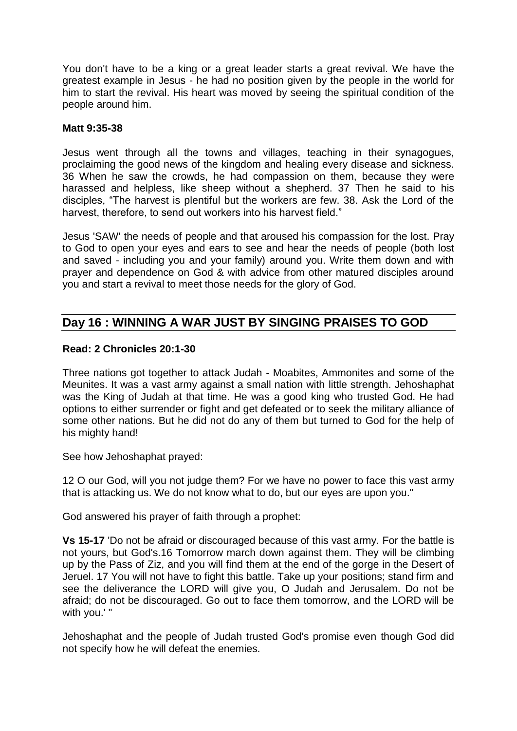You don't have to be a king or a great leader starts a great revival. We have the greatest example in Jesus - he had no position given by the people in the world for him to start the revival. His heart was moved by seeing the spiritual condition of the people around him.

**Matt 9:35-38**

Jesus went through all the towns and villages, teaching in their synagogues, proclaiming the good news of the kingdom and healing every disease and sickness. 36 When he saw the crowds, he had compassion on them, because they were harassed and helpless, like sheep without a shepherd. 37 Then he said to his disciples, "The harvest is plentiful but the workers are few. 38. Ask the Lord of the harvest, therefore, to send out workers into his harvest field."

Jesus 'SAW' the needs of people and that aroused his compassion for the lost. Pray to God to open your eyes and ears to see and hear the needs of people (both lost and saved - including you and your family) around you. Write them down and with prayer and dependence on God & with advice from other matured disciples around you and start a revival to meet those needs for the glory of God.

## Day 16 : WINNING A WAR JUST BY SINGING PRAISES TO GOD

**Read: 2 Chronicles 20:1-30**

Three nations got together to attack Judah - Moabites, Ammonites and some of the Meunites. It was a vast army against a small nation with little strength. Jehoshaphat was the King of Judah at that time. He was a good king who trusted God. He had options to either surrender or fight and get defeated or to seek the military alliance of some other nations. But he did not do any of them but turned to God for the help of his mighty hand!

See how Jehoshaphat prayed:

12 O our God, will you not judge them? For we have no power to face this vast army that is attacking us. We do not know what to do, but our eyes are upon you."

God answered his prayer of faith through a prophet:

**Vs 15-17** 'Do not be afraid or discouraged because of this vast army. For the battle is not yours, but God's.16 Tomorrow march down against them. They will be climbing up by the Pass of Ziz, and you will find them at the end of the gorge in the Desert of Jeruel. 17 You will not have to fight this battle. Take up your positions; stand firm and see the deliverance the LORD will give you, O Judah and Jerusalem. Do not be afraid; do not be discouraged. Go out to face them tomorrow, and the LORD will be with you.' "

Jehoshaphat and the people of Judah trusted God's promise even though God did not specify how he will defeat the enemies.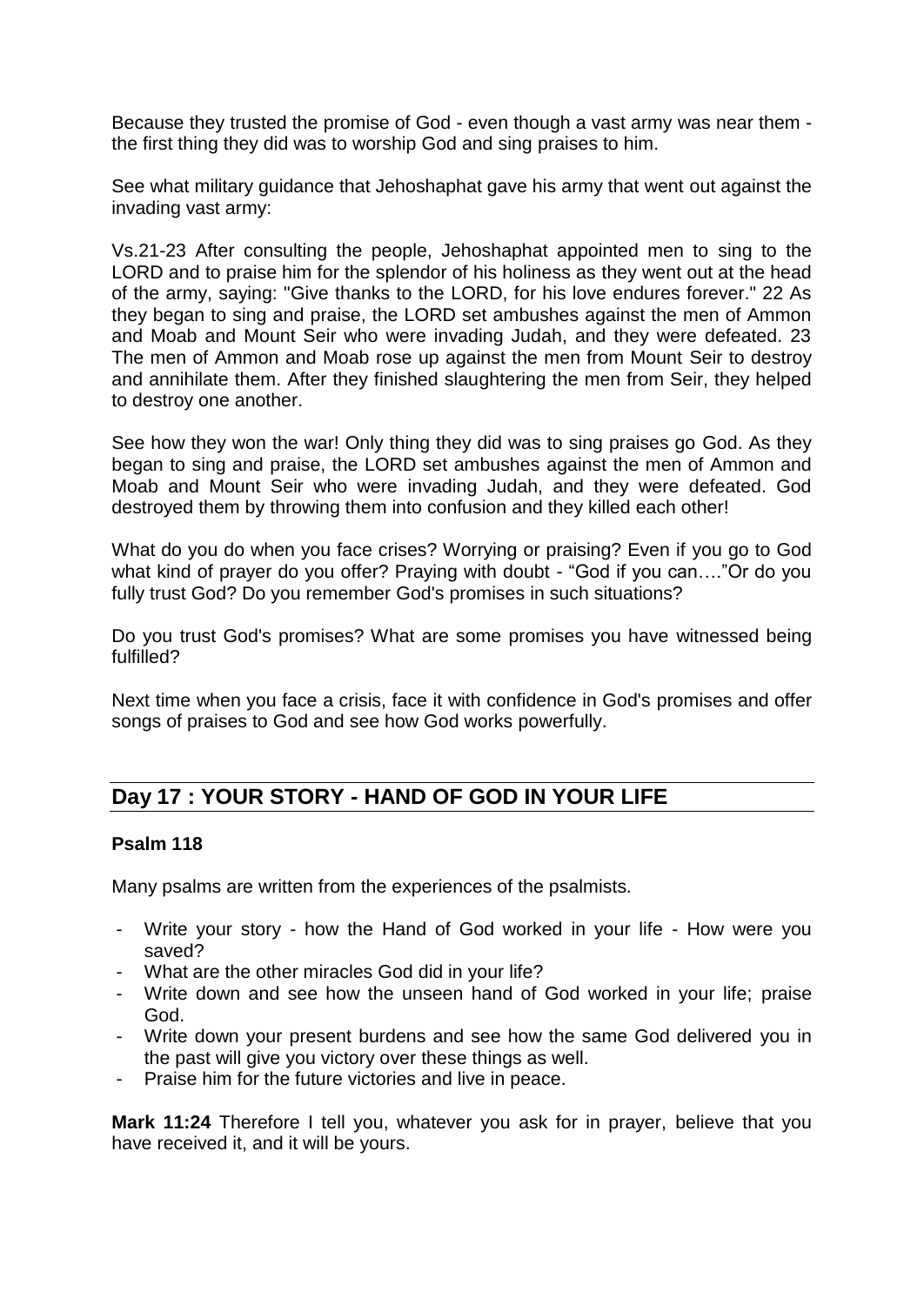Because they trusted the promise of God - even though a vast army was near them - the first thing they did was to worship God and sing praises to him.

See what military guidance that Jehoshaphat gave his army that went out against the invading vast army:

Vs.21-23 After consulting the people, Jehoshaphat appointed men to sing to the LORD and to praise him for the splendor of his holiness as they went out at the head of the army, saying: "Give thanks to the LORD, for his love endures forever." 22 As they began to sing and praise, the LORD set ambushes against the men of Ammon and Moab and Mount Seir who were invading Judah, and they were defeated. 23 The men of Ammon and Moab rose up against the men from Mount Seir to destroy and annihilate them. After they finished slaughtering the men from Seir, they helped to destroy one another.

See how they won the war! Only thing they did was to sing praises go God. As they began to sing and praise, the LORD set ambushes against the men of Ammon and Moab and Mount Seir who were invading Judah, and they were defeated. God destroyed them by throwing them into confusion and they killed each other!

What do you do when you face crises? Worrying or praising? Even if you go to God what kind of prayer do you offer? Praying with doubt - "God if you can…."Or do you fully trust God? Do you remember God's promises in such situations?

Do you trust God's promises? What are some promises you have witnessed being fulfilled?

Next time when you face a crisis, face it with confidence in God's promises and offer songs of praises to God and see how God works powerfully.

## Day 17 : YOUR STORY - HAND OF GOD IN YOUR LIFE

**Psalm 118**

Many psalms are written from the experiences of the psalmists.

- Write your story - how the Hand of God worked in your life - How were you saved?
- What are the other miracles God did in your life?
- Write down and see how the unseen hand of God worked in your life; praise God.
- Write down your present burdens and see how the same God delivered you in the past will give you victory over these things as well.
- Praise him for the future victories and live in peace.

**Mark 11:24** Therefore I tell you, whatever you ask for in prayer, believe that you have received it, and it will be yours.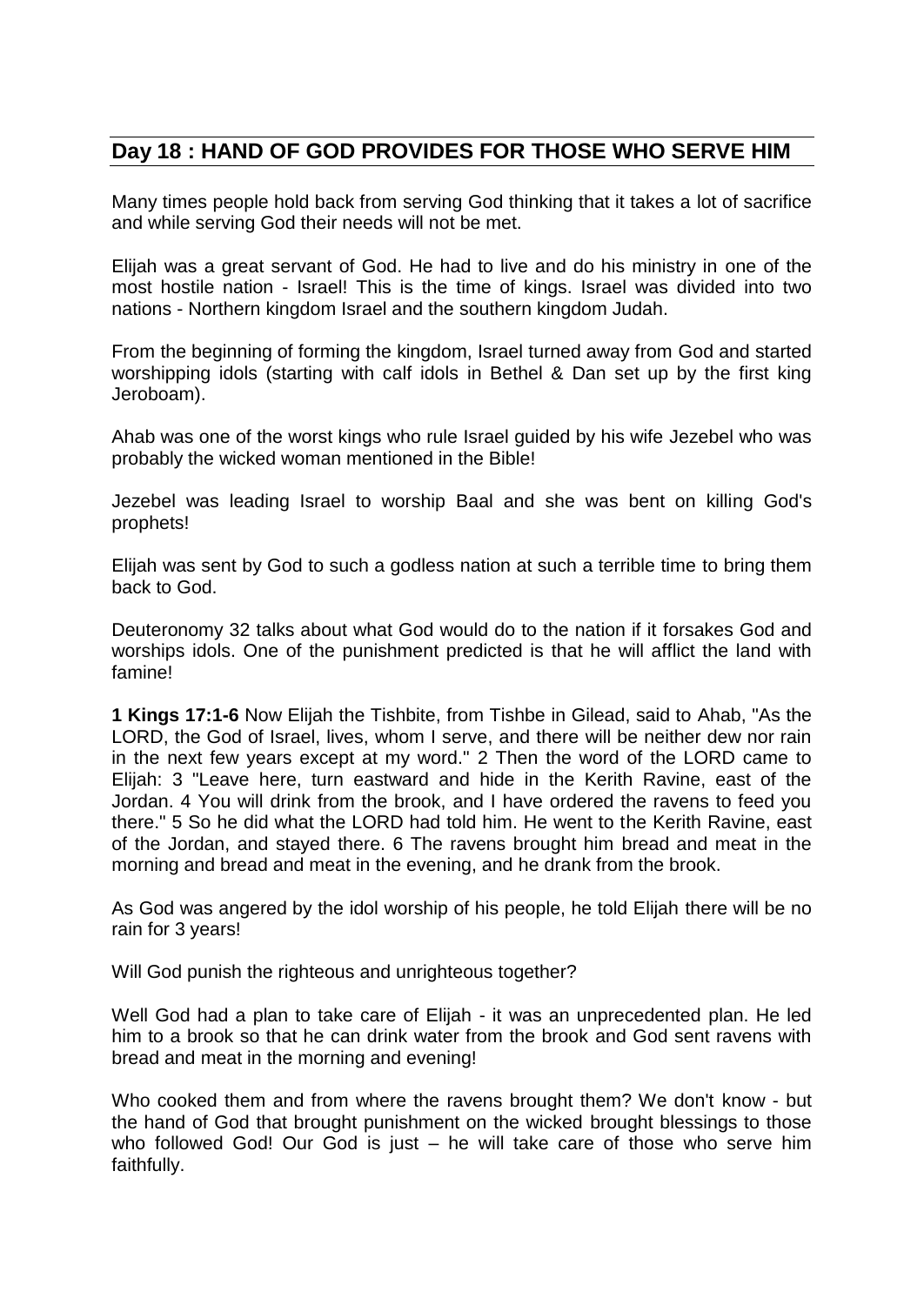## Day 18 : HAND OF GOD PROVIDES FOR THOSE WHO SERVE HIM

Many times people hold back from serving God thinking that it takes a lot of sacrifice and while serving God their needs will not be met.

Elijah was a great servant of God. He had to live and do his ministry in one of the most hostile nation - Israel! This is the time of kings. Israel was divided into two nations - Northern kingdom Israel and the southern kingdom Judah.

From the beginning of forming the kingdom, Israel turned away from God and started worshipping idols (starting with calf idols in Bethel & Dan set up by the first king Jeroboam).

Ahab was one of the worst kings who rule Israel guided by his wife Jezebel who was probably the wicked woman mentioned in the Bible!

Jezebel was leading Israel to worship Baal and she was bent on killing God's prophets!

Elijah was sent by God to such a godless nation at such a terrible time to bring them back to God.

Deuteronomy 32 talks about what God would do to the nation if it forsakes God and worships idols. One of the punishment predicted is that he will afflict the land with famine!

**1 Kings 17:1-6** Now Elijah the Tishbite, from Tishbe in Gilead, said to Ahab, "As the LORD, the God of Israel, lives, whom I serve, and there will be neither dew nor rain in the next few years except at my word." 2 Then the word of the LORD came to Elijah: 3 "Leave here, turn eastward and hide in the Kerith Ravine, east of the Jordan. 4 You will drink from the brook, and I have ordered the ravens to feed you there." 5 So he did what the LORD had told him. He went to the Kerith Ravine, east of the Jordan, and stayed there. 6 The ravens brought him bread and meat in the morning and bread and meat in the evening, and he drank from the brook.

As God was angered by the idol worship of his people, he told Elijah there will be no rain for 3 years!

Will God punish the righteous and unrighteous together?

Well God had a plan to take care of Elijah - it was an unprecedented plan. He led him to a brook so that he can drink water from the brook and God sent ravens with bread and meat in the morning and evening!

Who cooked them and from where the ravens brought them? We don't know - but the hand of God that brought punishment on the wicked brought blessings to those who followed God! Our God is just – he will take care of those who serve him faithfully.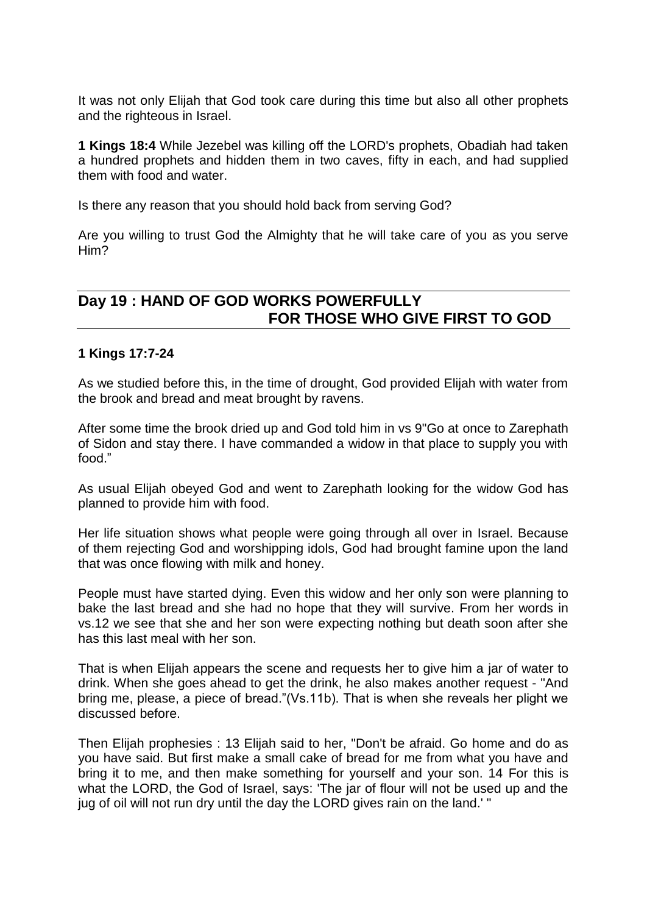It was not only Elijah that God took care during this time but also all other prophets and the righteous in Israel.

**1 Kings 18:4** While Jezebel was killing off the LORD's prophets, Obadiah had taken a hundred prophets and hidden them in two caves, fifty in each, and had supplied them with food and water.

Is there any reason that you should hold back from serving God?

Are you willing to trust God the Almighty that he will take care of you as you serve Him?

## Day 19 : HAND OF GOD WORKS POWERFULLY FOR THOSE WHO GIVE FIRST TO GOD

**1 Kings 17:7-24**

As we studied before this, in the time of drought, God provided Elijah with water from the brook and bread and meat brought by ravens.

After some time the brook dried up and God told him in vs 9"Go at once to Zarephath of Sidon and stay there. I have commanded a widow in that place to supply you with food."

As usual Elijah obeyed God and went to Zarephath looking for the widow God has planned to provide him with food.

Her life situation shows what people were going through all over in Israel. Because of them rejecting God and worshipping idols, God had brought famine upon the land that was once flowing with milk and honey.

People must have started dying. Even this widow and her only son were planning to bake the last bread and she had no hope that they will survive. From her words in vs.12 we see that she and her son were expecting nothing but death soon after she has this last meal with her son.

That is when Elijah appears the scene and requests her to give him a jar of water to drink. When she goes ahead to get the drink, he also makes another request - "And bring me, please, a piece of bread."(Vs.11b). That is when she reveals her plight we discussed before.

Then Elijah prophesies : 13 Elijah said to her, "Don't be afraid. Go home and do as you have said. But first make a small cake of bread for me from what you have and bring it to me, and then make something for yourself and your son. 14 For this is what the LORD, the God of Israel, says: 'The jar of flour will not be used up and the jug of oil will not run dry until the day the LORD gives rain on the land.' "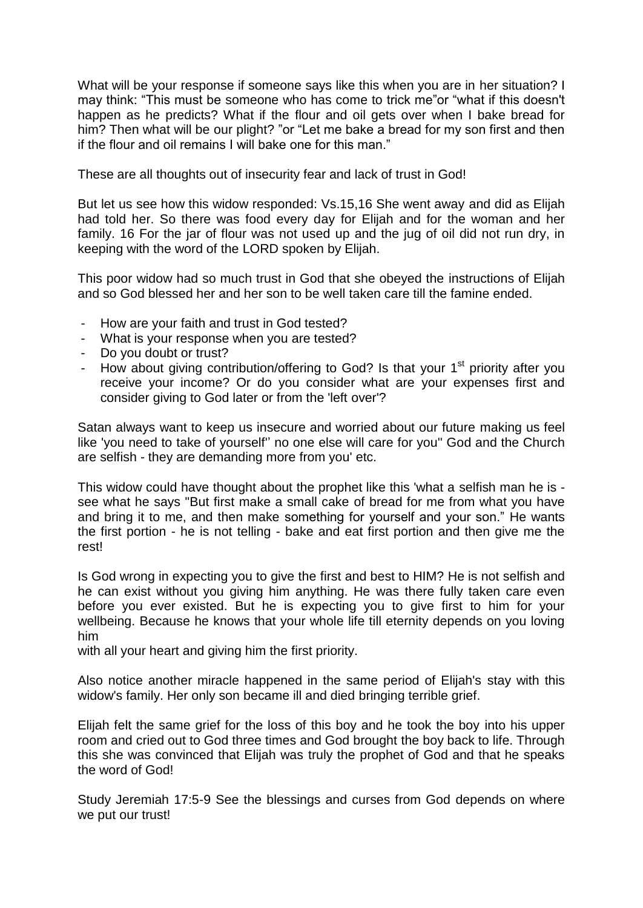What will be your response if someone says like this when you are in her situation? I may think: "This must be someone who has come to trick me"or "what if this doesn't happen as he predicts? What if the flour and oil gets over when I bake bread for him? Then what will be our plight? "or "Let me bake a bread for my son first and then if the flour and oil remains I will bake one for this man."

These are all thoughts out of insecurity fear and lack of trust in God!

But let us see how this widow responded: Vs.15,16 She went away and did as Elijah had told her. So there was food every day for Elijah and for the woman and her family. 16 For the jar of flour was not used up and the jug of oil did not run dry, in keeping with the word of the LORD spoken by Elijah.

This poor widow had so much trust in God that she obeyed the instructions of Elijah and so God blessed her and her son to be well taken care till the famine ended.

- How are your faith and trust in God tested?
- What is your response when you are tested?
- Do you doubt or trust?
- How about giving contribution/offering to God? Is that your 1st priority after you receive your income? Or do you consider what are your expenses first and consider giving to God later or from the 'left over'?

Satan always want to keep us insecure and worried about our future making us feel like 'you need to take of yourself'' no one else will care for you'' God and the Church are selfish - they are demanding more from you' etc.

This widow could have thought about the prophet like this 'what a selfish man he is - see what he says "But first make a small cake of bread for me from what you have and bring it to me, and then make something for yourself and your son." He wants the first portion - he is not telling - bake and eat first portion and then give me the rest!

Is God wrong in expecting you to give the first and best to HIM? He is not selfish and he can exist without you giving him anything. He was there fully taken care even before you ever existed. But he is expecting you to give first to him for your wellbeing. Because he knows that your whole life till eternity depends on you loving him
with all your heart and giving him the first priority.

Also notice another miracle happened in the same period of Elijah's stay with this widow's family. Her only son became ill and died bringing terrible grief.

Elijah felt the same grief for the loss of this boy and he took the boy into his upper room and cried out to God three times and God brought the boy back to life. Through this she was convinced that Elijah was truly the prophet of God and that he speaks the word of God!

Study Jeremiah 17:5-9 See the blessings and curses from God depends on where we put our trust!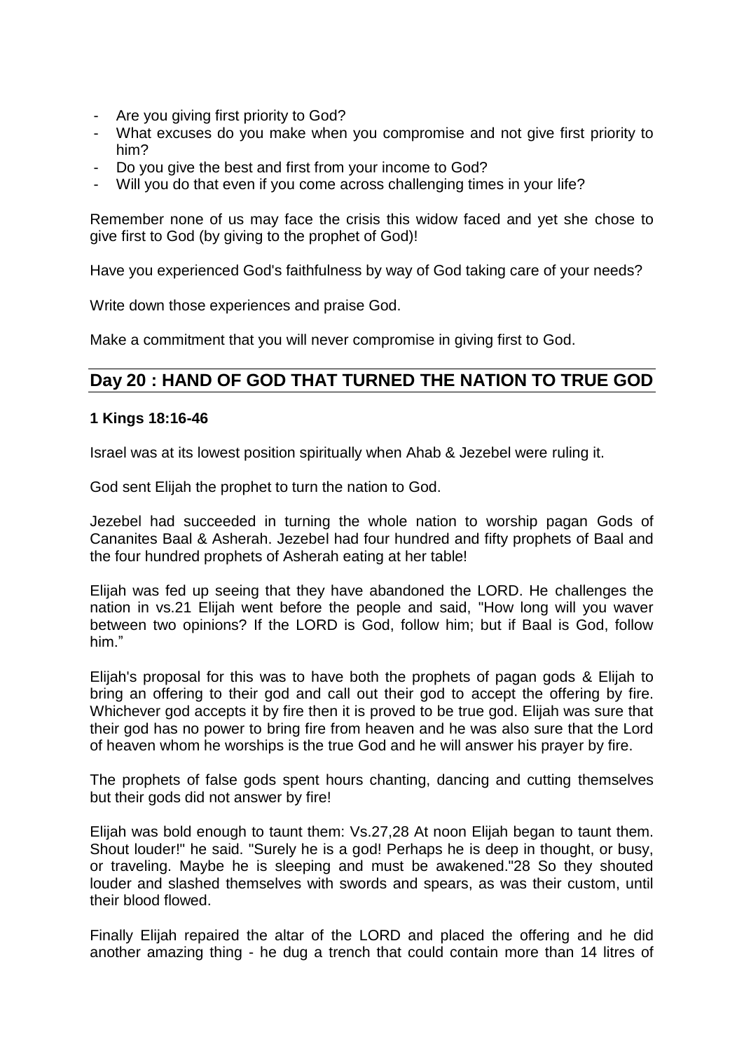- Are you giving first priority to God?
- What excuses do you make when you compromise and not give first priority to him?
- Do you give the best and first from your income to God?
- Will you do that even if you come across challenging times in your life?

Remember none of us may face the crisis this widow faced and yet she chose to give first to God (by giving to the prophet of God)!

Have you experienced God's faithfulness by way of God taking care of your needs?

Write down those experiences and praise God.

Make a commitment that you will never compromise in giving first to God.

## Day 20 : HAND OF GOD THAT TURNED THE NATION TO TRUE GOD

**1 Kings 18:16-46**

Israel was at its lowest position spiritually when Ahab & Jezebel were ruling it.

God sent Elijah the prophet to turn the nation to God.

Jezebel had succeeded in turning the whole nation to worship pagan Gods of Cananites Baal & Asherah. Jezebel had four hundred and fifty prophets of Baal and the four hundred prophets of Asherah eating at her table!

Elijah was fed up seeing that they have abandoned the LORD. He challenges the nation in vs.21 Elijah went before the people and said, "How long will you waver between two opinions? If the LORD is God, follow him; but if Baal is God, follow him."

Elijah's proposal for this was to have both the prophets of pagan gods & Elijah to bring an offering to their god and call out their god to accept the offering by fire. Whichever god accepts it by fire then it is proved to be true god. Elijah was sure that their god has no power to bring fire from heaven and he was also sure that the Lord of heaven whom he worships is the true God and he will answer his prayer by fire.

The prophets of false gods spent hours chanting, dancing and cutting themselves but their gods did not answer by fire!

Elijah was bold enough to taunt them: Vs.27,28 At noon Elijah began to taunt them. Shout louder!" he said. "Surely he is a god! Perhaps he is deep in thought, or busy, or traveling. Maybe he is sleeping and must be awakened."28 So they shouted louder and slashed themselves with swords and spears, as was their custom, until their blood flowed.

Finally Elijah repaired the altar of the LORD and placed the offering and he did another amazing thing - he dug a trench that could contain more than 14 litres of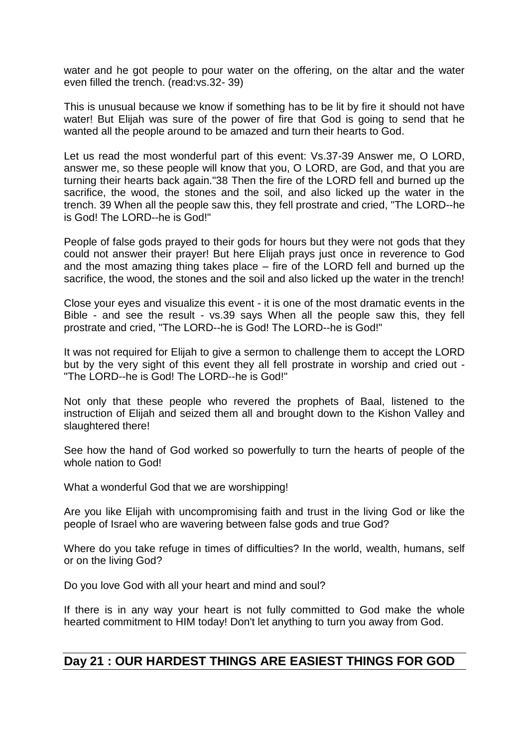water and he got people to pour water on the offering, on the altar and the water even filled the trench. (read:vs.32- 39)

This is unusual because we know if something has to be lit by fire it should not have water! But Elijah was sure of the power of fire that God is going to send that he wanted all the people around to be amazed and turn their hearts to God.

Let us read the most wonderful part of this event: Vs.37-39 Answer me, O LORD, answer me, so these people will know that you, O LORD, are God, and that you are turning their hearts back again."38 Then the fire of the LORD fell and burned up the sacrifice, the wood, the stones and the soil, and also licked up the water in the trench. 39 When all the people saw this, they fell prostrate and cried, "The LORD--he is God! The LORD--he is God!"

People of false gods prayed to their gods for hours but they were not gods that they could not answer their prayer! But here Elijah prays just once in reverence to God and the most amazing thing takes place – fire of the LORD fell and burned up the sacrifice, the wood, the stones and the soil and also licked up the water in the trench!

Close your eyes and visualize this event - it is one of the most dramatic events in the Bible - and see the result - vs.39 says When all the people saw this, they fell prostrate and cried, "The LORD--he is God! The LORD--he is God!"

It was not required for Elijah to give a sermon to challenge them to accept the LORD but by the very sight of this event they all fell prostrate in worship and cried out - "The LORD--he is God! The LORD--he is God!"

Not only that these people who revered the prophets of Baal, listened to the instruction of Elijah and seized them all and brought down to the Kishon Valley and slaughtered there!

See how the hand of God worked so powerfully to turn the hearts of people of the whole nation to God!

What a wonderful God that we are worshipping!

Are you like Elijah with uncompromising faith and trust in the living God or like the people of Israel who are wavering between false gods and true God?

Where do you take refuge in times of difficulties? In the world, wealth, humans, self or on the living God?

Do you love God with all your heart and mind and soul?

If there is in any way your heart is not fully committed to God make the whole hearted commitment to HIM today! Don't let anything to turn you away from God.

## Day 21 : OUR HARDEST THINGS ARE EASIEST THINGS FOR GOD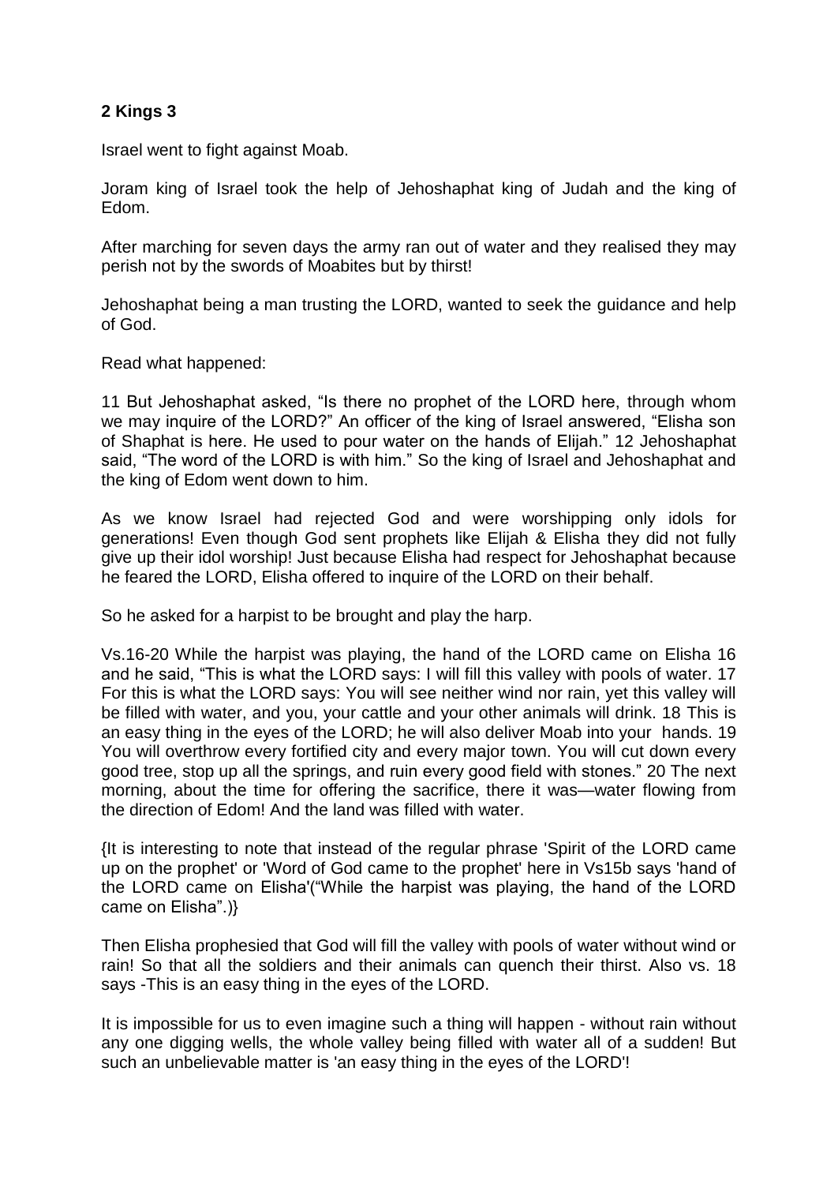**2 Kings 3**

Israel went to fight against Moab.

Joram king of Israel took the help of Jehoshaphat king of Judah and the king of Edom.

After marching for seven days the army ran out of water and they realised they may perish not by the swords of Moabites but by thirst!

Jehoshaphat being a man trusting the LORD, wanted to seek the guidance and help of God.

Read what happened:

11 But Jehoshaphat asked, “Is there no prophet of the LORD here, through whom we may inquire of the LORD?” An officer of the king of Israel answered, “Elisha son of Shaphat is here. He used to pour water on the hands of Elijah.” 12 Jehoshaphat said, “The word of the LORD is with him.” So the king of Israel and Jehoshaphat and the king of Edom went down to him.

As we know Israel had rejected God and were worshipping only idols for generations! Even though God sent prophets like Elijah & Elisha they did not fully give up their idol worship! Just because Elisha had respect for Jehoshaphat because he feared the LORD, Elisha offered to inquire of the LORD on their behalf.

So he asked for a harpist to be brought and play the harp.

Vs.16-20 While the harpist was playing, the hand of the LORD came on Elisha 16 and he said, “This is what the LORD says: I will fill this valley with pools of water. 17 For this is what the LORD says: You will see neither wind nor rain, yet this valley will be filled with water, and you, your cattle and your other animals will drink. 18 This is an easy thing in the eyes of the LORD; he will also deliver Moab into your hands. 19 You will overthrow every fortified city and every major town. You will cut down every good tree, stop up all the springs, and ruin every good field with stones.” 20 The next morning, about the time for offering the sacrifice, there it was—water flowing from the direction of Edom! And the land was filled with water.

{It is interesting to note that instead of the regular phrase 'Spirit of the LORD came up on the prophet' or 'Word of God came to the prophet' here in Vs15b says 'hand of the LORD came on Elisha'(“While the harpist was playing, the hand of the LORD came on Elisha”.)}

Then Elisha prophesied that God will fill the valley with pools of water without wind or rain! So that all the soldiers and their animals can quench their thirst. Also vs. 18 says -This is an easy thing in the eyes of the LORD.

It is impossible for us to even imagine such a thing will happen - without rain without any one digging wells, the whole valley being filled with water all of a sudden! But such an unbelievable matter is 'an easy thing in the eyes of the LORD'!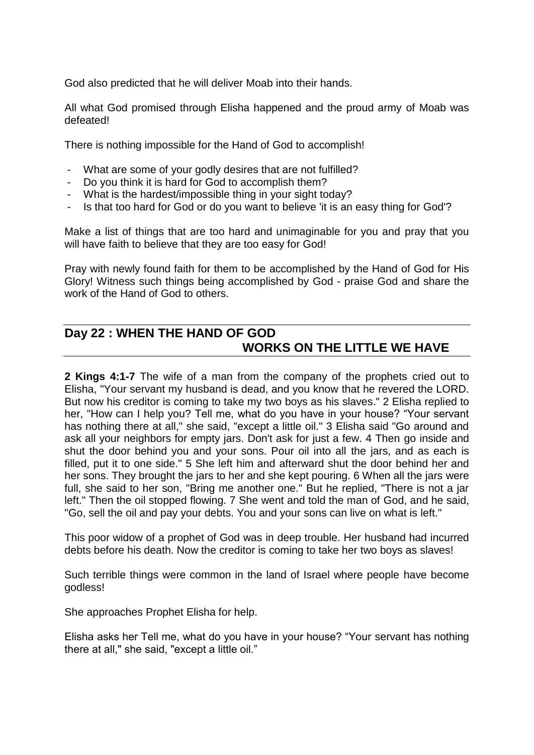God also predicted that he will deliver Moab into their hands.

All what God promised through Elisha happened and the proud army of Moab was defeated!

There is nothing impossible for the Hand of God to accomplish!

- What are some of your godly desires that are not fulfilled?
- Do you think it is hard for God to accomplish them?
- What is the hardest/impossible thing in your sight today?
- Is that too hard for God or do you want to believe 'it is an easy thing for God'?

Make a list of things that are too hard and unimaginable for you and pray that you will have faith to believe that they are too easy for God!

Pray with newly found faith for them to be accomplished by the Hand of God for His Glory! Witness such things being accomplished by God - praise God and share the work of the Hand of God to others.

## Day 22 : WHEN THE HAND OF GOD WORKS ON THE LITTLE WE HAVE

**2 Kings 4:1-7** The wife of a man from the company of the prophets cried out to Elisha, "Your servant my husband is dead, and you know that he revered the LORD. But now his creditor is coming to take my two boys as his slaves." 2 Elisha replied to her, "How can I help you? Tell me, what do you have in your house? "Your servant has nothing there at all," she said, "except a little oil." 3 Elisha said "Go around and ask all your neighbors for empty jars. Don't ask for just a few. 4 Then go inside and shut the door behind you and your sons. Pour oil into all the jars, and as each is filled, put it to one side." 5 She left him and afterward shut the door behind her and her sons. They brought the jars to her and she kept pouring. 6 When all the jars were full, she said to her son, "Bring me another one." But he replied, "There is not a jar left." Then the oil stopped flowing. 7 She went and told the man of God, and he said, "Go, sell the oil and pay your debts. You and your sons can live on what is left."

This poor widow of a prophet of God was in deep trouble. Her husband had incurred debts before his death. Now the creditor is coming to take her two boys as slaves!

Such terrible things were common in the land of Israel where people have become godless!

She approaches Prophet Elisha for help.

Elisha asks her Tell me, what do you have in your house? "Your servant has nothing there at all," she said, "except a little oil."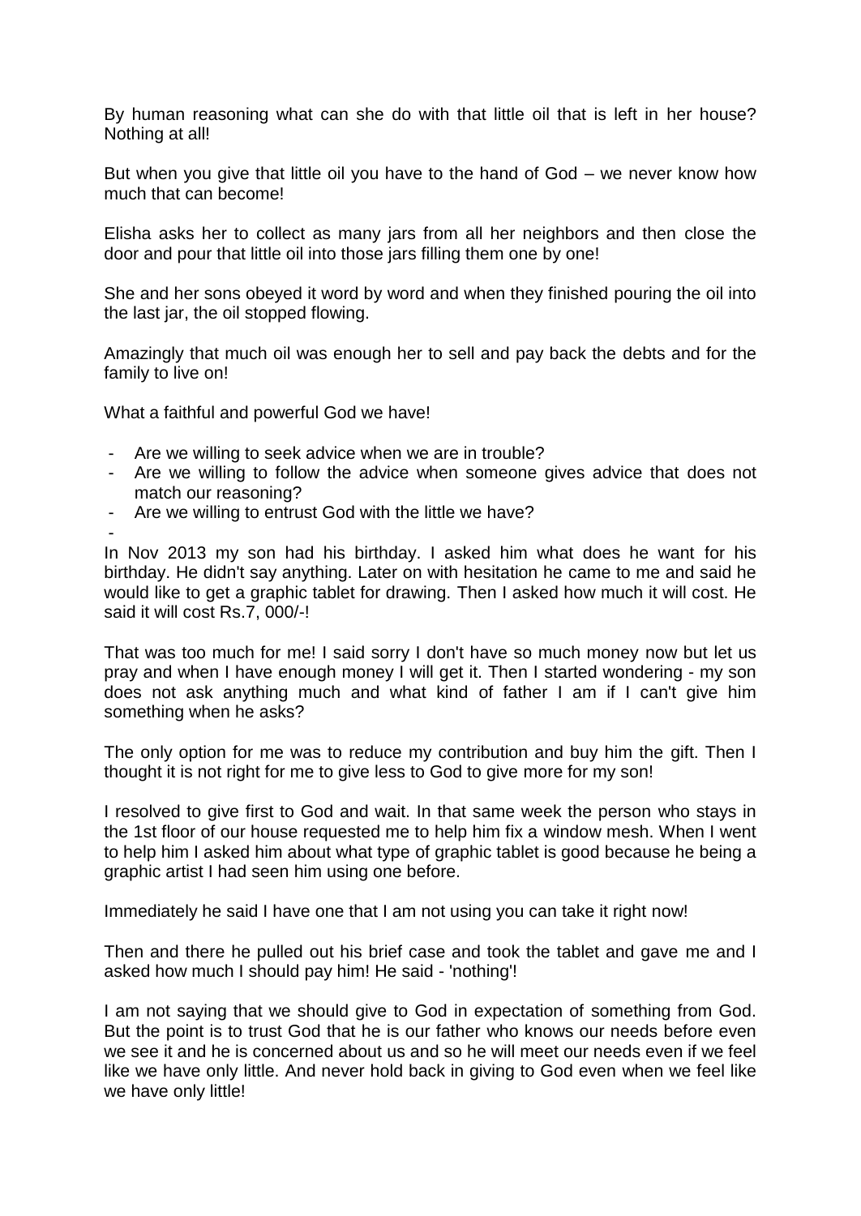By human reasoning what can she do with that little oil that is left in her house? Nothing at all!

But when you give that little oil you have to the hand of God – we never know how much that can become!

Elisha asks her to collect as many jars from all her neighbors and then close the door and pour that little oil into those jars filling them one by one!

She and her sons obeyed it word by word and when they finished pouring the oil into the last jar, the oil stopped flowing.

Amazingly that much oil was enough her to sell and pay back the debts and for the family to live on!

What a faithful and powerful God we have!

- Are we willing to seek advice when we are in trouble?
- Are we willing to follow the advice when someone gives advice that does not match our reasoning?
- Are we willing to entrust God with the little we have?
-

In Nov 2013 my son had his birthday. I asked him what does he want for his birthday. He didn't say anything. Later on with hesitation he came to me and said he would like to get a graphic tablet for drawing. Then I asked how much it will cost. He said it will cost Rs.7, 000/-!

That was too much for me! I said sorry I don't have so much money now but let us pray and when I have enough money I will get it. Then I started wondering - my son does not ask anything much and what kind of father I am if I can't give him something when he asks?

The only option for me was to reduce my contribution and buy him the gift. Then I thought it is not right for me to give less to God to give more for my son!

I resolved to give first to God and wait. In that same week the person who stays in the 1st floor of our house requested me to help him fix a window mesh. When I went to help him I asked him about what type of graphic tablet is good because he being a graphic artist I had seen him using one before.

Immediately he said I have one that I am not using you can take it right now!

Then and there he pulled out his brief case and took the tablet and gave me and I asked how much I should pay him! He said - 'nothing'!

I am not saying that we should give to God in expectation of something from God. But the point is to trust God that he is our father who knows our needs before even we see it and he is concerned about us and so he will meet our needs even if we feel like we have only little. And never hold back in giving to God even when we feel like we have only little!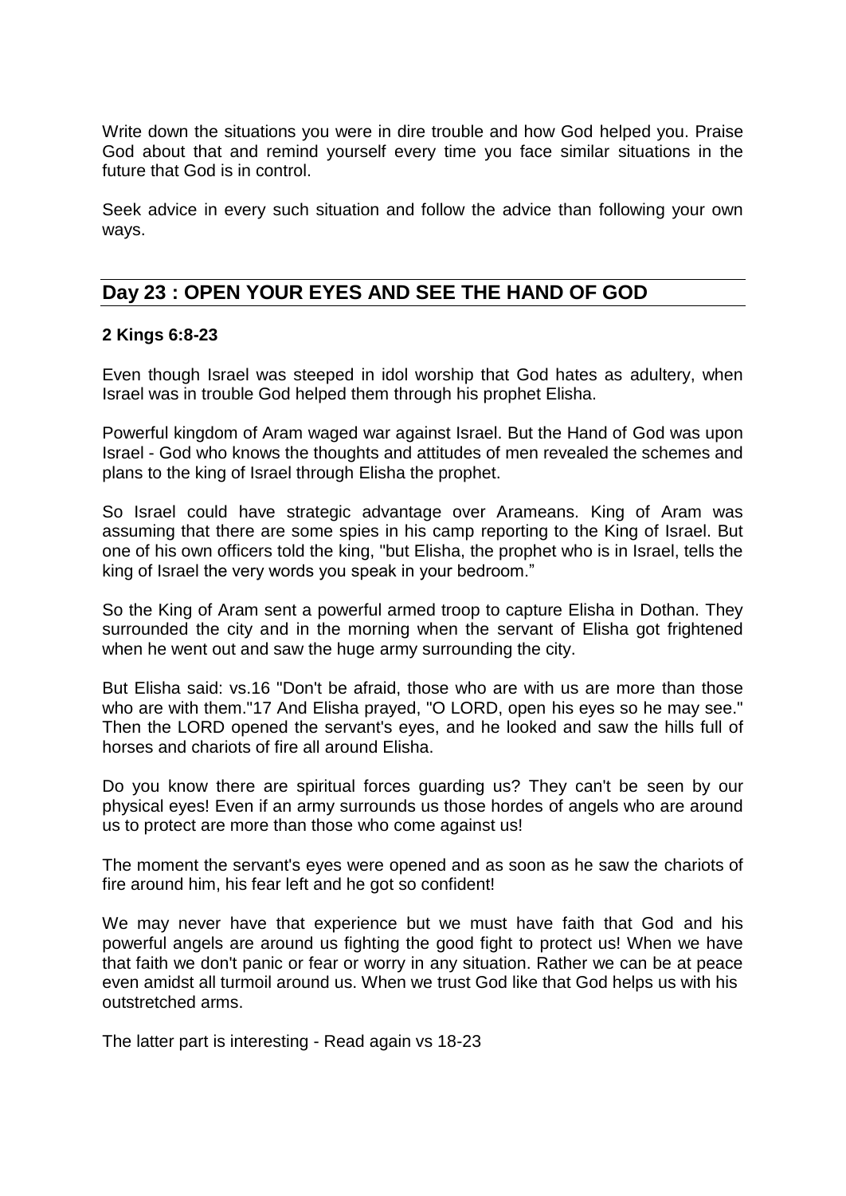Write down the situations you were in dire trouble and how God helped you. Praise God about that and remind yourself every time you face similar situations in the future that God is in control.

Seek advice in every such situation and follow the advice than following your own ways.

## Day 23 : OPEN YOUR EYES AND SEE THE HAND OF GOD

**2 Kings 6:8-23**

Even though Israel was steeped in idol worship that God hates as adultery, when Israel was in trouble God helped them through his prophet Elisha.

Powerful kingdom of Aram waged war against Israel. But the Hand of God was upon Israel - God who knows the thoughts and attitudes of men revealed the schemes and plans to the king of Israel through Elisha the prophet.

So Israel could have strategic advantage over Arameans. King of Aram was assuming that there are some spies in his camp reporting to the King of Israel. But one of his own officers told the king, "but Elisha, the prophet who is in Israel, tells the king of Israel the very words you speak in your bedroom."

So the King of Aram sent a powerful armed troop to capture Elisha in Dothan. They surrounded the city and in the morning when the servant of Elisha got frightened when he went out and saw the huge army surrounding the city.

But Elisha said: vs.16 "Don't be afraid, those who are with us are more than those who are with them."17 And Elisha prayed, "O LORD, open his eyes so he may see." Then the LORD opened the servant's eyes, and he looked and saw the hills full of horses and chariots of fire all around Elisha.

Do you know there are spiritual forces guarding us? They can't be seen by our physical eyes! Even if an army surrounds us those hordes of angels who are around us to protect are more than those who come against us!

The moment the servant's eyes were opened and as soon as he saw the chariots of fire around him, his fear left and he got so confident!

We may never have that experience but we must have faith that God and his powerful angels are around us fighting the good fight to protect us! When we have that faith we don't panic or fear or worry in any situation. Rather we can be at peace even amidst all turmoil around us. When we trust God like that God helps us with his outstretched arms.

The latter part is interesting - Read again vs 18-23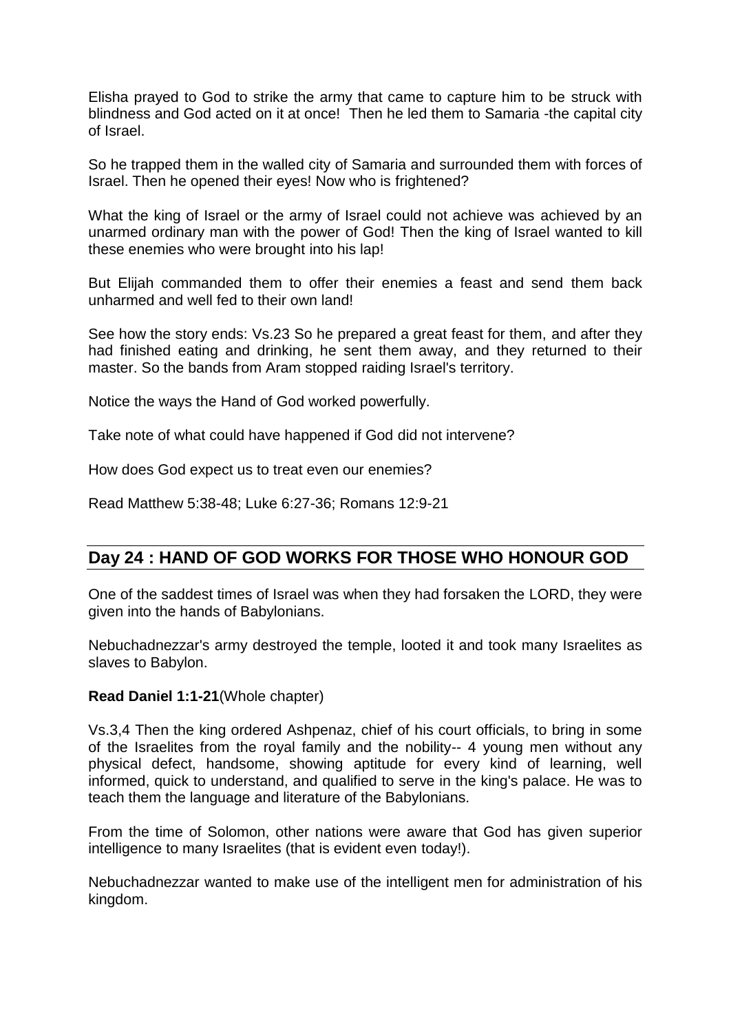Elisha prayed to God to strike the army that came to capture him to be struck with blindness and God acted on it at once! Then he led them to Samaria -the capital city of Israel.

So he trapped them in the walled city of Samaria and surrounded them with forces of Israel. Then he opened their eyes! Now who is frightened?

What the king of Israel or the army of Israel could not achieve was achieved by an unarmed ordinary man with the power of God! Then the king of Israel wanted to kill these enemies who were brought into his lap!

But Elijah commanded them to offer their enemies a feast and send them back unharmed and well fed to their own land!

See how the story ends: Vs.23 So he prepared a great feast for them, and after they had finished eating and drinking, he sent them away, and they returned to their master. So the bands from Aram stopped raiding Israel's territory.

Notice the ways the Hand of God worked powerfully.

Take note of what could have happened if God did not intervene?

How does God expect us to treat even our enemies?

Read Matthew 5:38-48; Luke 6:27-36; Romans 12:9-21

## Day 24 : HAND OF GOD WORKS FOR THOSE WHO HONOUR GOD

One of the saddest times of Israel was when they had forsaken the LORD, they were given into the hands of Babylonians.

Nebuchadnezzar's army destroyed the temple, looted it and took many Israelites as slaves to Babylon.

**Read Daniel 1:1-21**(Whole chapter)

Vs.3,4 Then the king ordered Ashpenaz, chief of his court officials, to bring in some of the Israelites from the royal family and the nobility-- 4 young men without any physical defect, handsome, showing aptitude for every kind of learning, well informed, quick to understand, and qualified to serve in the king's palace. He was to teach them the language and literature of the Babylonians.

From the time of Solomon, other nations were aware that God has given superior intelligence to many Israelites (that is evident even today!).

Nebuchadnezzar wanted to make use of the intelligent men for administration of his kingdom.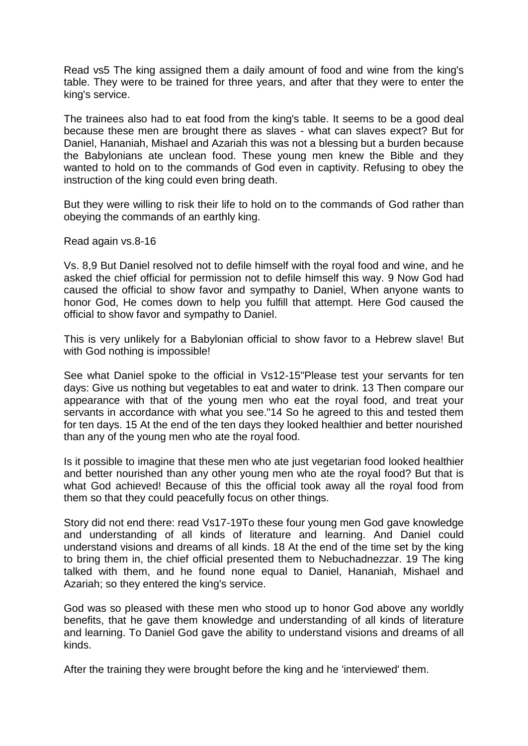Read vs5 The king assigned them a daily amount of food and wine from the king's table. They were to be trained for three years, and after that they were to enter the king's service.

The trainees also had to eat food from the king's table. It seems to be a good deal because these men are brought there as slaves - what can slaves expect? But for Daniel, Hananiah, Mishael and Azariah this was not a blessing but a burden because the Babylonians ate unclean food. These young men knew the Bible and they wanted to hold on to the commands of God even in captivity. Refusing to obey the instruction of the king could even bring death.

But they were willing to risk their life to hold on to the commands of God rather than obeying the commands of an earthly king.

Read again vs.8-16

Vs. 8,9 But Daniel resolved not to defile himself with the royal food and wine, and he asked the chief official for permission not to defile himself this way. 9 Now God had caused the official to show favor and sympathy to Daniel, When anyone wants to honor God, He comes down to help you fulfill that attempt. Here God caused the official to show favor and sympathy to Daniel.

This is very unlikely for a Babylonian official to show favor to a Hebrew slave! But with God nothing is impossible!

See what Daniel spoke to the official in Vs12-15"Please test your servants for ten days: Give us nothing but vegetables to eat and water to drink. 13 Then compare our appearance with that of the young men who eat the royal food, and treat your servants in accordance with what you see."14 So he agreed to this and tested them for ten days. 15 At the end of the ten days they looked healthier and better nourished than any of the young men who ate the royal food.

Is it possible to imagine that these men who ate just vegetarian food looked healthier and better nourished than any other young men who ate the royal food? But that is what God achieved! Because of this the official took away all the royal food from them so that they could peacefully focus on other things.

Story did not end there: read Vs17-19To these four young men God gave knowledge and understanding of all kinds of literature and learning. And Daniel could understand visions and dreams of all kinds. 18 At the end of the time set by the king to bring them in, the chief official presented them to Nebuchadnezzar. 19 The king talked with them, and he found none equal to Daniel, Hananiah, Mishael and Azariah; so they entered the king's service.

God was so pleased with these men who stood up to honor God above any worldly benefits, that he gave them knowledge and understanding of all kinds of literature and learning. To Daniel God gave the ability to understand visions and dreams of all kinds.

After the training they were brought before the king and he 'interviewed' them.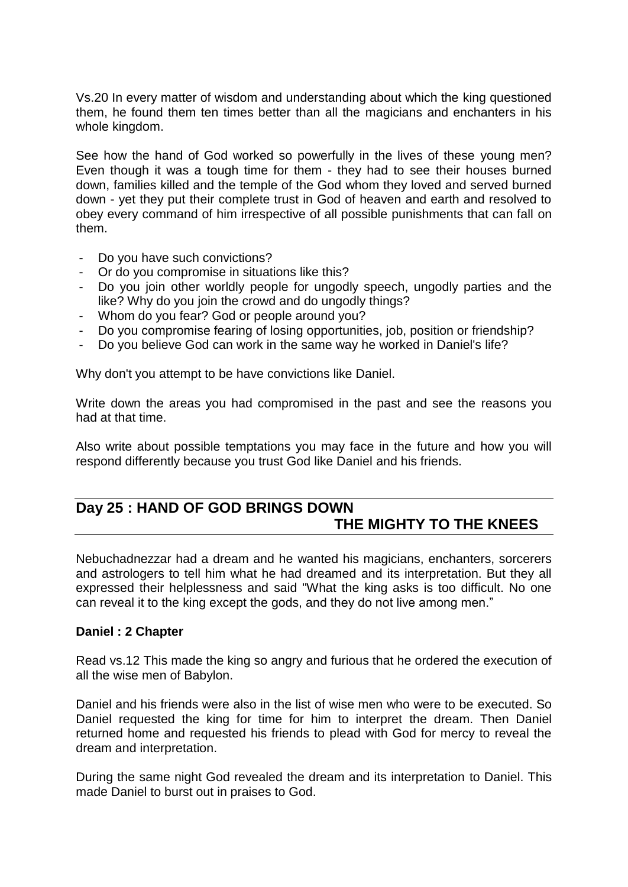Vs.20 In every matter of wisdom and understanding about which the king questioned them, he found them ten times better than all the magicians and enchanters in his whole kingdom.

See how the hand of God worked so powerfully in the lives of these young men? Even though it was a tough time for them - they had to see their houses burned down, families killed and the temple of the God whom they loved and served burned down - yet they put their complete trust in God of heaven and earth and resolved to obey every command of him irrespective of all possible punishments that can fall on them.

- Do you have such convictions?
- Or do you compromise in situations like this?
- Do you join other worldly people for ungodly speech, ungodly parties and the like? Why do you join the crowd and do ungodly things?
- Whom do you fear? God or people around you?
- Do you compromise fearing of losing opportunities, job, position or friendship?
- Do you believe God can work in the same way he worked in Daniel's life?

Why don't you attempt to be have convictions like Daniel.

Write down the areas you had compromised in the past and see the reasons you had at that time.

Also write about possible temptations you may face in the future and how you will respond differently because you trust God like Daniel and his friends.

## Day 25 : HAND OF GOD BRINGS DOWN THE MIGHTY TO THE KNEES

Nebuchadnezzar had a dream and he wanted his magicians, enchanters, sorcerers and astrologers to tell him what he had dreamed and its interpretation. But they all expressed their helplessness and said "What the king asks is too difficult. No one can reveal it to the king except the gods, and they do not live among men."

**Daniel : 2 Chapter**

Read vs.12 This made the king so angry and furious that he ordered the execution of all the wise men of Babylon.

Daniel and his friends were also in the list of wise men who were to be executed. So Daniel requested the king for time for him to interpret the dream. Then Daniel returned home and requested his friends to plead with God for mercy to reveal the dream and interpretation.

During the same night God revealed the dream and its interpretation to Daniel. This made Daniel to burst out in praises to God.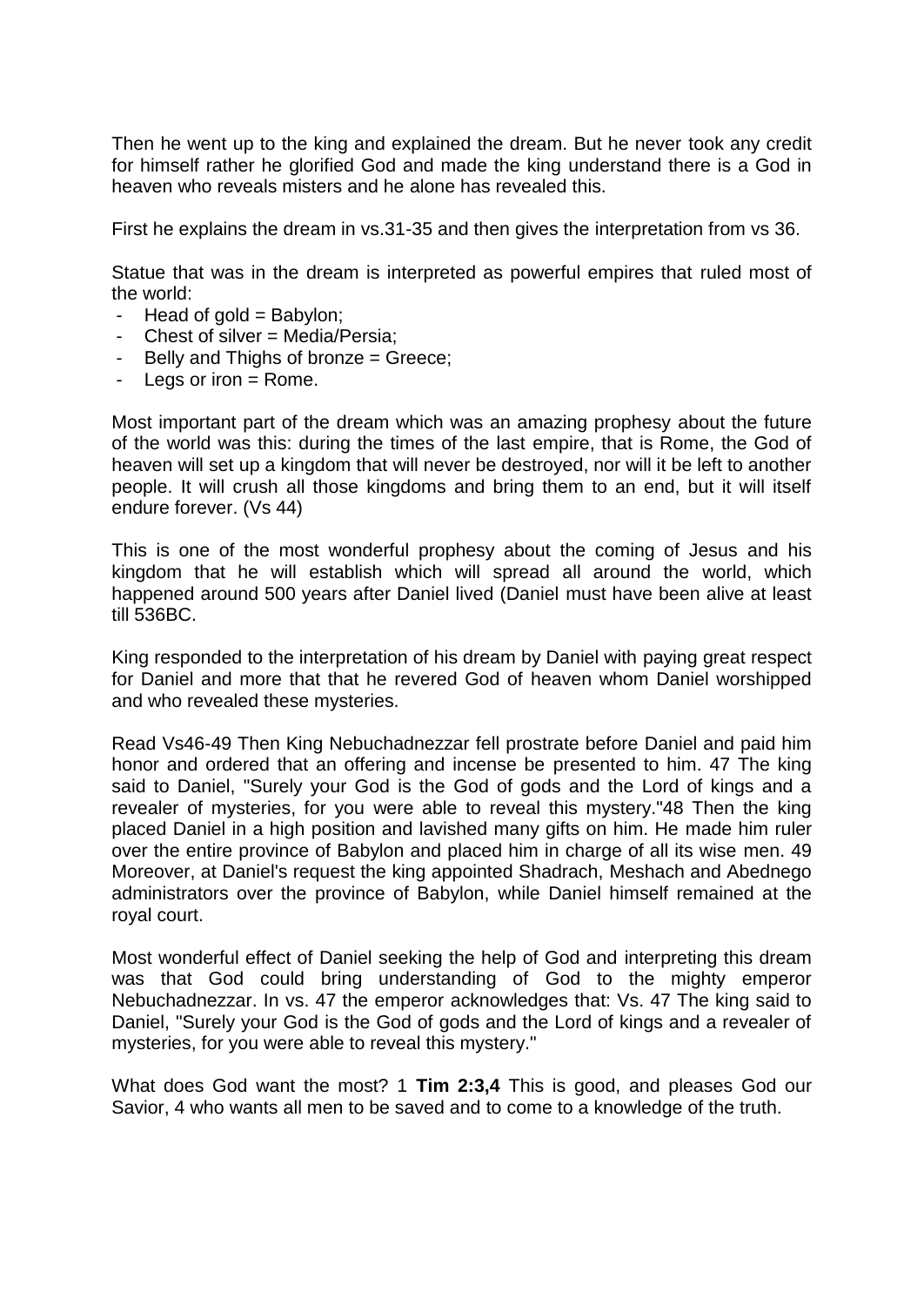Then he went up to the king and explained the dream. But he never took any credit for himself rather he glorified God and made the king understand there is a God in heaven who reveals misters and he alone has revealed this.

First he explains the dream in vs.31-35 and then gives the interpretation from vs 36.

Statue that was in the dream is interpreted as powerful empires that ruled most of the world:

- Head of gold = Babylon;
- Chest of silver = Media/Persia;
- Belly and Thighs of bronze = Greece;
- Legs or iron = Rome.

Most important part of the dream which was an amazing prophesy about the future of the world was this: during the times of the last empire, that is Rome, the God of heaven will set up a kingdom that will never be destroyed, nor will it be left to another people. It will crush all those kingdoms and bring them to an end, but it will itself endure forever. (Vs 44)

This is one of the most wonderful prophesy about the coming of Jesus and his kingdom that he will establish which will spread all around the world, which happened around 500 years after Daniel lived (Daniel must have been alive at least till 536BC.

King responded to the interpretation of his dream by Daniel with paying great respect for Daniel and more that that he revered God of heaven whom Daniel worshipped and who revealed these mysteries.

Read Vs46-49 Then King Nebuchadnezzar fell prostrate before Daniel and paid him honor and ordered that an offering and incense be presented to him. 47 The king said to Daniel, "Surely your God is the God of gods and the Lord of kings and a revealer of mysteries, for you were able to reveal this mystery."48 Then the king placed Daniel in a high position and lavished many gifts on him. He made him ruler over the entire province of Babylon and placed him in charge of all its wise men. 49 Moreover, at Daniel's request the king appointed Shadrach, Meshach and Abednego administrators over the province of Babylon, while Daniel himself remained at the royal court.

Most wonderful effect of Daniel seeking the help of God and interpreting this dream was that God could bring understanding of God to the mighty emperor Nebuchadnezzar. In vs. 47 the emperor acknowledges that: Vs. 47 The king said to Daniel, "Surely your God is the God of gods and the Lord of kings and a revealer of mysteries, for you were able to reveal this mystery."

What does God want the most? 1 **Tim 2:3,4** This is good, and pleases God our Savior, 4 who wants all men to be saved and to come to a knowledge of the truth.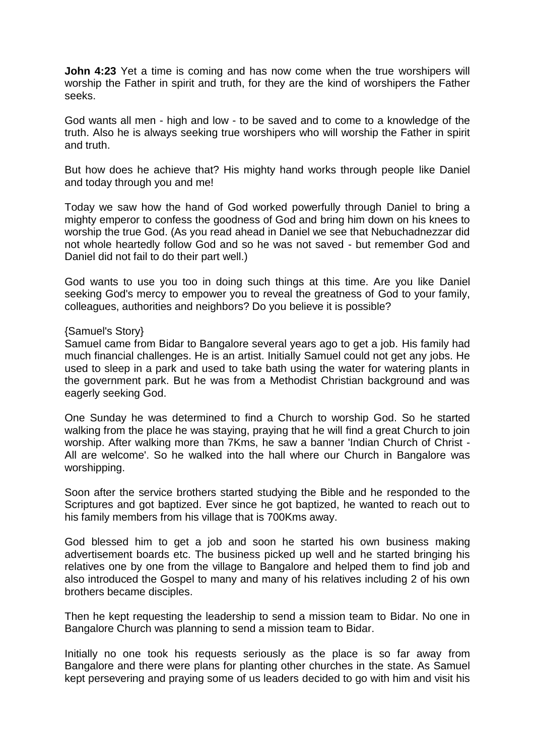**John 4:23** Yet a time is coming and has now come when the true worshipers will worship the Father in spirit and truth, for they are the kind of worshipers the Father seeks.

God wants all men - high and low - to be saved and to come to a knowledge of the truth. Also he is always seeking true worshipers who will worship the Father in spirit and truth.

But how does he achieve that? His mighty hand works through people like Daniel and today through you and me!

Today we saw how the hand of God worked powerfully through Daniel to bring a mighty emperor to confess the goodness of God and bring him down on his knees to worship the true God. (As you read ahead in Daniel we see that Nebuchadnezzar did not whole heartedly follow God and so he was not saved - but remember God and Daniel did not fail to do their part well.)

God wants to use you too in doing such things at this time. Are you like Daniel seeking God's mercy to empower you to reveal the greatness of God to your family, colleagues, authorities and neighbors? Do you believe it is possible?

{Samuel's Story}
Samuel came from Bidar to Bangalore several years ago to get a job. His family had much financial challenges. He is an artist. Initially Samuel could not get any jobs. He used to sleep in a park and used to take bath using the water for watering plants in the government park. But he was from a Methodist Christian background and was eagerly seeking God.

One Sunday he was determined to find a Church to worship God. So he started walking from the place he was staying, praying that he will find a great Church to join worship. After walking more than 7Kms, he saw a banner 'Indian Church of Christ - All are welcome'. So he walked into the hall where our Church in Bangalore was worshipping.

Soon after the service brothers started studying the Bible and he responded to the Scriptures and got baptized. Ever since he got baptized, he wanted to reach out to his family members from his village that is 700Kms away.

God blessed him to get a job and soon he started his own business making advertisement boards etc. The business picked up well and he started bringing his relatives one by one from the village to Bangalore and helped them to find job and also introduced the Gospel to many and many of his relatives including 2 of his own brothers became disciples.

Then he kept requesting the leadership to send a mission team to Bidar. No one in Bangalore Church was planning to send a mission team to Bidar.

Initially no one took his requests seriously as the place is so far away from Bangalore and there were plans for planting other churches in the state. As Samuel kept persevering and praying some of us leaders decided to go with him and visit his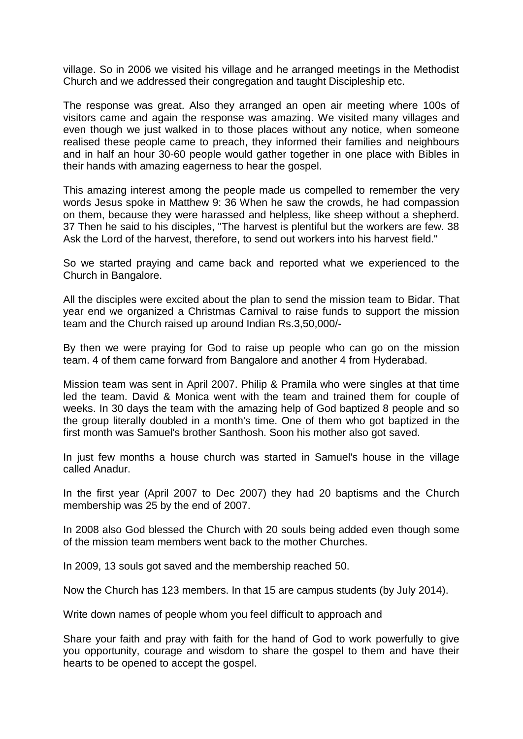village. So in 2006 we visited his village and he arranged meetings in the Methodist Church and we addressed their congregation and taught Discipleship etc.

The response was great. Also they arranged an open air meeting where 100s of visitors came and again the response was amazing. We visited many villages and even though we just walked in to those places without any notice, when someone realised these people came to preach, they informed their families and neighbours and in half an hour 30-60 people would gather together in one place with Bibles in their hands with amazing eagerness to hear the gospel.

This amazing interest among the people made us compelled to remember the very words Jesus spoke in Matthew 9: 36 When he saw the crowds, he had compassion on them, because they were harassed and helpless, like sheep without a shepherd. 37 Then he said to his disciples, "The harvest is plentiful but the workers are few. 38 Ask the Lord of the harvest, therefore, to send out workers into his harvest field."

So we started praying and came back and reported what we experienced to the Church in Bangalore.

All the disciples were excited about the plan to send the mission team to Bidar. That year end we organized a Christmas Carnival to raise funds to support the mission team and the Church raised up around Indian Rs.3,50,000/-

By then we were praying for God to raise up people who can go on the mission team. 4 of them came forward from Bangalore and another 4 from Hyderabad.

Mission team was sent in April 2007. Philip & Pramila who were singles at that time led the team. David & Monica went with the team and trained them for couple of weeks. In 30 days the team with the amazing help of God baptized 8 people and so the group literally doubled in a month's time. One of them who got baptized in the first month was Samuel's brother Santhosh. Soon his mother also got saved.

In just few months a house church was started in Samuel's house in the village called Anadur.

In the first year (April 2007 to Dec 2007) they had 20 baptisms and the Church membership was 25 by the end of 2007.

In 2008 also God blessed the Church with 20 souls being added even though some of the mission team members went back to the mother Churches.

In 2009, 13 souls got saved and the membership reached 50.

Now the Church has 123 members. In that 15 are campus students (by July 2014).

Write down names of people whom you feel difficult to approach and

Share your faith and pray with faith for the hand of God to work powerfully to give you opportunity, courage and wisdom to share the gospel to them and have their hearts to be opened to accept the gospel.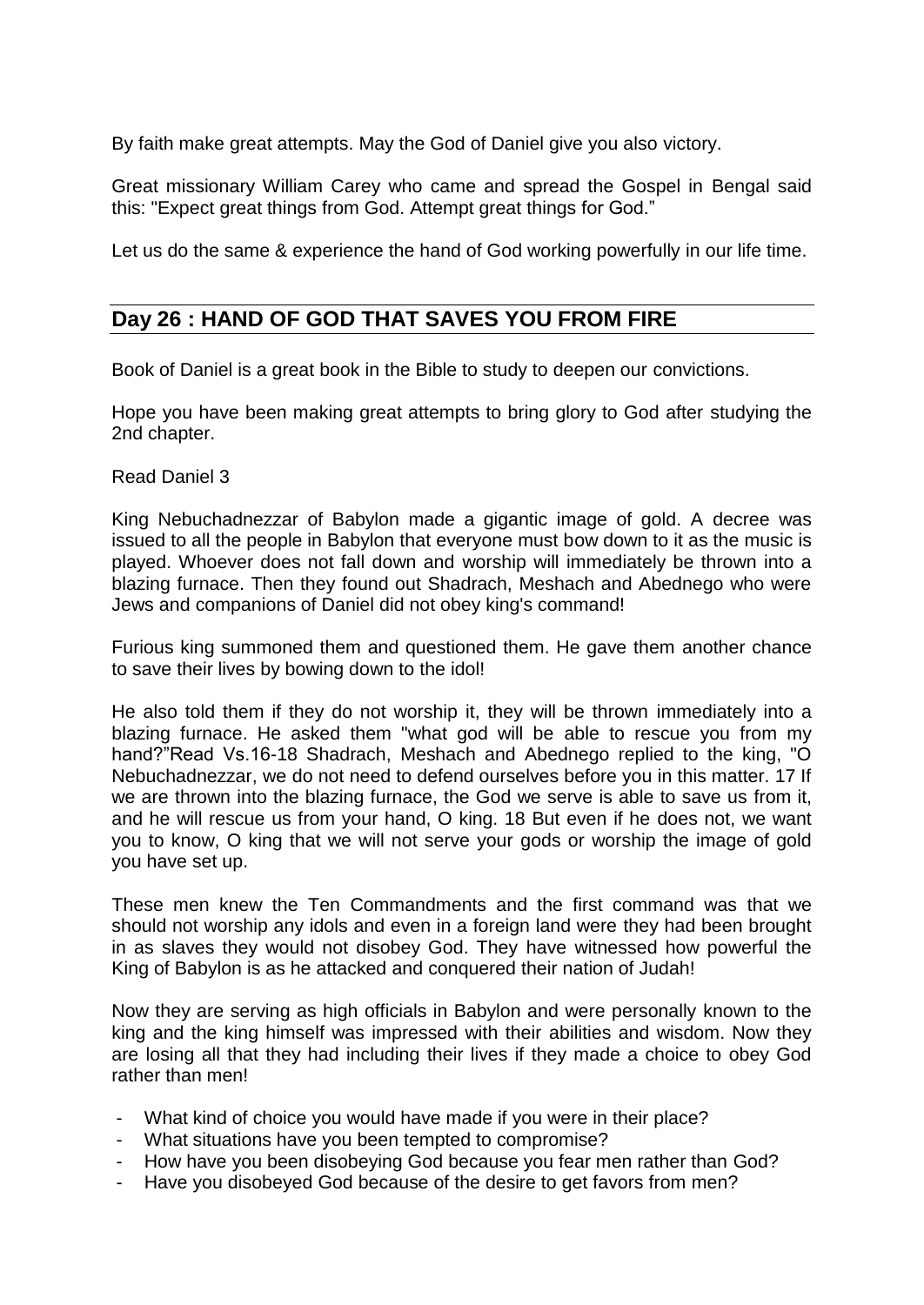By faith make great attempts. May the God of Daniel give you also victory.

Great missionary William Carey who came and spread the Gospel in Bengal said this: "Expect great things from God. Attempt great things for God."

Let us do the same & experience the hand of God working powerfully in our life time.

## Day 26 : HAND OF GOD THAT SAVES YOU FROM FIRE

Book of Daniel is a great book in the Bible to study to deepen our convictions.

Hope you have been making great attempts to bring glory to God after studying the 2nd chapter.

Read Daniel 3

King Nebuchadnezzar of Babylon made a gigantic image of gold. A decree was issued to all the people in Babylon that everyone must bow down to it as the music is played. Whoever does not fall down and worship will immediately be thrown into a blazing furnace. Then they found out Shadrach, Meshach and Abednego who were Jews and companions of Daniel did not obey king's command!

Furious king summoned them and questioned them. He gave them another chance to save their lives by bowing down to the idol!

He also told them if they do not worship it, they will be thrown immediately into a blazing furnace. He asked them "what god will be able to rescue you from my hand?"Read Vs.16-18 Shadrach, Meshach and Abednego replied to the king, "O Nebuchadnezzar, we do not need to defend ourselves before you in this matter. 17 If we are thrown into the blazing furnace, the God we serve is able to save us from it, and he will rescue us from your hand, O king. 18 But even if he does not, we want you to know, O king that we will not serve your gods or worship the image of gold you have set up.

These men knew the Ten Commandments and the first command was that we should not worship any idols and even in a foreign land were they had been brought in as slaves they would not disobey God. They have witnessed how powerful the King of Babylon is as he attacked and conquered their nation of Judah!

Now they are serving as high officials in Babylon and were personally known to the king and the king himself was impressed with their abilities and wisdom. Now they are losing all that they had including their lives if they made a choice to obey God rather than men!

- What kind of choice you would have made if you were in their place?
- What situations have you been tempted to compromise?
- How have you been disobeying God because you fear men rather than God?
- Have you disobeyed God because of the desire to get favors from men?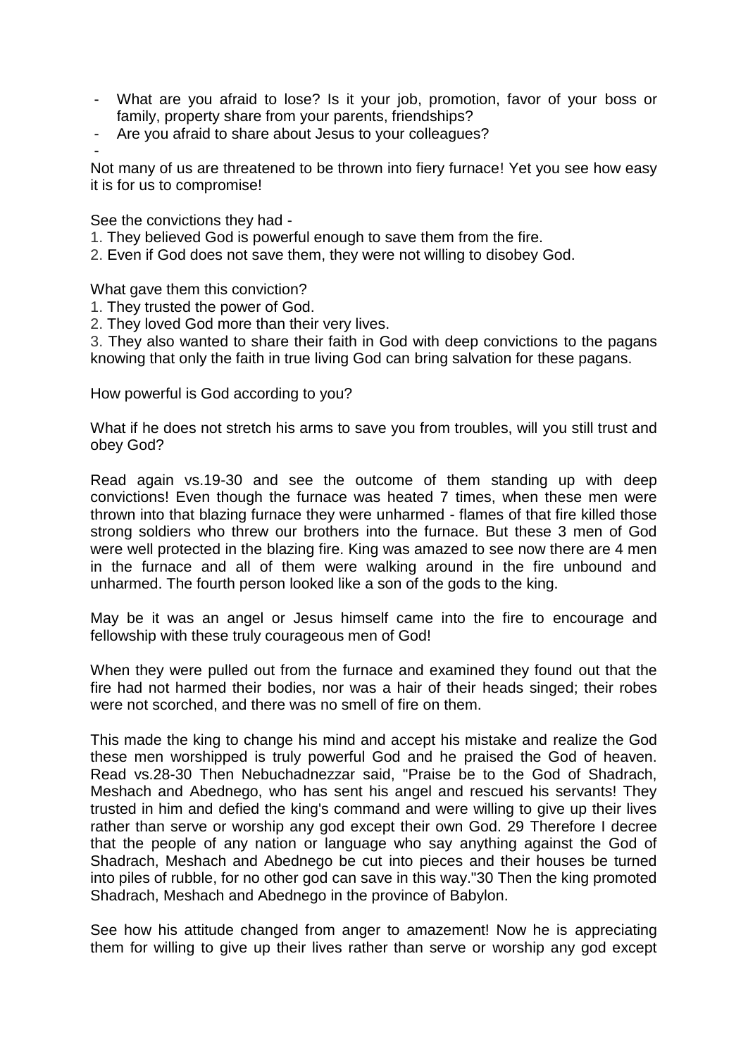- What are you afraid to lose? Is it your job, promotion, favor of your boss or family, property share from your parents, friendships?
- Are you afraid to share about Jesus to your colleagues?
-

Not many of us are threatened to be thrown into fiery furnace! Yet you see how easy it is for us to compromise!

See the convictions they had -

1. They believed God is powerful enough to save them from the fire.
2. Even if God does not save them, they were not willing to disobey God.

What gave them this conviction?

1. They trusted the power of God.
2. They loved God more than their very lives.
3. They also wanted to share their faith in God with deep convictions to the pagans knowing that only the faith in true living God can bring salvation for these pagans.

How powerful is God according to you?

What if he does not stretch his arms to save you from troubles, will you still trust and obey God?

Read again vs.19-30 and see the outcome of them standing up with deep convictions! Even though the furnace was heated 7 times, when these men were thrown into that blazing furnace they were unharmed - flames of that fire killed those strong soldiers who threw our brothers into the furnace. But these 3 men of God were well protected in the blazing fire. King was amazed to see now there are 4 men in the furnace and all of them were walking around in the fire unbound and unharmed. The fourth person looked like a son of the gods to the king.

May be it was an angel or Jesus himself came into the fire to encourage and fellowship with these truly courageous men of God!

When they were pulled out from the furnace and examined they found out that the fire had not harmed their bodies, nor was a hair of their heads singed; their robes were not scorched, and there was no smell of fire on them.

This made the king to change his mind and accept his mistake and realize the God these men worshipped is truly powerful God and he praised the God of heaven. Read vs.28-30 Then Nebuchadnezzar said, "Praise be to the God of Shadrach, Meshach and Abednego, who has sent his angel and rescued his servants! They trusted in him and defied the king's command and were willing to give up their lives rather than serve or worship any god except their own God. 29 Therefore I decree that the people of any nation or language who say anything against the God of Shadrach, Meshach and Abednego be cut into pieces and their houses be turned into piles of rubble, for no other god can save in this way."30 Then the king promoted Shadrach, Meshach and Abednego in the province of Babylon.

See how his attitude changed from anger to amazement! Now he is appreciating them for willing to give up their lives rather than serve or worship any god except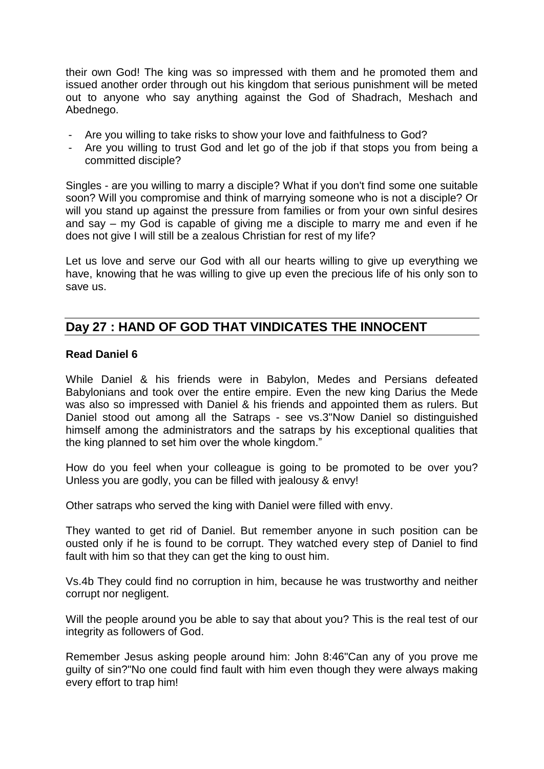their own God! The king was so impressed with them and he promoted them and issued another order through out his kingdom that serious punishment will be meted out to anyone who say anything against the God of Shadrach, Meshach and Abednego.

- Are you willing to take risks to show your love and faithfulness to God?
- Are you willing to trust God and let go of the job if that stops you from being a committed disciple?

Singles - are you willing to marry a disciple? What if you don't find some one suitable soon? Will you compromise and think of marrying someone who is not a disciple? Or will you stand up against the pressure from families or from your own sinful desires and say – my God is capable of giving me a disciple to marry me and even if he does not give I will still be a zealous Christian for rest of my life?

Let us love and serve our God with all our hearts willing to give up everything we have, knowing that he was willing to give up even the precious life of his only son to save us.

## Day 27 : HAND OF GOD THAT VINDICATES THE INNOCENT

**Read Daniel 6**

While Daniel & his friends were in Babylon, Medes and Persians defeated Babylonians and took over the entire empire. Even the new king Darius the Mede was also so impressed with Daniel & his friends and appointed them as rulers. But Daniel stood out among all the Satraps - see vs.3"Now Daniel so distinguished himself among the administrators and the satraps by his exceptional qualities that the king planned to set him over the whole kingdom."

How do you feel when your colleague is going to be promoted to be over you? Unless you are godly, you can be filled with jealousy & envy!

Other satraps who served the king with Daniel were filled with envy.

They wanted to get rid of Daniel. But remember anyone in such position can be ousted only if he is found to be corrupt. They watched every step of Daniel to find fault with him so that they can get the king to oust him.

Vs.4b They could find no corruption in him, because he was trustworthy and neither corrupt nor negligent.

Will the people around you be able to say that about you? This is the real test of our integrity as followers of God.

Remember Jesus asking people around him: John 8:46"Can any of you prove me guilty of sin?"No one could find fault with him even though they were always making every effort to trap him!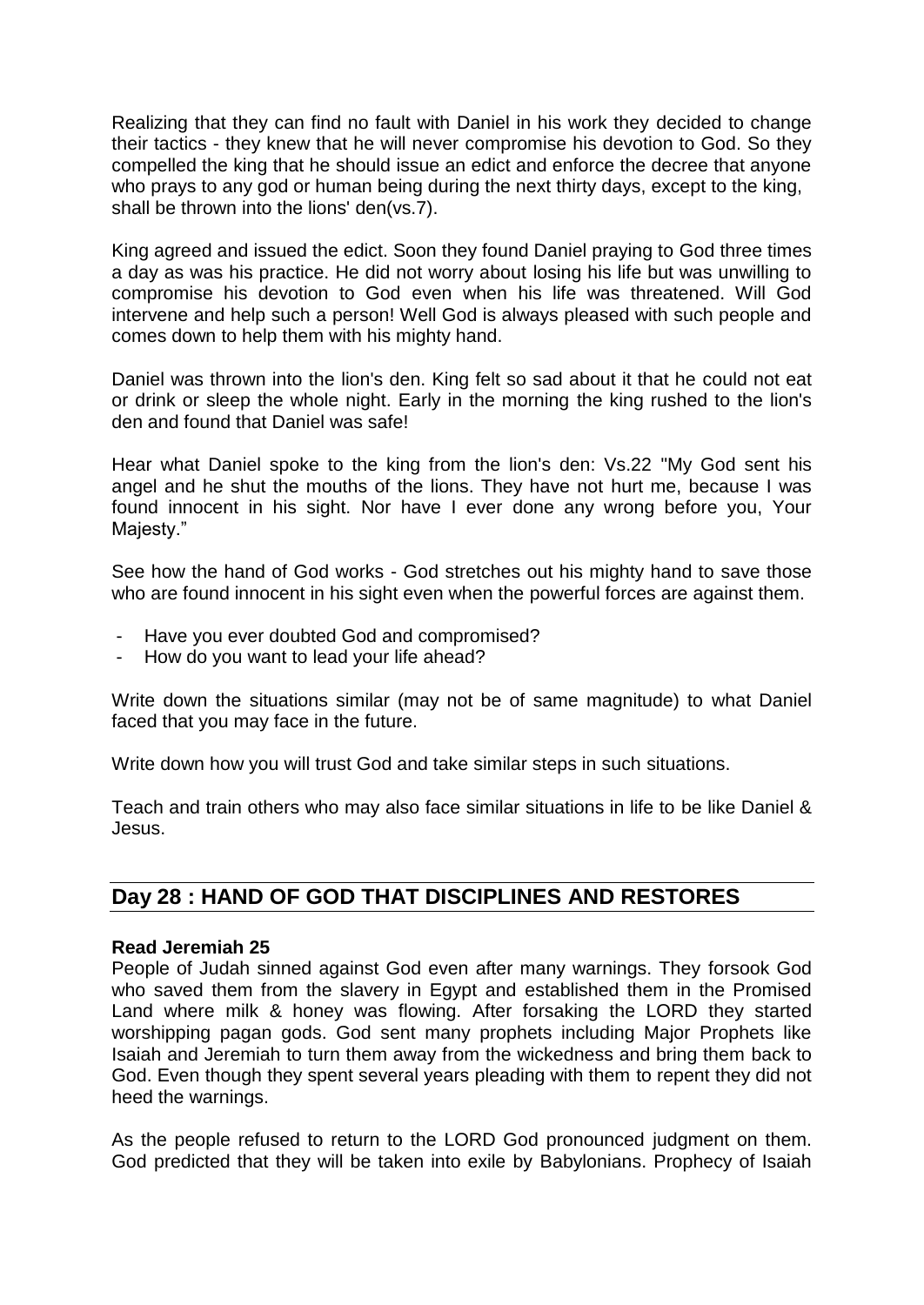Realizing that they can find no fault with Daniel in his work they decided to change their tactics - they knew that he will never compromise his devotion to God. So they compelled the king that he should issue an edict and enforce the decree that anyone who prays to any god or human being during the next thirty days, except to the king, shall be thrown into the lions' den(vs.7).

King agreed and issued the edict. Soon they found Daniel praying to God three times a day as was his practice. He did not worry about losing his life but was unwilling to compromise his devotion to God even when his life was threatened. Will God intervene and help such a person! Well God is always pleased with such people and comes down to help them with his mighty hand.

Daniel was thrown into the lion's den. King felt so sad about it that he could not eat or drink or sleep the whole night. Early in the morning the king rushed to the lion's den and found that Daniel was safe!

Hear what Daniel spoke to the king from the lion's den: Vs.22 "My God sent his angel and he shut the mouths of the lions. They have not hurt me, because I was found innocent in his sight. Nor have I ever done any wrong before you, Your Majesty."

See how the hand of God works - God stretches out his mighty hand to save those who are found innocent in his sight even when the powerful forces are against them.

- Have you ever doubted God and compromised?
- How do you want to lead your life ahead?

Write down the situations similar (may not be of same magnitude) to what Daniel faced that you may face in the future.

Write down how you will trust God and take similar steps in such situations.

Teach and train others who may also face similar situations in life to be like Daniel & Jesus.

## Day 28 : HAND OF GOD THAT DISCIPLINES AND RESTORES

**Read Jeremiah 25**

People of Judah sinned against God even after many warnings. They forsook God who saved them from the slavery in Egypt and established them in the Promised Land where milk & honey was flowing. After forsaking the LORD they started worshipping pagan gods. God sent many prophets including Major Prophets like Isaiah and Jeremiah to turn them away from the wickedness and bring them back to God. Even though they spent several years pleading with them to repent they did not heed the warnings.

As the people refused to return to the LORD God pronounced judgment on them. God predicted that they will be taken into exile by Babylonians. Prophecy of Isaiah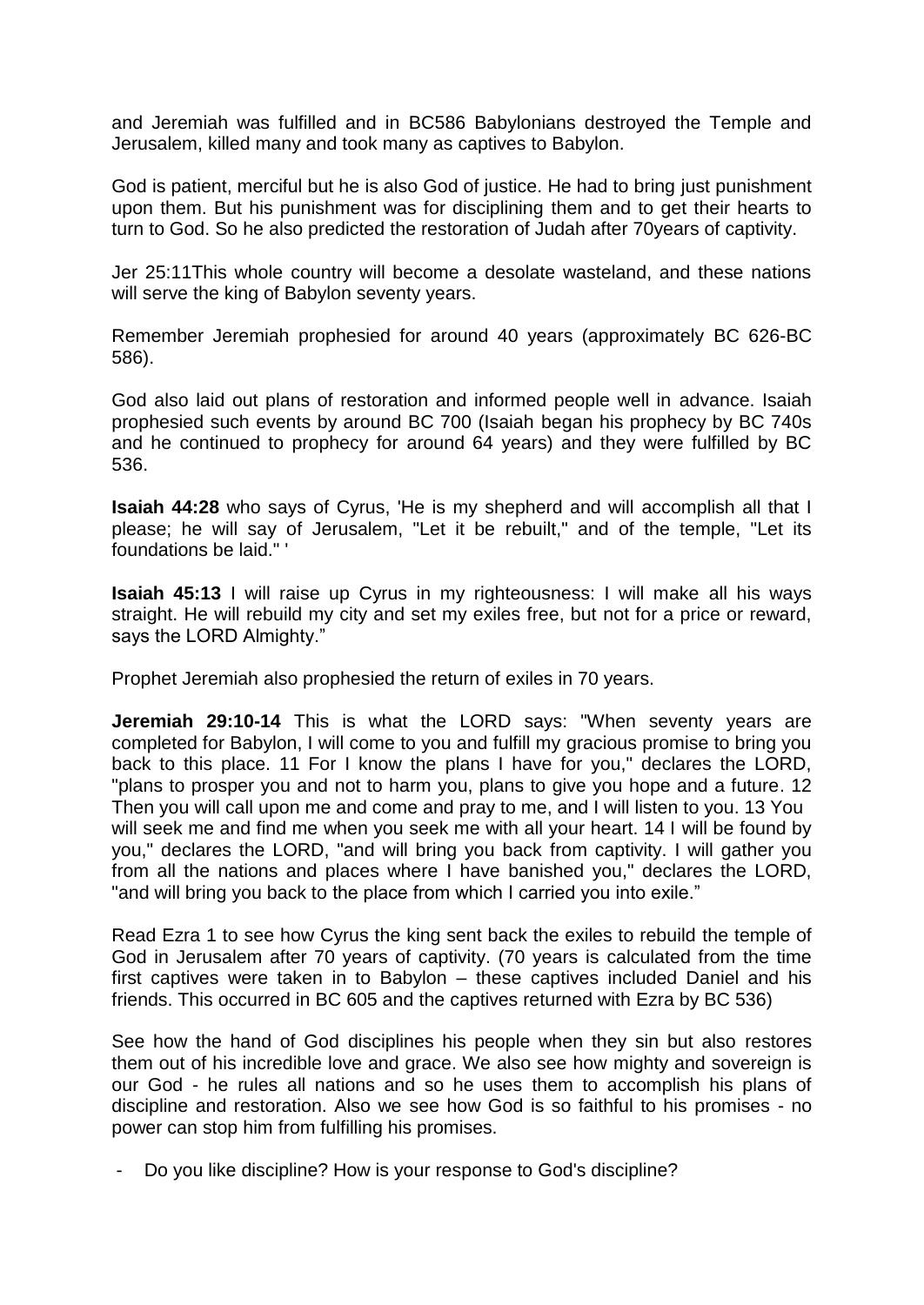and Jeremiah was fulfilled and in BC586 Babylonians destroyed the Temple and Jerusalem, killed many and took many as captives to Babylon.

God is patient, merciful but he is also God of justice. He had to bring just punishment upon them. But his punishment was for disciplining them and to get their hearts to turn to God. So he also predicted the restoration of Judah after 70years of captivity.

Jer 25:11This whole country will become a desolate wasteland, and these nations will serve the king of Babylon seventy years.

Remember Jeremiah prophesied for around 40 years (approximately BC 626-BC 586).

God also laid out plans of restoration and informed people well in advance. Isaiah prophesied such events by around BC 700 (Isaiah began his prophecy by BC 740s and he continued to prophecy for around 64 years) and they were fulfilled by BC 536.

**Isaiah 44:28** who says of Cyrus, 'He is my shepherd and will accomplish all that I please; he will say of Jerusalem, "Let it be rebuilt," and of the temple, "Let its foundations be laid." '

**Isaiah 45:13** I will raise up Cyrus in my righteousness: I will make all his ways straight. He will rebuild my city and set my exiles free, but not for a price or reward, says the LORD Almighty."

Prophet Jeremiah also prophesied the return of exiles in 70 years.

**Jeremiah 29:10-14** This is what the LORD says: "When seventy years are completed for Babylon, I will come to you and fulfill my gracious promise to bring you back to this place. 11 For I know the plans I have for you," declares the LORD, "plans to prosper you and not to harm you, plans to give you hope and a future. 12 Then you will call upon me and come and pray to me, and I will listen to you. 13 You will seek me and find me when you seek me with all your heart. 14 I will be found by you," declares the LORD, "and will bring you back from captivity. I will gather you from all the nations and places where I have banished you," declares the LORD, "and will bring you back to the place from which I carried you into exile."

Read Ezra 1 to see how Cyrus the king sent back the exiles to rebuild the temple of God in Jerusalem after 70 years of captivity. (70 years is calculated from the time first captives were taken in to Babylon – these captives included Daniel and his friends. This occurred in BC 605 and the captives returned with Ezra by BC 536)

See how the hand of God disciplines his people when they sin but also restores them out of his incredible love and grace. We also see how mighty and sovereign is our God - he rules all nations and so he uses them to accomplish his plans of discipline and restoration. Also we see how God is so faithful to his promises - no power can stop him from fulfilling his promises.

- Do you like discipline? How is your response to God's discipline?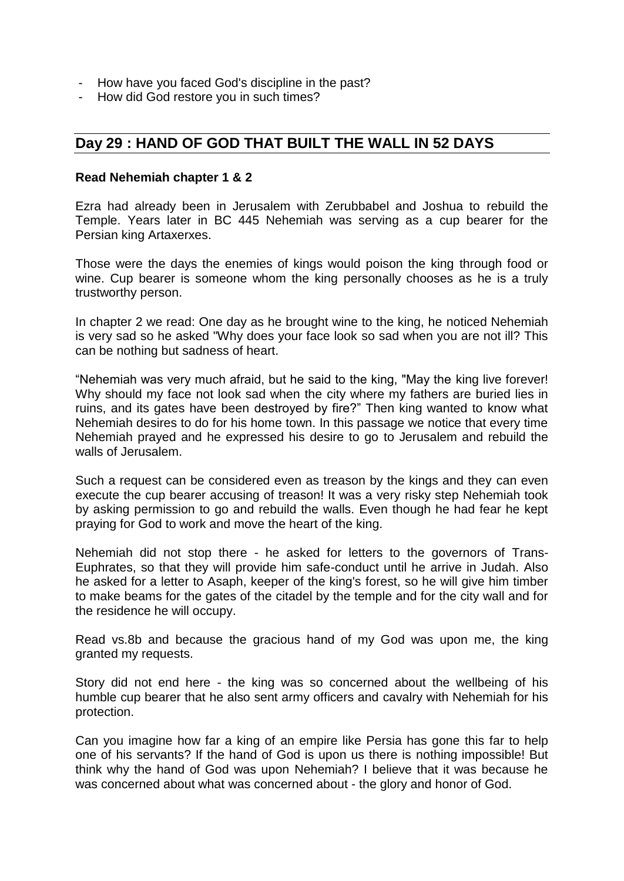- How have you faced God's discipline in the past?
- How did God restore you in such times?

## Day 29 : HAND OF GOD THAT BUILT THE WALL IN 52 DAYS

**Read Nehemiah chapter 1 & 2**

Ezra had already been in Jerusalem with Zerubbabel and Joshua to rebuild the Temple. Years later in BC 445 Nehemiah was serving as a cup bearer for the Persian king Artaxerxes.

Those were the days the enemies of kings would poison the king through food or wine. Cup bearer is someone whom the king personally chooses as he is a truly trustworthy person.

In chapter 2 we read: One day as he brought wine to the king, he noticed Nehemiah is very sad so he asked "Why does your face look so sad when you are not ill? This can be nothing but sadness of heart.

"Nehemiah was very much afraid, but he said to the king, "May the king live forever! Why should my face not look sad when the city where my fathers are buried lies in ruins, and its gates have been destroyed by fire?" Then king wanted to know what Nehemiah desires to do for his home town. In this passage we notice that every time Nehemiah prayed and he expressed his desire to go to Jerusalem and rebuild the walls of Jerusalem.

Such a request can be considered even as treason by the kings and they can even execute the cup bearer accusing of treason! It was a very risky step Nehemiah took by asking permission to go and rebuild the walls. Even though he had fear he kept praying for God to work and move the heart of the king.

Nehemiah did not stop there - he asked for letters to the governors of Trans-Euphrates, so that they will provide him safe-conduct until he arrive in Judah. Also he asked for a letter to Asaph, keeper of the king's forest, so he will give him timber to make beams for the gates of the citadel by the temple and for the city wall and for the residence he will occupy.

Read vs.8b and because the gracious hand of my God was upon me, the king granted my requests.

Story did not end here - the king was so concerned about the wellbeing of his humble cup bearer that he also sent army officers and cavalry with Nehemiah for his protection.

Can you imagine how far a king of an empire like Persia has gone this far to help one of his servants? If the hand of God is upon us there is nothing impossible! But think why the hand of God was upon Nehemiah? I believe that it was because he was concerned about what was concerned about - the glory and honor of God.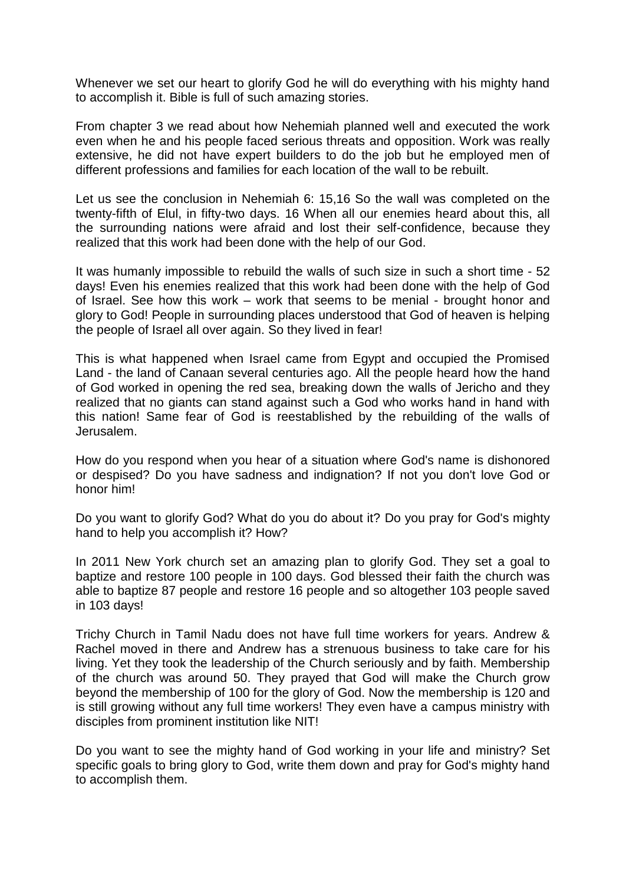Whenever we set our heart to glorify God he will do everything with his mighty hand to accomplish it. Bible is full of such amazing stories.

From chapter 3 we read about how Nehemiah planned well and executed the work even when he and his people faced serious threats and opposition. Work was really extensive, he did not have expert builders to do the job but he employed men of different professions and families for each location of the wall to be rebuilt.

Let us see the conclusion in Nehemiah 6: 15,16 So the wall was completed on the twenty-fifth of Elul, in fifty-two days. 16 When all our enemies heard about this, all the surrounding nations were afraid and lost their self-confidence, because they realized that this work had been done with the help of our God.

It was humanly impossible to rebuild the walls of such size in such a short time - 52 days! Even his enemies realized that this work had been done with the help of God of Israel. See how this work – work that seems to be menial - brought honor and glory to God! People in surrounding places understood that God of heaven is helping the people of Israel all over again. So they lived in fear!

This is what happened when Israel came from Egypt and occupied the Promised Land - the land of Canaan several centuries ago. All the people heard how the hand of God worked in opening the red sea, breaking down the walls of Jericho and they realized that no giants can stand against such a God who works hand in hand with this nation! Same fear of God is reestablished by the rebuilding of the walls of Jerusalem.

How do you respond when you hear of a situation where God's name is dishonored or despised? Do you have sadness and indignation? If not you don't love God or honor him!

Do you want to glorify God? What do you do about it? Do you pray for God's mighty hand to help you accomplish it? How?

In 2011 New York church set an amazing plan to glorify God. They set a goal to baptize and restore 100 people in 100 days. God blessed their faith the church was able to baptize 87 people and restore 16 people and so altogether 103 people saved in 103 days!

Trichy Church in Tamil Nadu does not have full time workers for years. Andrew & Rachel moved in there and Andrew has a strenuous business to take care for his living. Yet they took the leadership of the Church seriously and by faith. Membership of the church was around 50. They prayed that God will make the Church grow beyond the membership of 100 for the glory of God. Now the membership is 120 and is still growing without any full time workers! They even have a campus ministry with disciples from prominent institution like NIT!

Do you want to see the mighty hand of God working in your life and ministry? Set specific goals to bring glory to God, write them down and pray for God's mighty hand to accomplish them.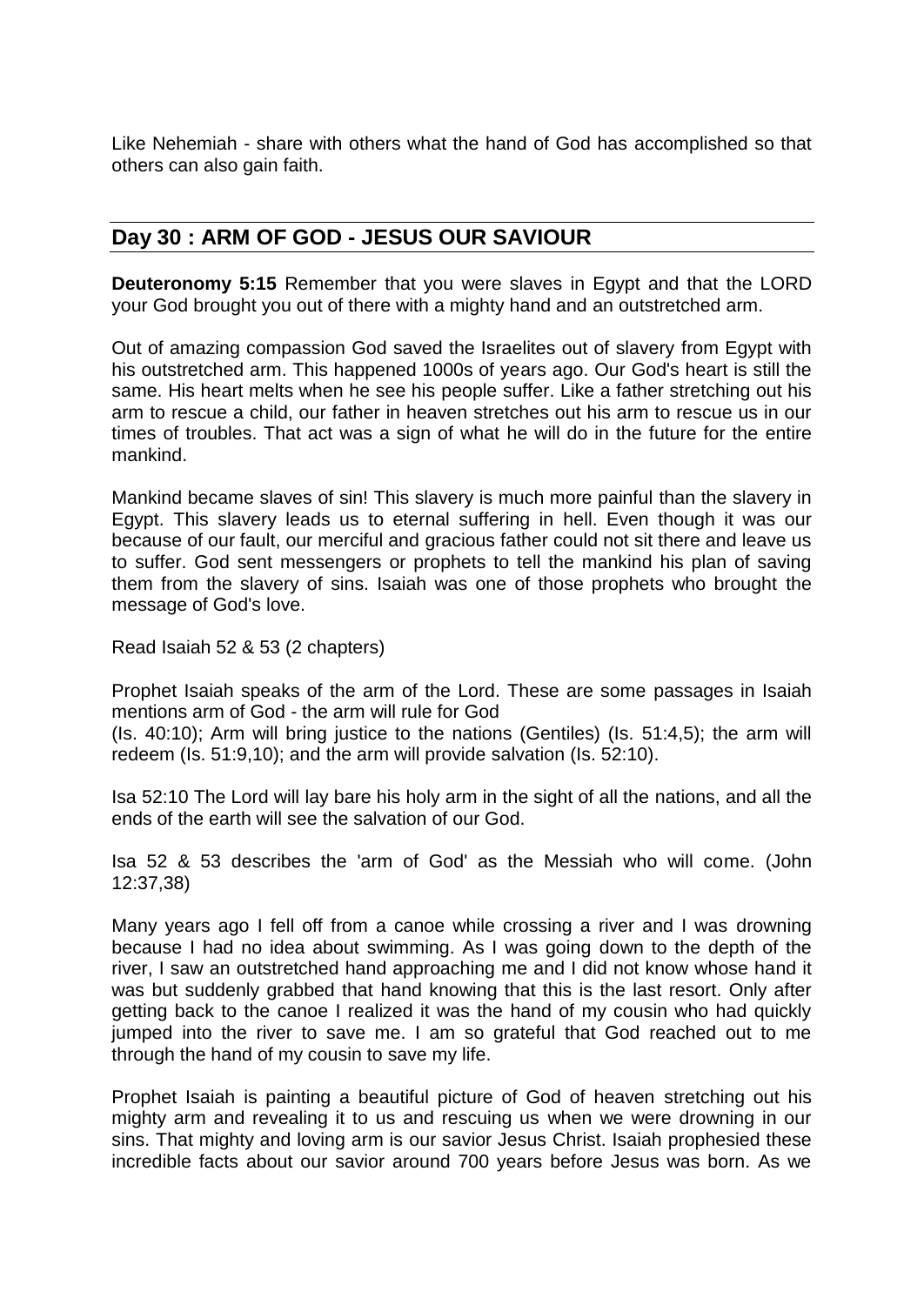Like Nehemiah - share with others what the hand of God has accomplished so that others can also gain faith.

## Day 30 : ARM OF GOD - JESUS OUR SAVIOUR

**Deuteronomy 5:15** Remember that you were slaves in Egypt and that the LORD your God brought you out of there with a mighty hand and an outstretched arm.

Out of amazing compassion God saved the Israelites out of slavery from Egypt with his outstretched arm. This happened 1000s of years ago. Our God's heart is still the same. His heart melts when he see his people suffer. Like a father stretching out his arm to rescue a child, our father in heaven stretches out his arm to rescue us in our times of troubles. That act was a sign of what he will do in the future for the entire mankind.

Mankind became slaves of sin! This slavery is much more painful than the slavery in Egypt. This slavery leads us to eternal suffering in hell. Even though it was our because of our fault, our merciful and gracious father could not sit there and leave us to suffer. God sent messengers or prophets to tell the mankind his plan of saving them from the slavery of sins. Isaiah was one of those prophets who brought the message of God's love.

Read Isaiah 52 & 53 (2 chapters)

Prophet Isaiah speaks of the arm of the Lord. These are some passages in Isaiah mentions arm of God - the arm will rule for God
(Is. 40:10); Arm will bring justice to the nations (Gentiles) (Is. 51:4,5); the arm will redeem (Is. 51:9,10); and the arm will provide salvation (Is. 52:10).

Isa 52:10 The Lord will lay bare his holy arm in the sight of all the nations, and all the ends of the earth will see the salvation of our God.

Isa 52 & 53 describes the 'arm of God' as the Messiah who will come. (John 12:37,38)

Many years ago I fell off from a canoe while crossing a river and I was drowning because I had no idea about swimming. As I was going down to the depth of the river, I saw an outstretched hand approaching me and I did not know whose hand it was but suddenly grabbed that hand knowing that this is the last resort. Only after getting back to the canoe I realized it was the hand of my cousin who had quickly jumped into the river to save me. I am so grateful that God reached out to me through the hand of my cousin to save my life.

Prophet Isaiah is painting a beautiful picture of God of heaven stretching out his mighty arm and revealing it to us and rescuing us when we were drowning in our sins. That mighty and loving arm is our savior Jesus Christ. Isaiah prophesied these incredible facts about our savior around 700 years before Jesus was born. As we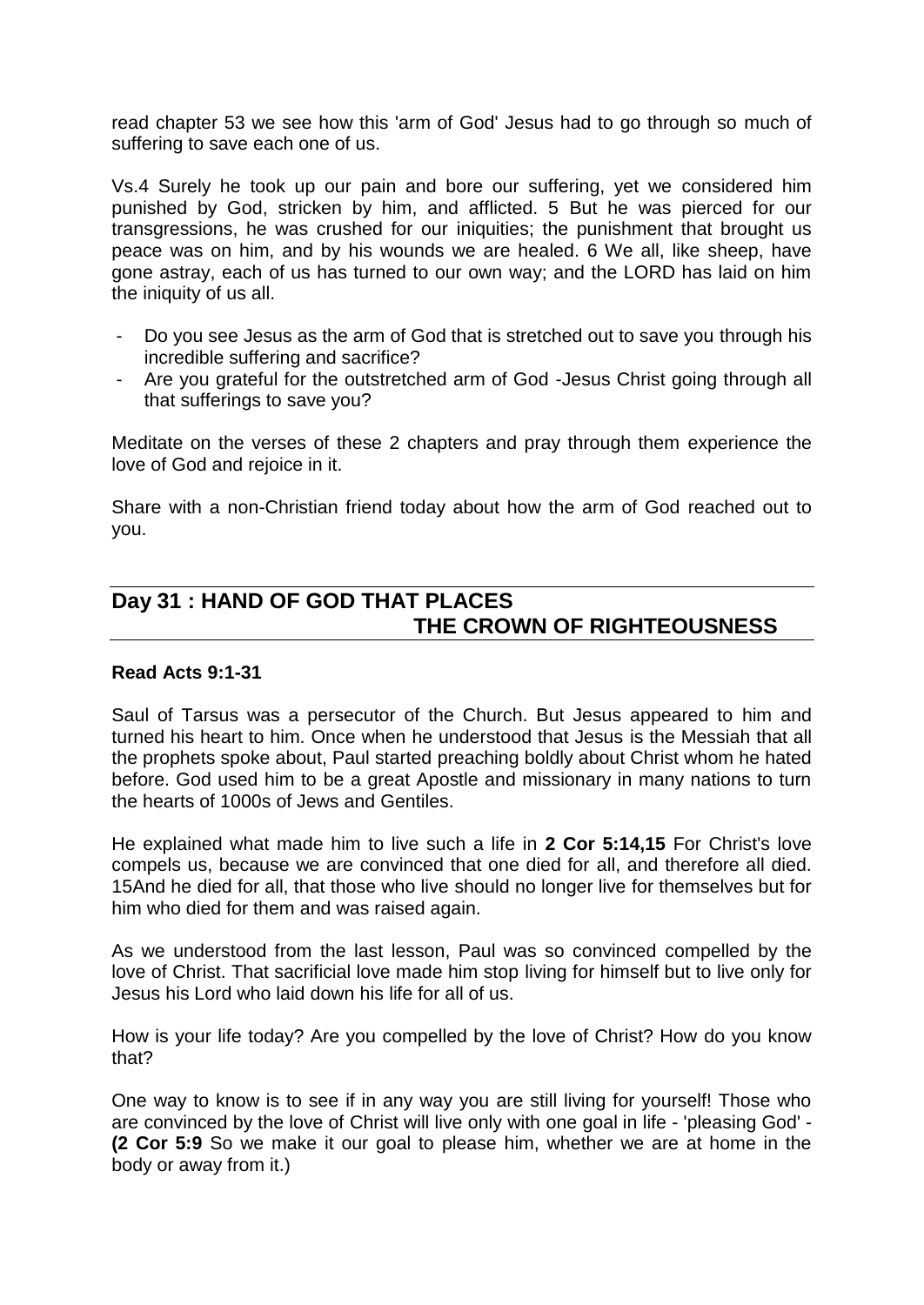read chapter 53 we see how this 'arm of God' Jesus had to go through so much of suffering to save each one of us.

Vs.4 Surely he took up our pain and bore our suffering, yet we considered him punished by God, stricken by him, and afflicted. 5 But he was pierced for our transgressions, he was crushed for our iniquities; the punishment that brought us peace was on him, and by his wounds we are healed. 6 We all, like sheep, have gone astray, each of us has turned to our own way; and the LORD has laid on him the iniquity of us all.

- Do you see Jesus as the arm of God that is stretched out to save you through his incredible suffering and sacrifice?
- Are you grateful for the outstretched arm of God -Jesus Christ going through all that sufferings to save you?

Meditate on the verses of these 2 chapters and pray through them experience the love of God and rejoice in it.

Share with a non-Christian friend today about how the arm of God reached out to you.

## Day 31 : HAND OF GOD THAT PLACES THE CROWN OF RIGHTEOUSNESS

**Read Acts 9:1-31**

Saul of Tarsus was a persecutor of the Church. But Jesus appeared to him and turned his heart to him. Once when he understood that Jesus is the Messiah that all the prophets spoke about, Paul started preaching boldly about Christ whom he hated before. God used him to be a great Apostle and missionary in many nations to turn the hearts of 1000s of Jews and Gentiles.

He explained what made him to live such a life in **2 Cor 5:14,15** For Christ's love compels us, because we are convinced that one died for all, and therefore all died. 15And he died for all, that those who live should no longer live for themselves but for him who died for them and was raised again.

As we understood from the last lesson, Paul was so convinced compelled by the love of Christ. That sacrificial love made him stop living for himself but to live only for Jesus his Lord who laid down his life for all of us.

How is your life today? Are you compelled by the love of Christ? How do you know that?

One way to know is to see if in any way you are still living for yourself! Those who are convinced by the love of Christ will live only with one goal in life - 'pleasing God' - **(2 Cor 5:9** So we make it our goal to please him, whether we are at home in the body or away from it.)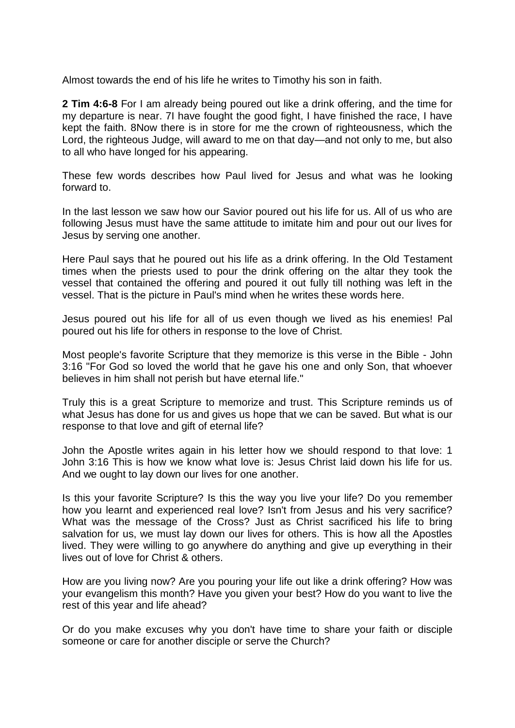Almost towards the end of his life he writes to Timothy his son in faith.

**2 Tim 4:6-8** For I am already being poured out like a drink offering, and the time for my departure is near. 7I have fought the good fight, I have finished the race, I have kept the faith. 8Now there is in store for me the crown of righteousness, which the Lord, the righteous Judge, will award to me on that day—and not only to me, but also to all who have longed for his appearing.

These few words describes how Paul lived for Jesus and what was he looking forward to.

In the last lesson we saw how our Savior poured out his life for us. All of us who are following Jesus must have the same attitude to imitate him and pour out our lives for Jesus by serving one another.

Here Paul says that he poured out his life as a drink offering. In the Old Testament times when the priests used to pour the drink offering on the altar they took the vessel that contained the offering and poured it out fully till nothing was left in the vessel. That is the picture in Paul's mind when he writes these words here.

Jesus poured out his life for all of us even though we lived as his enemies! Pal poured out his life for others in response to the love of Christ.

Most people's favorite Scripture that they memorize is this verse in the Bible - John 3:16 "For God so loved the world that he gave his one and only Son, that whoever believes in him shall not perish but have eternal life."

Truly this is a great Scripture to memorize and trust. This Scripture reminds us of what Jesus has done for us and gives us hope that we can be saved. But what is our response to that love and gift of eternal life?

John the Apostle writes again in his letter how we should respond to that love: 1 John 3:16 This is how we know what love is: Jesus Christ laid down his life for us. And we ought to lay down our lives for one another.

Is this your favorite Scripture? Is this the way you live your life? Do you remember how you learnt and experienced real love? Isn't from Jesus and his very sacrifice? What was the message of the Cross? Just as Christ sacrificed his life to bring salvation for us, we must lay down our lives for others. This is how all the Apostles lived. They were willing to go anywhere do anything and give up everything in their lives out of love for Christ & others.

How are you living now? Are you pouring your life out like a drink offering? How was your evangelism this month? Have you given your best? How do you want to live the rest of this year and life ahead?

Or do you make excuses why you don't have time to share your faith or disciple someone or care for another disciple or serve the Church?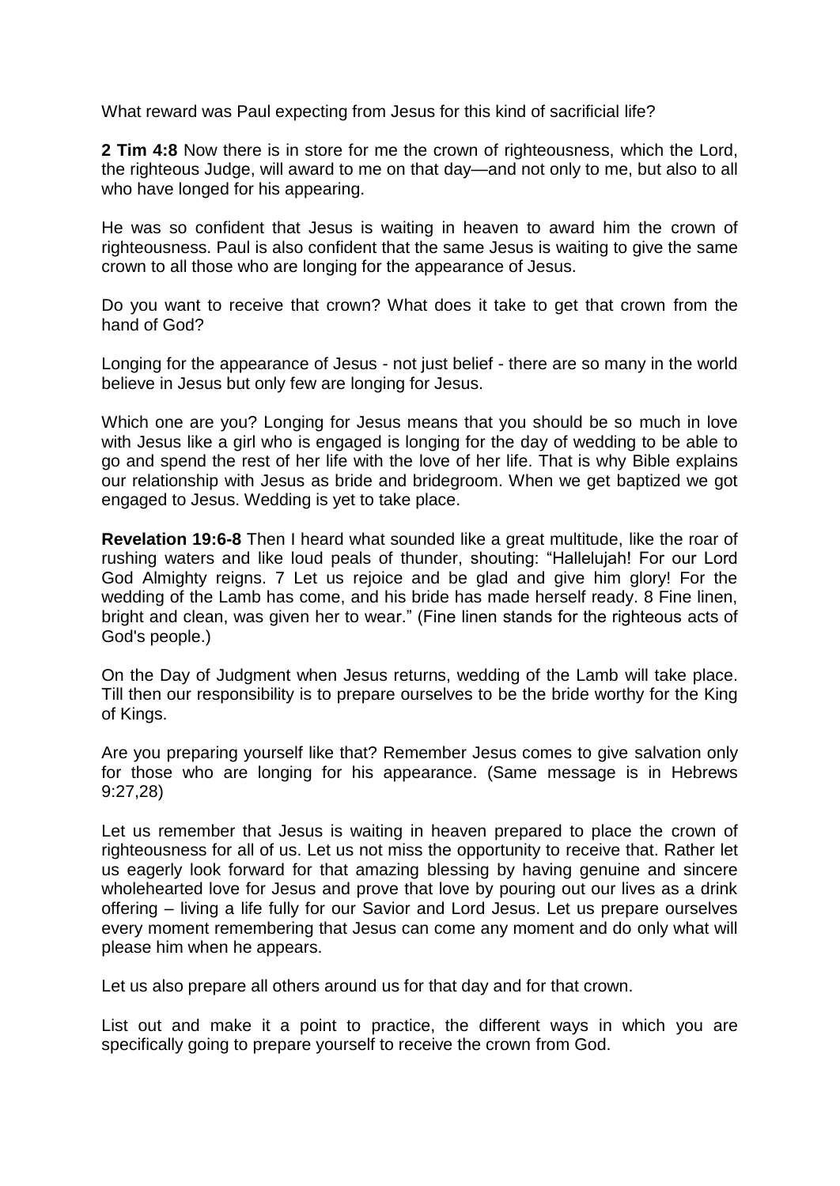What reward was Paul expecting from Jesus for this kind of sacrificial life?

**2 Tim 4:8** Now there is in store for me the crown of righteousness, which the Lord, the righteous Judge, will award to me on that day—and not only to me, but also to all who have longed for his appearing.

He was so confident that Jesus is waiting in heaven to award him the crown of righteousness. Paul is also confident that the same Jesus is waiting to give the same crown to all those who are longing for the appearance of Jesus.

Do you want to receive that crown? What does it take to get that crown from the hand of God?

Longing for the appearance of Jesus - not just belief - there are so many in the world believe in Jesus but only few are longing for Jesus.

Which one are you? Longing for Jesus means that you should be so much in love with Jesus like a girl who is engaged is longing for the day of wedding to be able to go and spend the rest of her life with the love of her life. That is why Bible explains our relationship with Jesus as bride and bridegroom. When we get baptized we got engaged to Jesus. Wedding is yet to take place.

**Revelation 19:6-8** Then I heard what sounded like a great multitude, like the roar of rushing waters and like loud peals of thunder, shouting: “Hallelujah! For our Lord God Almighty reigns. 7 Let us rejoice and be glad and give him glory! For the wedding of the Lamb has come, and his bride has made herself ready. 8 Fine linen, bright and clean, was given her to wear.” (Fine linen stands for the righteous acts of God's people.)

On the Day of Judgment when Jesus returns, wedding of the Lamb will take place. Till then our responsibility is to prepare ourselves to be the bride worthy for the King of Kings.

Are you preparing yourself like that? Remember Jesus comes to give salvation only for those who are longing for his appearance. (Same message is in Hebrews 9:27,28)

Let us remember that Jesus is waiting in heaven prepared to place the crown of righteousness for all of us. Let us not miss the opportunity to receive that. Rather let us eagerly look forward for that amazing blessing by having genuine and sincere wholehearted love for Jesus and prove that love by pouring out our lives as a drink offering – living a life fully for our Savior and Lord Jesus. Let us prepare ourselves every moment remembering that Jesus can come any moment and do only what will please him when he appears.

Let us also prepare all others around us for that day and for that crown.

List out and make it a point to practice, the different ways in which you are specifically going to prepare yourself to receive the crown from God.